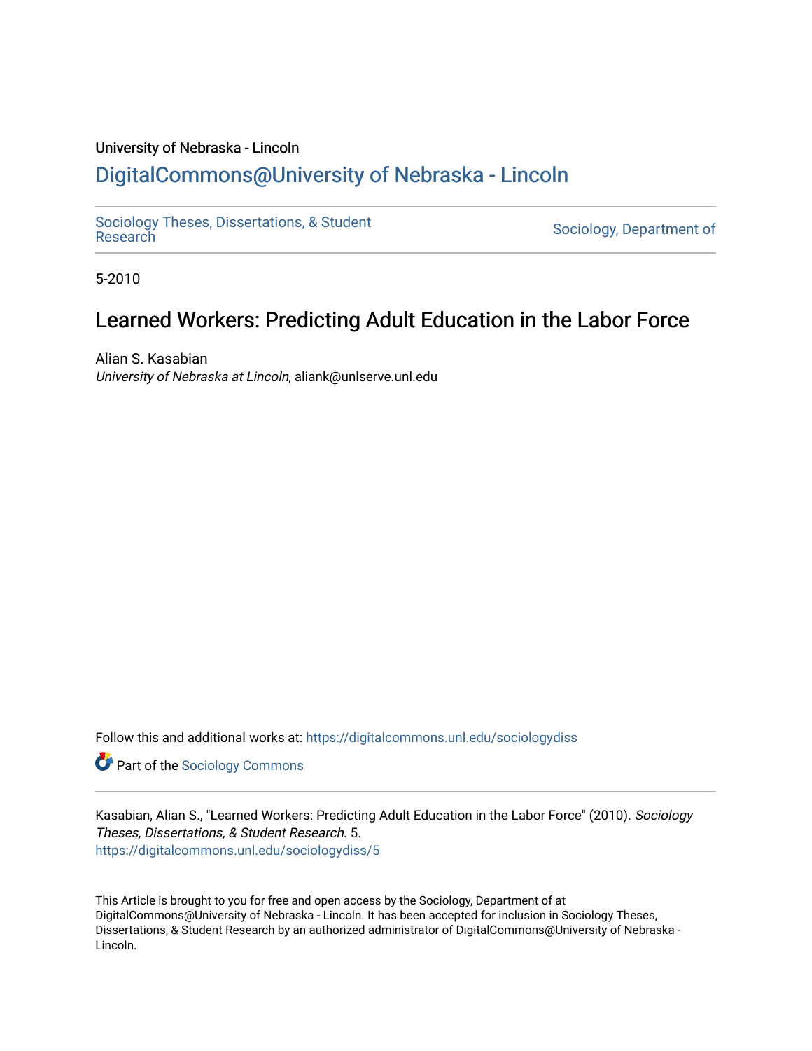University of Nebraska - Lincoln

# DigitalCommons@University of Nebraska - Lincoln

Sociology Theses, Dissertations, & Student Research

Sociology, Department of

5-2010

## Learned Workers: Predicting Adult Education in the Labor Force

Alian S. Kasabian
*University of Nebraska at Lincoln*, aliank@unlserve.unl.edu

Follow this and additional works at: https://digitalcommons.unl.edu/sociologydiss

Part of the Sociology Commons

Kasabian, Alian S., "Learned Workers: Predicting Adult Education in the Labor Force" (2010). *Sociology Theses, Dissertations, & Student Research*. 5.
https://digitalcommons.unl.edu/sociologydiss/5

This Article is brought to you for free and open access by the Sociology, Department of at DigitalCommons@University of Nebraska - Lincoln. It has been accepted for inclusion in Sociology Theses, Dissertations, & Student Research by an authorized administrator of DigitalCommons@University of Nebraska - Lincoln.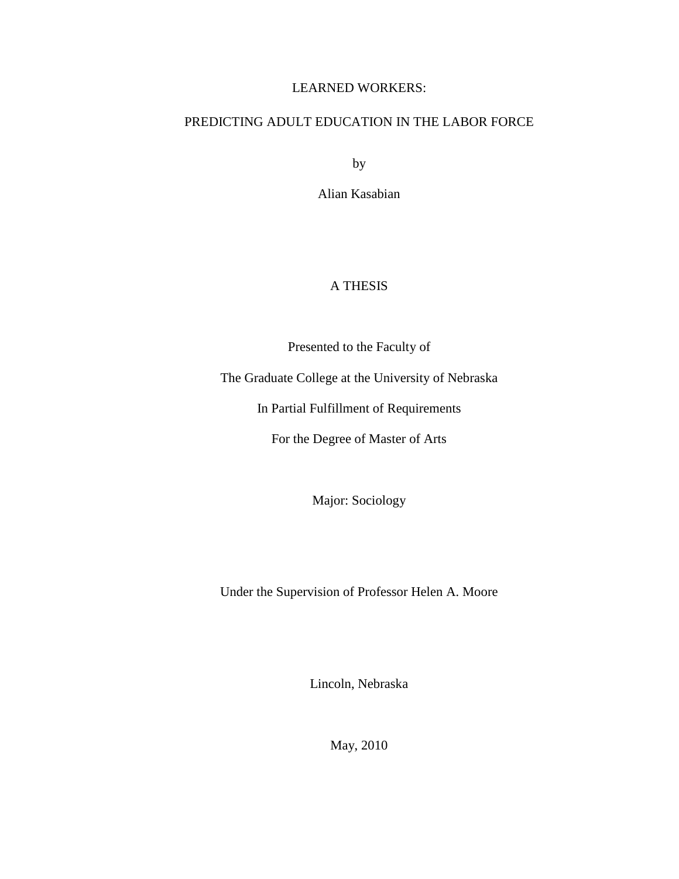LEARNED WORKERS:

PREDICTING ADULT EDUCATION IN THE LABOR FORCE

by

Alian Kasabian

A THESIS

Presented to the Faculty of

The Graduate College at the University of Nebraska

In Partial Fulfillment of Requirements

For the Degree of Master of Arts

Major: Sociology

Under the Supervision of Professor Helen A. Moore

Lincoln, Nebraska

May, 2010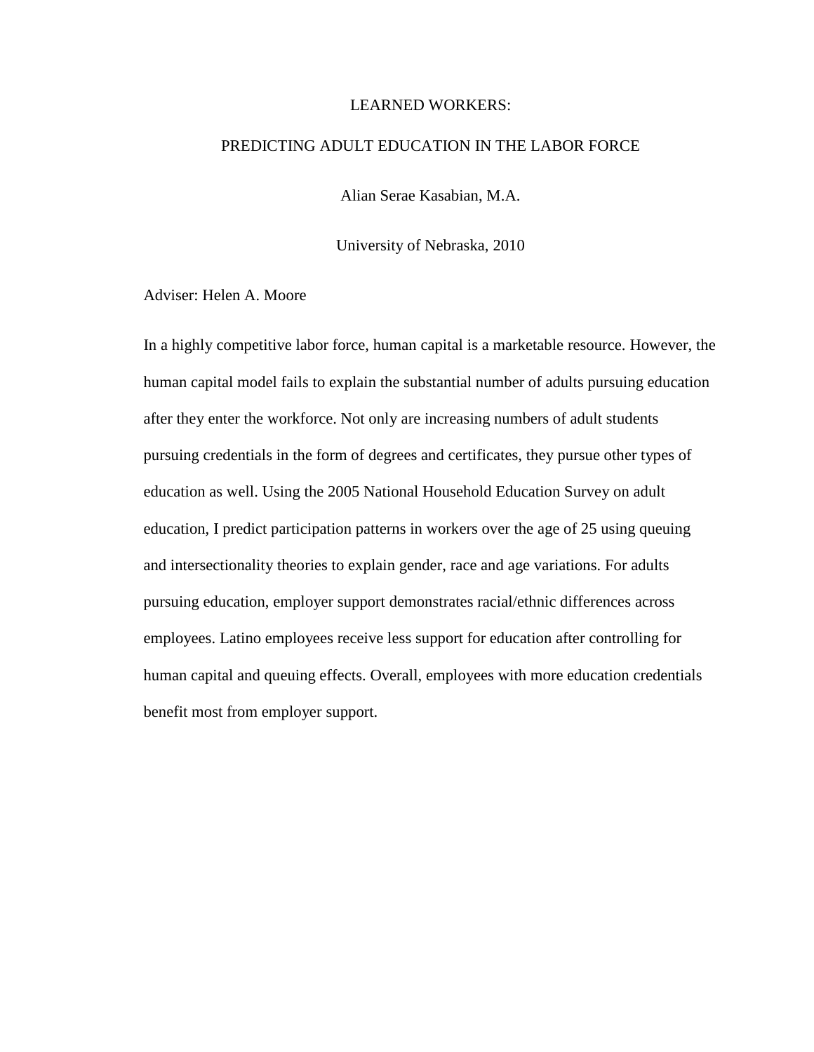LEARNED WORKERS:

PREDICTING ADULT EDUCATION IN THE LABOR FORCE

Alian Serae Kasabian, M.A.

University of Nebraska, 2010

Adviser: Helen A. Moore

In a highly competitive labor force, human capital is a marketable resource. However, the human capital model fails to explain the substantial number of adults pursuing education after they enter the workforce. Not only are increasing numbers of adult students pursuing credentials in the form of degrees and certificates, they pursue other types of education as well. Using the 2005 National Household Education Survey on adult education, I predict participation patterns in workers over the age of 25 using queuing and intersectionality theories to explain gender, race and age variations. For adults pursuing education, employer support demonstrates racial/ethnic differences across employees. Latino employees receive less support for education after controlling for human capital and queuing effects. Overall, employees with more education credentials benefit most from employer support.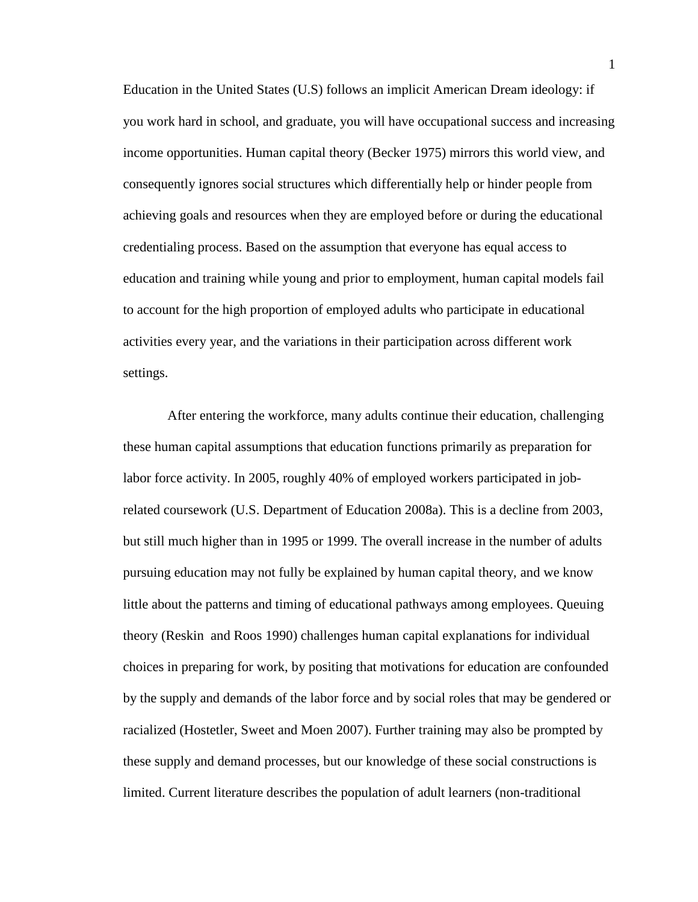Education in the United States (U.S) follows an implicit American Dream ideology: if you work hard in school, and graduate, you will have occupational success and increasing income opportunities. Human capital theory (Becker 1975) mirrors this world view, and consequently ignores social structures which differentially help or hinder people from achieving goals and resources when they are employed before or during the educational credentialing process. Based on the assumption that everyone has equal access to education and training while young and prior to employment, human capital models fail to account for the high proportion of employed adults who participate in educational activities every year, and the variations in their participation across different work settings.

After entering the workforce, many adults continue their education, challenging these human capital assumptions that education functions primarily as preparation for labor force activity. In 2005, roughly 40% of employed workers participated in job-related coursework (U.S. Department of Education 2008a). This is a decline from 2003, but still much higher than in 1995 or 1999. The overall increase in the number of adults pursuing education may not fully be explained by human capital theory, and we know little about the patterns and timing of educational pathways among employees. Queuing theory (Reskin and Roos 1990) challenges human capital explanations for individual choices in preparing for work, by positing that motivations for education are confounded by the supply and demands of the labor force and by social roles that may be gendered or racialized (Hostetler, Sweet and Moen 2007). Further training may also be prompted by these supply and demand processes, but our knowledge of these social constructions is limited. Current literature describes the population of adult learners (non-traditional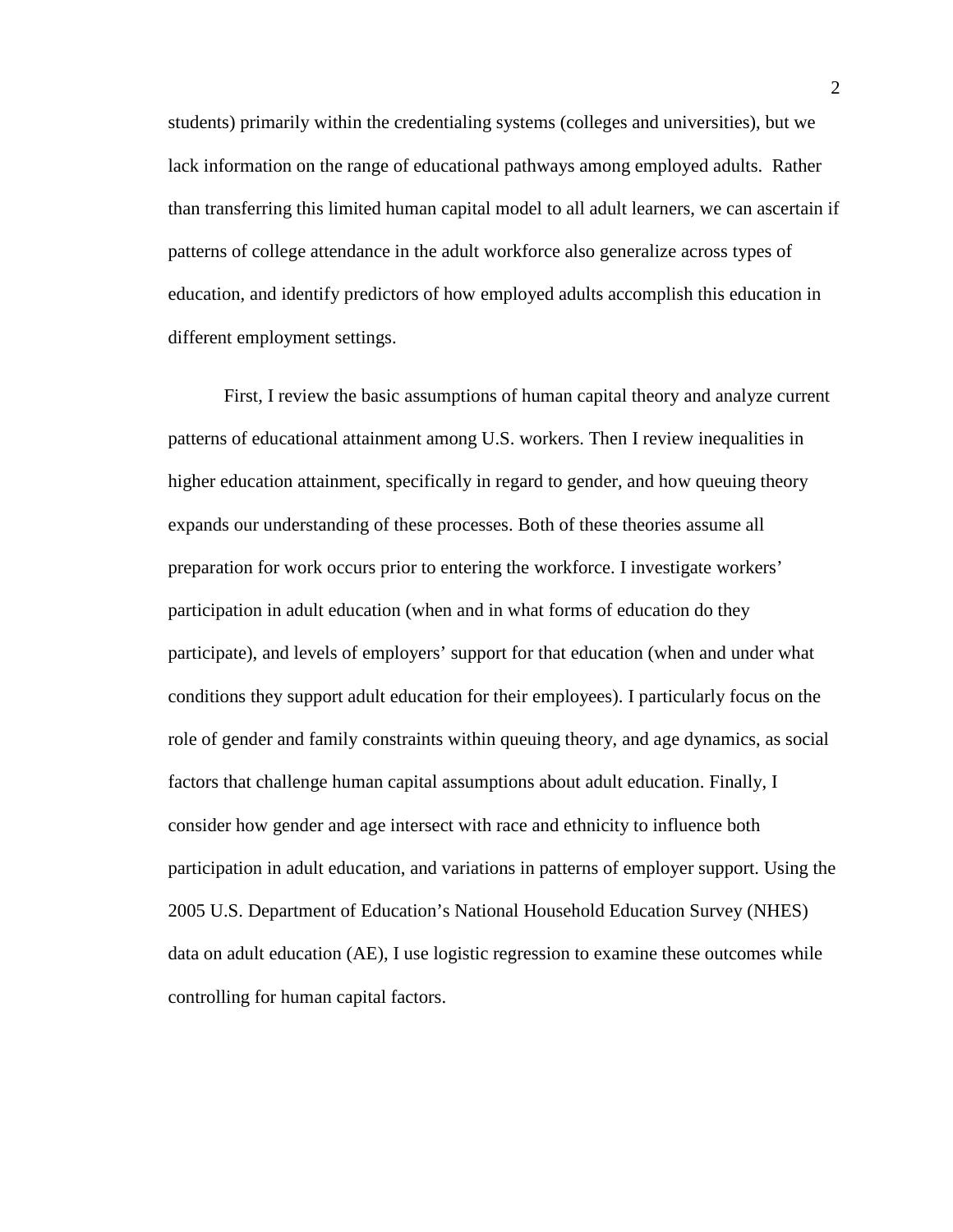students) primarily within the credentialing systems (colleges and universities), but we lack information on the range of educational pathways among employed adults. Rather than transferring this limited human capital model to all adult learners, we can ascertain if patterns of college attendance in the adult workforce also generalize across types of education, and identify predictors of how employed adults accomplish this education in different employment settings.

First, I review the basic assumptions of human capital theory and analyze current patterns of educational attainment among U.S. workers. Then I review inequalities in higher education attainment, specifically in regard to gender, and how queuing theory expands our understanding of these processes. Both of these theories assume all preparation for work occurs prior to entering the workforce. I investigate workers' participation in adult education (when and in what forms of education do they participate), and levels of employers' support for that education (when and under what conditions they support adult education for their employees). I particularly focus on the role of gender and family constraints within queuing theory, and age dynamics, as social factors that challenge human capital assumptions about adult education. Finally, I consider how gender and age intersect with race and ethnicity to influence both participation in adult education, and variations in patterns of employer support. Using the 2005 U.S. Department of Education's National Household Education Survey (NHES) data on adult education (AE), I use logistic regression to examine these outcomes while controlling for human capital factors.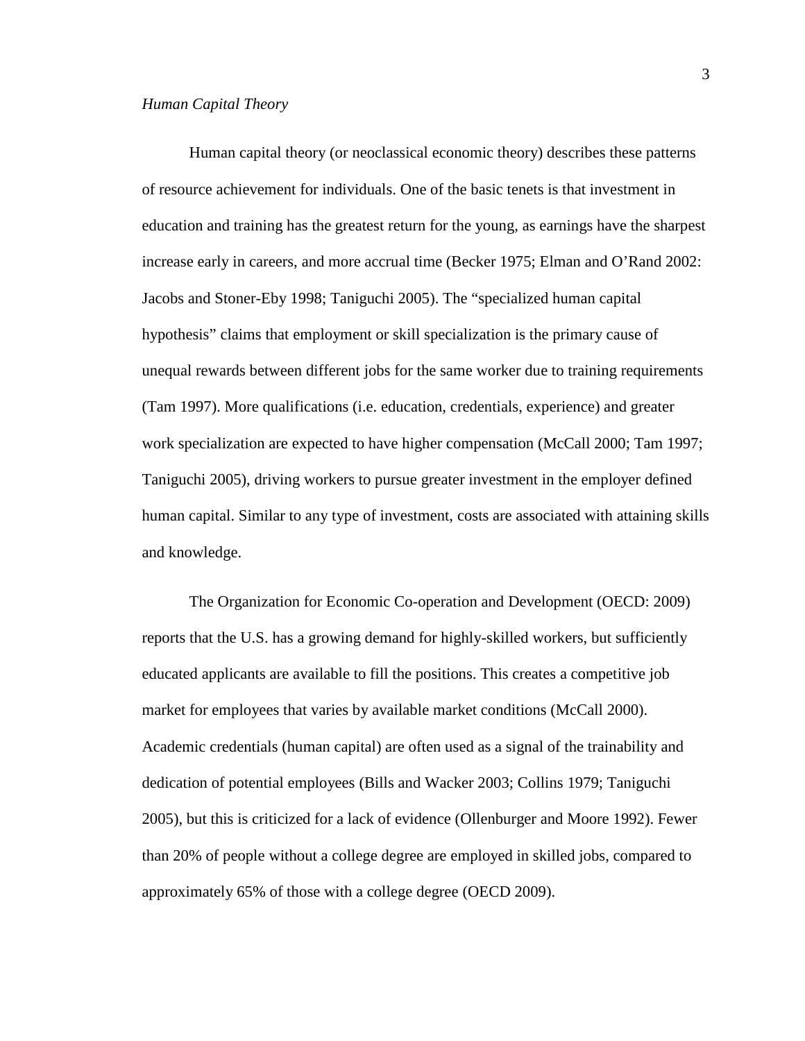*Human Capital Theory*

Human capital theory (or neoclassical economic theory) describes these patterns of resource achievement for individuals. One of the basic tenets is that investment in education and training has the greatest return for the young, as earnings have the sharpest increase early in careers, and more accrual time (Becker 1975; Elman and O'Rand 2002: Jacobs and Stoner-Eby 1998; Taniguchi 2005). The "specialized human capital hypothesis" claims that employment or skill specialization is the primary cause of unequal rewards between different jobs for the same worker due to training requirements (Tam 1997). More qualifications (i.e. education, credentials, experience) and greater work specialization are expected to have higher compensation (McCall 2000; Tam 1997; Taniguchi 2005), driving workers to pursue greater investment in the employer defined human capital. Similar to any type of investment, costs are associated with attaining skills and knowledge.

The Organization for Economic Co-operation and Development (OECD: 2009) reports that the U.S. has a growing demand for highly-skilled workers, but sufficiently educated applicants are available to fill the positions. This creates a competitive job market for employees that varies by available market conditions (McCall 2000). Academic credentials (human capital) are often used as a signal of the trainability and dedication of potential employees (Bills and Wacker 2003; Collins 1979; Taniguchi 2005), but this is criticized for a lack of evidence (Ollenburger and Moore 1992). Fewer than 20% of people without a college degree are employed in skilled jobs, compared to approximately 65% of those with a college degree (OECD 2009).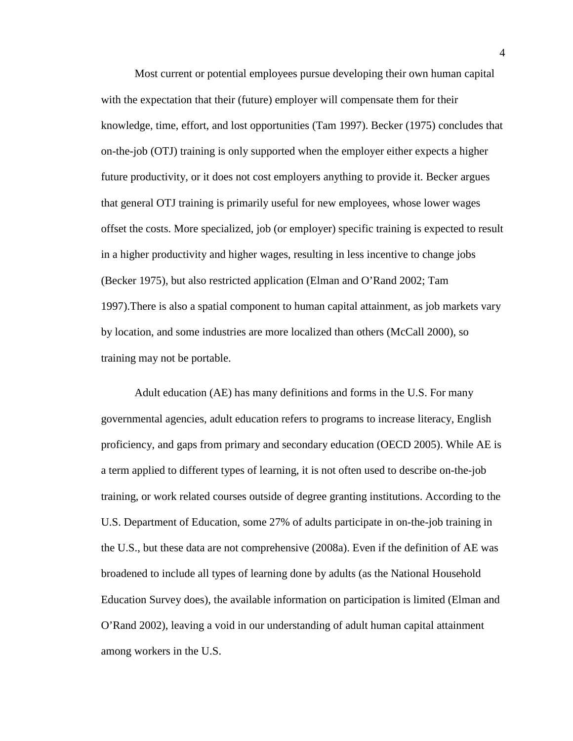Most current or potential employees pursue developing their own human capital with the expectation that their (future) employer will compensate them for their knowledge, time, effort, and lost opportunities (Tam 1997). Becker (1975) concludes that on-the-job (OTJ) training is only supported when the employer either expects a higher future productivity, or it does not cost employers anything to provide it. Becker argues that general OTJ training is primarily useful for new employees, whose lower wages offset the costs. More specialized, job (or employer) specific training is expected to result in a higher productivity and higher wages, resulting in less incentive to change jobs (Becker 1975), but also restricted application (Elman and O'Rand 2002; Tam 1997).There is also a spatial component to human capital attainment, as job markets vary by location, and some industries are more localized than others (McCall 2000), so training may not be portable.

Adult education (AE) has many definitions and forms in the U.S. For many governmental agencies, adult education refers to programs to increase literacy, English proficiency, and gaps from primary and secondary education (OECD 2005). While AE is a term applied to different types of learning, it is not often used to describe on-the-job training, or work related courses outside of degree granting institutions. According to the U.S. Department of Education, some 27% of adults participate in on-the-job training in the U.S., but these data are not comprehensive (2008a). Even if the definition of AE was broadened to include all types of learning done by adults (as the National Household Education Survey does), the available information on participation is limited (Elman and O'Rand 2002), leaving a void in our understanding of adult human capital attainment among workers in the U.S.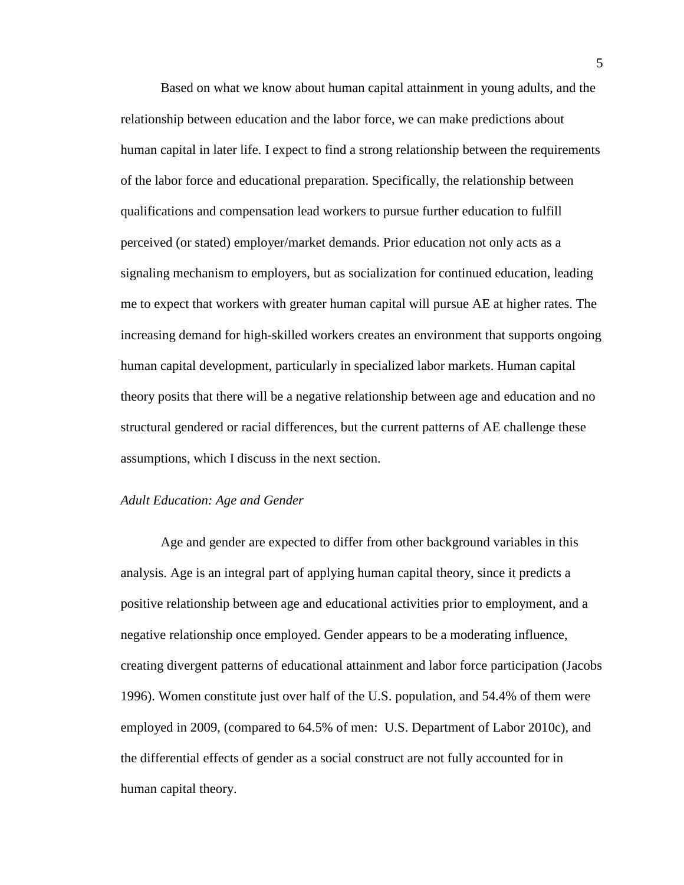Based on what we know about human capital attainment in young adults, and the relationship between education and the labor force, we can make predictions about human capital in later life. I expect to find a strong relationship between the requirements of the labor force and educational preparation. Specifically, the relationship between qualifications and compensation lead workers to pursue further education to fulfill perceived (or stated) employer/market demands. Prior education not only acts as a signaling mechanism to employers, but as socialization for continued education, leading me to expect that workers with greater human capital will pursue AE at higher rates. The increasing demand for high-skilled workers creates an environment that supports ongoing human capital development, particularly in specialized labor markets. Human capital theory posits that there will be a negative relationship between age and education and no structural gendered or racial differences, but the current patterns of AE challenge these assumptions, which I discuss in the next section.

*Adult Education: Age and Gender*

Age and gender are expected to differ from other background variables in this analysis. Age is an integral part of applying human capital theory, since it predicts a positive relationship between age and educational activities prior to employment, and a negative relationship once employed. Gender appears to be a moderating influence, creating divergent patterns of educational attainment and labor force participation (Jacobs 1996). Women constitute just over half of the U.S. population, and 54.4% of them were employed in 2009, (compared to 64.5% of men: U.S. Department of Labor 2010c), and the differential effects of gender as a social construct are not fully accounted for in human capital theory.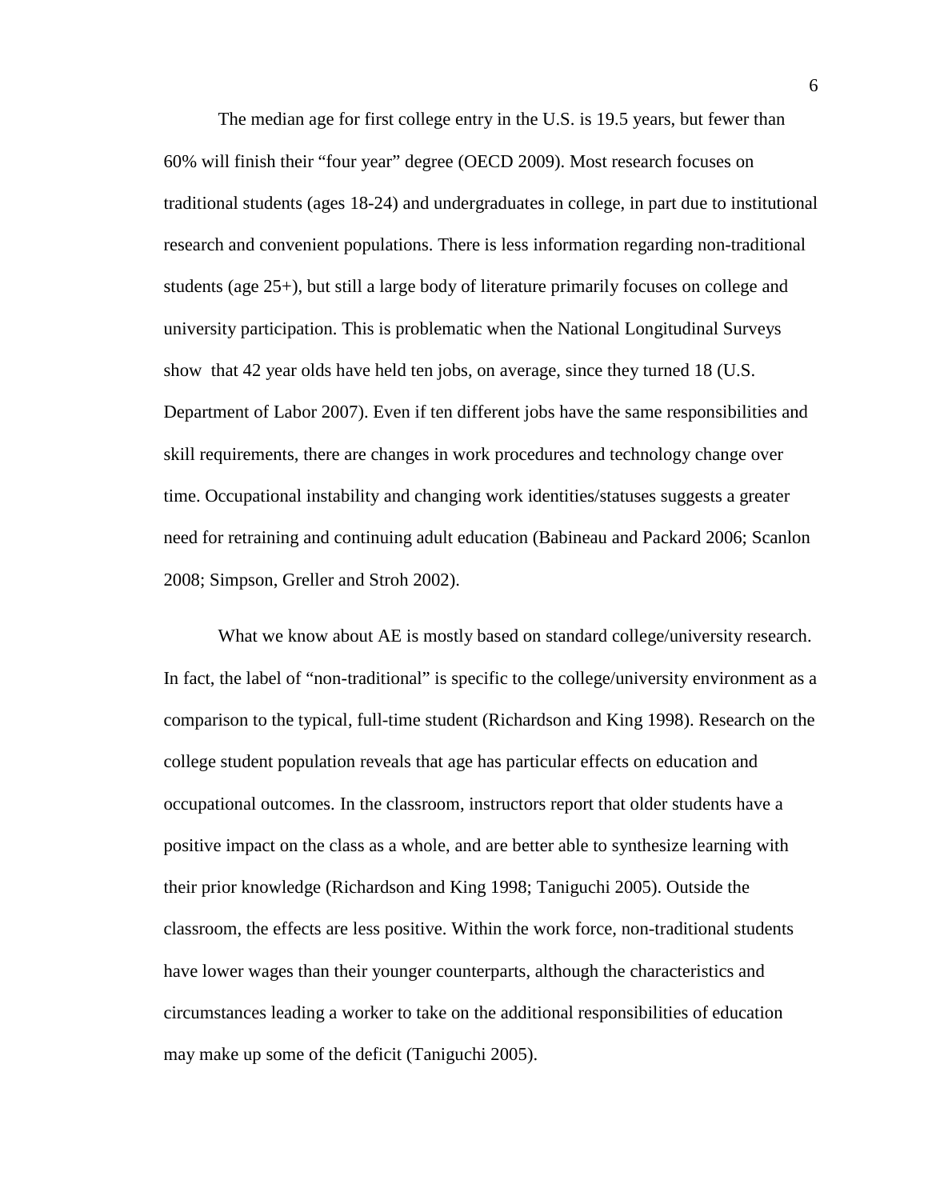The median age for first college entry in the U.S. is 19.5 years, but fewer than 60% will finish their "four year" degree (OECD 2009). Most research focuses on traditional students (ages 18-24) and undergraduates in college, in part due to institutional research and convenient populations. There is less information regarding non-traditional students (age 25+), but still a large body of literature primarily focuses on college and university participation. This is problematic when the National Longitudinal Surveys show that 42 year olds have held ten jobs, on average, since they turned 18 (U.S. Department of Labor 2007). Even if ten different jobs have the same responsibilities and skill requirements, there are changes in work procedures and technology change over time. Occupational instability and changing work identities/statuses suggests a greater need for retraining and continuing adult education (Babineau and Packard 2006; Scanlon 2008; Simpson, Greller and Stroh 2002).

What we know about AE is mostly based on standard college/university research. In fact, the label of "non-traditional" is specific to the college/university environment as a comparison to the typical, full-time student (Richardson and King 1998). Research on the college student population reveals that age has particular effects on education and occupational outcomes. In the classroom, instructors report that older students have a positive impact on the class as a whole, and are better able to synthesize learning with their prior knowledge (Richardson and King 1998; Taniguchi 2005). Outside the classroom, the effects are less positive. Within the work force, non-traditional students have lower wages than their younger counterparts, although the characteristics and circumstances leading a worker to take on the additional responsibilities of education may make up some of the deficit (Taniguchi 2005).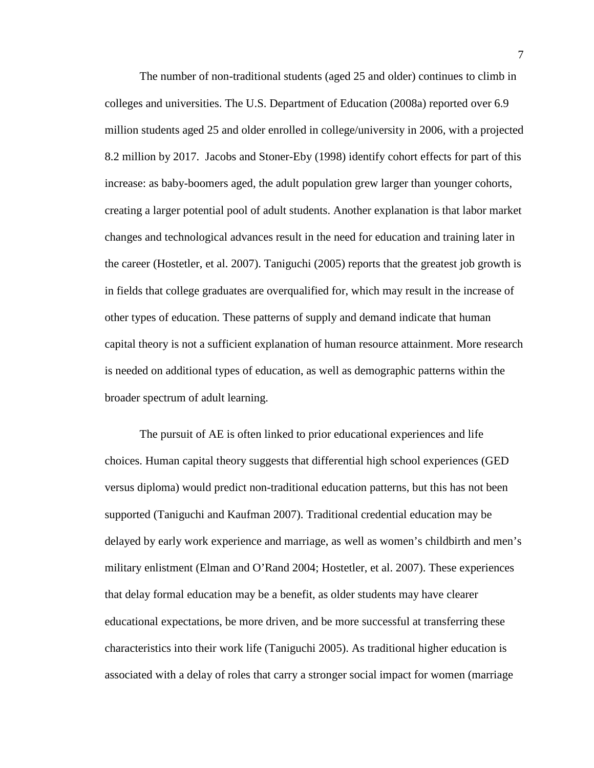The number of non-traditional students (aged 25 and older) continues to climb in colleges and universities. The U.S. Department of Education (2008a) reported over 6.9 million students aged 25 and older enrolled in college/university in 2006, with a projected 8.2 million by 2017. Jacobs and Stoner-Eby (1998) identify cohort effects for part of this increase: as baby-boomers aged, the adult population grew larger than younger cohorts, creating a larger potential pool of adult students. Another explanation is that labor market changes and technological advances result in the need for education and training later in the career (Hostetler, et al. 2007). Taniguchi (2005) reports that the greatest job growth is in fields that college graduates are overqualified for, which may result in the increase of other types of education. These patterns of supply and demand indicate that human capital theory is not a sufficient explanation of human resource attainment. More research is needed on additional types of education, as well as demographic patterns within the broader spectrum of adult learning.

The pursuit of AE is often linked to prior educational experiences and life choices. Human capital theory suggests that differential high school experiences (GED versus diploma) would predict non-traditional education patterns, but this has not been supported (Taniguchi and Kaufman 2007). Traditional credential education may be delayed by early work experience and marriage, as well as women's childbirth and men's military enlistment (Elman and O'Rand 2004; Hostetler, et al. 2007). These experiences that delay formal education may be a benefit, as older students may have clearer educational expectations, be more driven, and be more successful at transferring these characteristics into their work life (Taniguchi 2005). As traditional higher education is associated with a delay of roles that carry a stronger social impact for women (marriage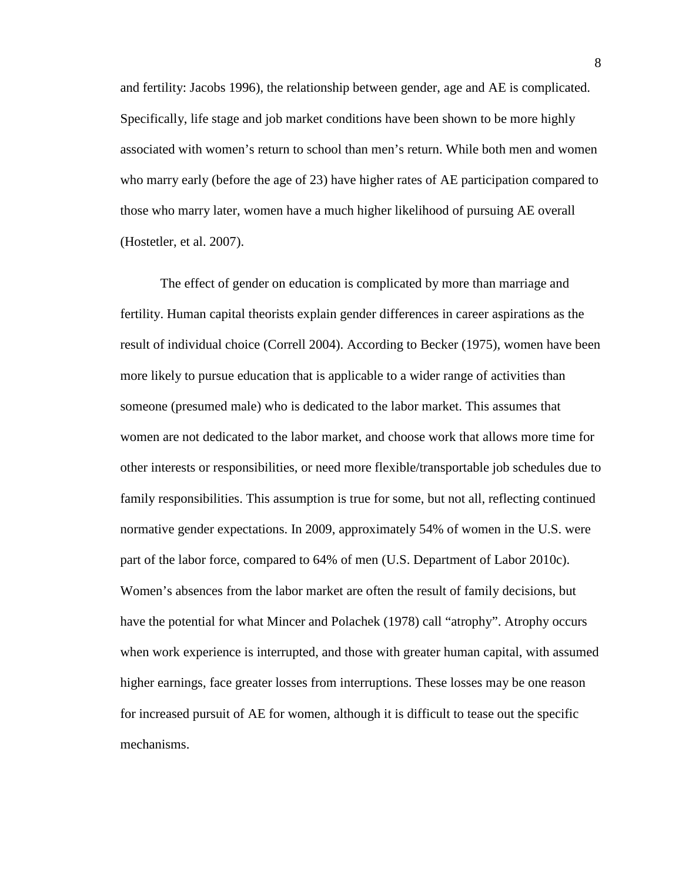and fertility: Jacobs 1996), the relationship between gender, age and AE is complicated. Specifically, life stage and job market conditions have been shown to be more highly associated with women's return to school than men's return. While both men and women who marry early (before the age of 23) have higher rates of AE participation compared to those who marry later, women have a much higher likelihood of pursuing AE overall (Hostetler, et al. 2007).

The effect of gender on education is complicated by more than marriage and fertility. Human capital theorists explain gender differences in career aspirations as the result of individual choice (Correll 2004). According to Becker (1975), women have been more likely to pursue education that is applicable to a wider range of activities than someone (presumed male) who is dedicated to the labor market. This assumes that women are not dedicated to the labor market, and choose work that allows more time for other interests or responsibilities, or need more flexible/transportable job schedules due to family responsibilities. This assumption is true for some, but not all, reflecting continued normative gender expectations. In 2009, approximately 54% of women in the U.S. were part of the labor force, compared to 64% of men (U.S. Department of Labor 2010c). Women's absences from the labor market are often the result of family decisions, but have the potential for what Mincer and Polachek (1978) call "atrophy". Atrophy occurs when work experience is interrupted, and those with greater human capital, with assumed higher earnings, face greater losses from interruptions. These losses may be one reason for increased pursuit of AE for women, although it is difficult to tease out the specific mechanisms.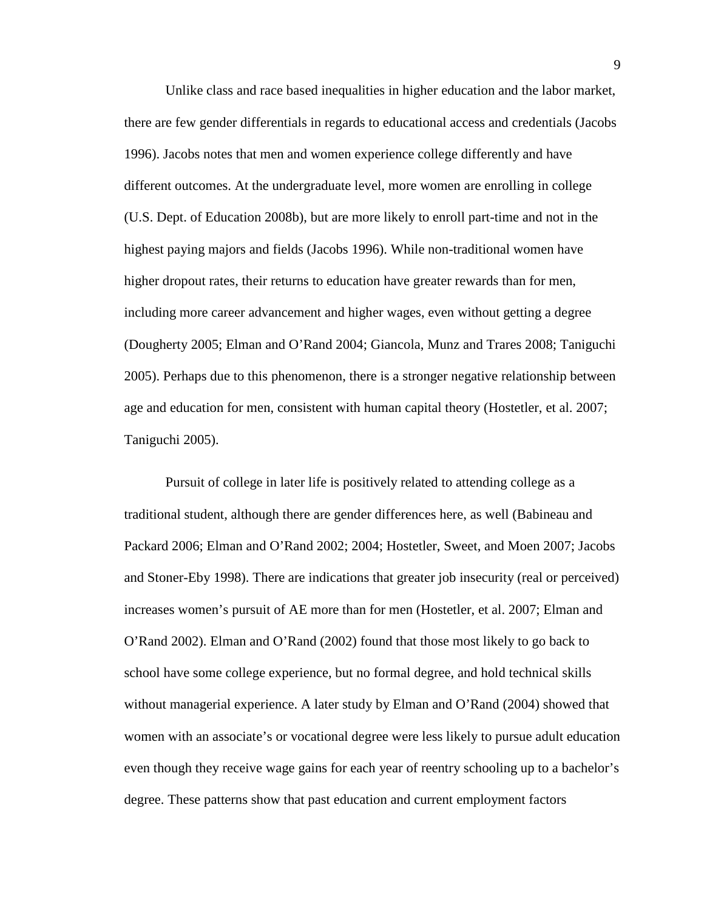Unlike class and race based inequalities in higher education and the labor market, there are few gender differentials in regards to educational access and credentials (Jacobs 1996). Jacobs notes that men and women experience college differently and have different outcomes. At the undergraduate level, more women are enrolling in college (U.S. Dept. of Education 2008b), but are more likely to enroll part-time and not in the highest paying majors and fields (Jacobs 1996). While non-traditional women have higher dropout rates, their returns to education have greater rewards than for men, including more career advancement and higher wages, even without getting a degree (Dougherty 2005; Elman and O'Rand 2004; Giancola, Munz and Trares 2008; Taniguchi 2005). Perhaps due to this phenomenon, there is a stronger negative relationship between age and education for men, consistent with human capital theory (Hostetler, et al. 2007; Taniguchi 2005).

Pursuit of college in later life is positively related to attending college as a traditional student, although there are gender differences here, as well (Babineau and Packard 2006; Elman and O'Rand 2002; 2004; Hostetler, Sweet, and Moen 2007; Jacobs and Stoner-Eby 1998). There are indications that greater job insecurity (real or perceived) increases women's pursuit of AE more than for men (Hostetler, et al. 2007; Elman and O'Rand 2002). Elman and O'Rand (2002) found that those most likely to go back to school have some college experience, but no formal degree, and hold technical skills without managerial experience. A later study by Elman and O'Rand (2004) showed that women with an associate's or vocational degree were less likely to pursue adult education even though they receive wage gains for each year of reentry schooling up to a bachelor's degree. These patterns show that past education and current employment factors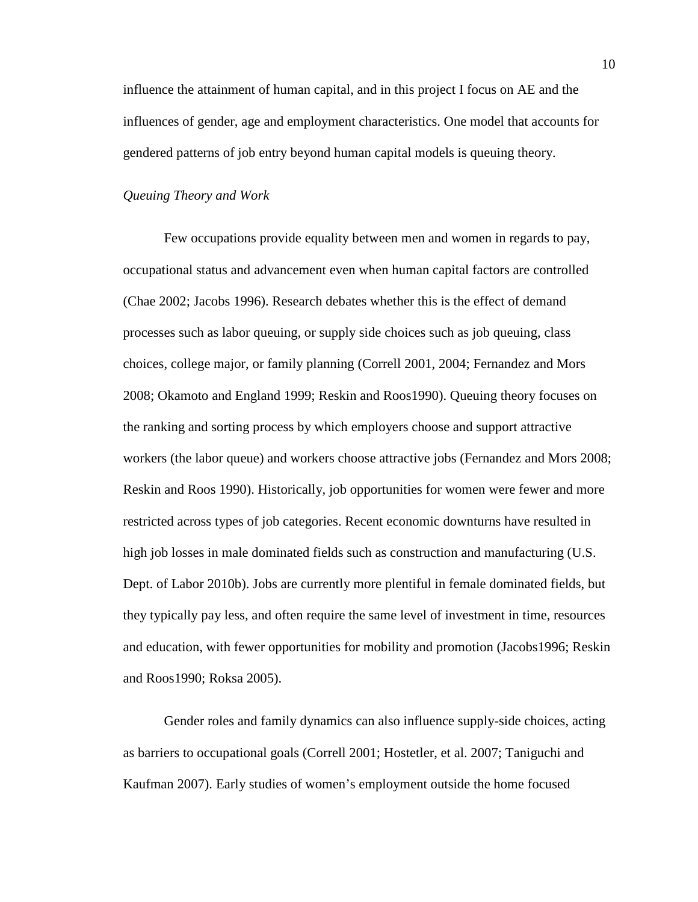influence the attainment of human capital, and in this project I focus on AE and the influences of gender, age and employment characteristics. One model that accounts for gendered patterns of job entry beyond human capital models is queuing theory.

*Queuing Theory and Work*

Few occupations provide equality between men and women in regards to pay, occupational status and advancement even when human capital factors are controlled (Chae 2002; Jacobs 1996). Research debates whether this is the effect of demand processes such as labor queuing, or supply side choices such as job queuing, class choices, college major, or family planning (Correll 2001, 2004; Fernandez and Mors 2008; Okamoto and England 1999; Reskin and Roos1990). Queuing theory focuses on the ranking and sorting process by which employers choose and support attractive workers (the labor queue) and workers choose attractive jobs (Fernandez and Mors 2008; Reskin and Roos 1990). Historically, job opportunities for women were fewer and more restricted across types of job categories. Recent economic downturns have resulted in high job losses in male dominated fields such as construction and manufacturing (U.S. Dept. of Labor 2010b). Jobs are currently more plentiful in female dominated fields, but they typically pay less, and often require the same level of investment in time, resources and education, with fewer opportunities for mobility and promotion (Jacobs1996; Reskin and Roos1990; Roksa 2005).

Gender roles and family dynamics can also influence supply-side choices, acting as barriers to occupational goals (Correll 2001; Hostetler, et al. 2007; Taniguchi and Kaufman 2007). Early studies of women's employment outside the home focused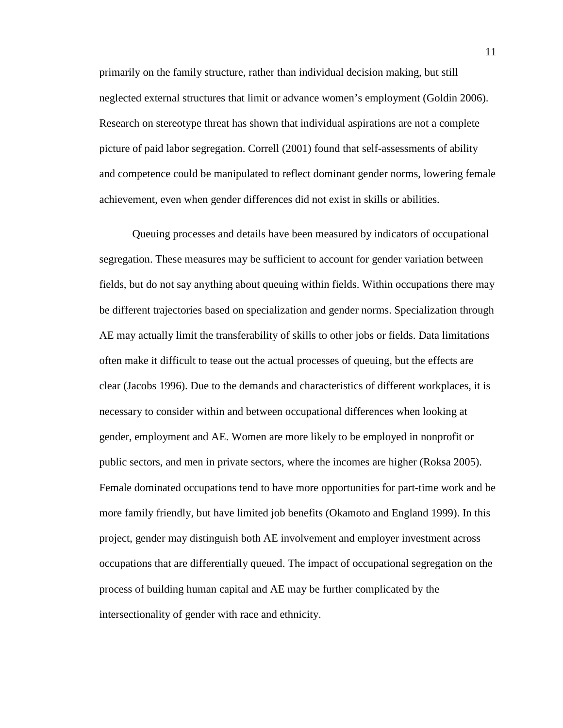primarily on the family structure, rather than individual decision making, but still neglected external structures that limit or advance women's employment (Goldin 2006). Research on stereotype threat has shown that individual aspirations are not a complete picture of paid labor segregation. Correll (2001) found that self-assessments of ability and competence could be manipulated to reflect dominant gender norms, lowering female achievement, even when gender differences did not exist in skills or abilities.

Queuing processes and details have been measured by indicators of occupational segregation. These measures may be sufficient to account for gender variation between fields, but do not say anything about queuing within fields. Within occupations there may be different trajectories based on specialization and gender norms. Specialization through AE may actually limit the transferability of skills to other jobs or fields. Data limitations often make it difficult to tease out the actual processes of queuing, but the effects are clear (Jacobs 1996). Due to the demands and characteristics of different workplaces, it is necessary to consider within and between occupational differences when looking at gender, employment and AE. Women are more likely to be employed in nonprofit or public sectors, and men in private sectors, where the incomes are higher (Roksa 2005). Female dominated occupations tend to have more opportunities for part-time work and be more family friendly, but have limited job benefits (Okamoto and England 1999). In this project, gender may distinguish both AE involvement and employer investment across occupations that are differentially queued. The impact of occupational segregation on the process of building human capital and AE may be further complicated by the intersectionality of gender with race and ethnicity.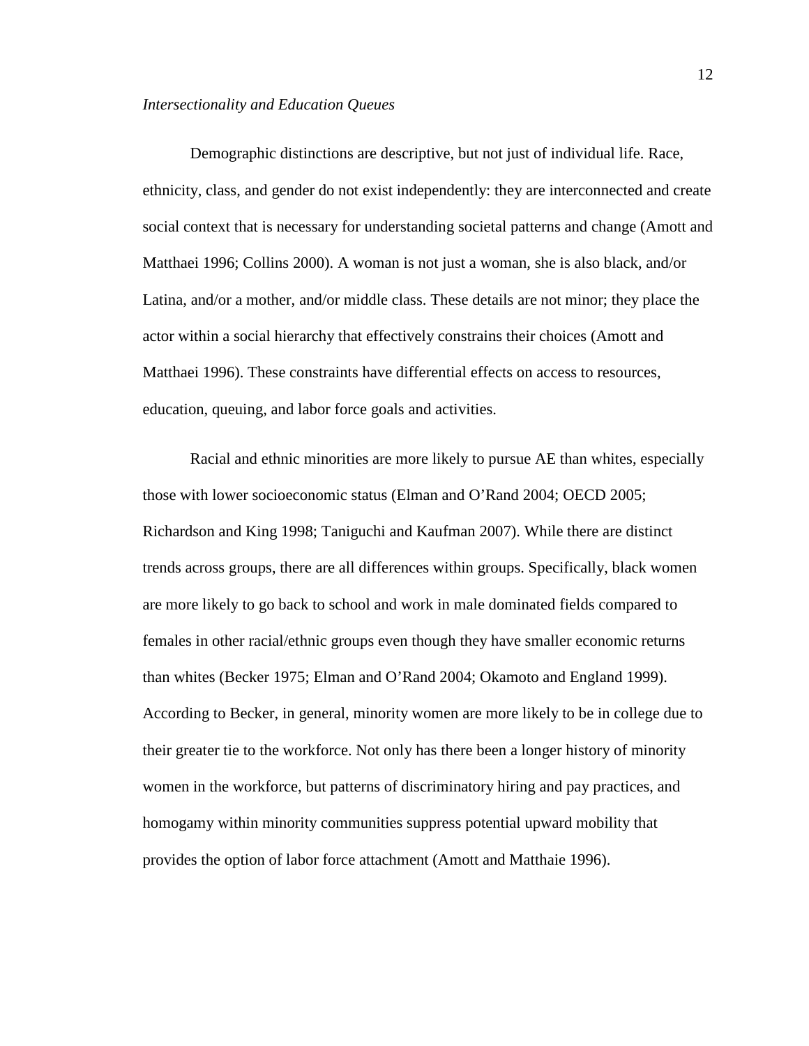*Intersectionality and Education Queues*

Demographic distinctions are descriptive, but not just of individual life. Race, ethnicity, class, and gender do not exist independently: they are interconnected and create social context that is necessary for understanding societal patterns and change (Amott and Matthaei 1996; Collins 2000). A woman is not just a woman, she is also black, and/or Latina, and/or a mother, and/or middle class. These details are not minor; they place the actor within a social hierarchy that effectively constrains their choices (Amott and Matthaei 1996). These constraints have differential effects on access to resources, education, queuing, and labor force goals and activities.

Racial and ethnic minorities are more likely to pursue AE than whites, especially those with lower socioeconomic status (Elman and O'Rand 2004; OECD 2005; Richardson and King 1998; Taniguchi and Kaufman 2007). While there are distinct trends across groups, there are all differences within groups. Specifically, black women are more likely to go back to school and work in male dominated fields compared to females in other racial/ethnic groups even though they have smaller economic returns than whites (Becker 1975; Elman and O'Rand 2004; Okamoto and England 1999). According to Becker, in general, minority women are more likely to be in college due to their greater tie to the workforce. Not only has there been a longer history of minority women in the workforce, but patterns of discriminatory hiring and pay practices, and homogamy within minority communities suppress potential upward mobility that provides the option of labor force attachment (Amott and Matthaie 1996).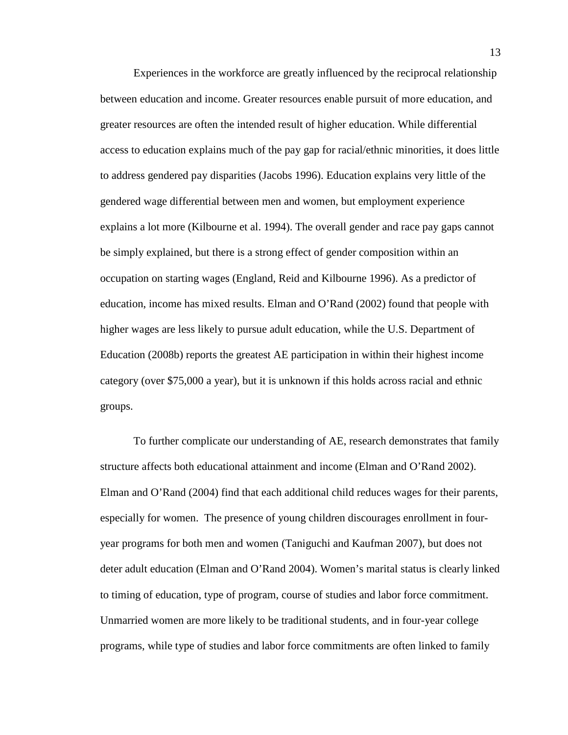Experiences in the workforce are greatly influenced by the reciprocal relationship between education and income. Greater resources enable pursuit of more education, and greater resources are often the intended result of higher education. While differential access to education explains much of the pay gap for racial/ethnic minorities, it does little to address gendered pay disparities (Jacobs 1996). Education explains very little of the gendered wage differential between men and women, but employment experience explains a lot more (Kilbourne et al. 1994). The overall gender and race pay gaps cannot be simply explained, but there is a strong effect of gender composition within an occupation on starting wages (England, Reid and Kilbourne 1996). As a predictor of education, income has mixed results. Elman and O'Rand (2002) found that people with higher wages are less likely to pursue adult education, while the U.S. Department of Education (2008b) reports the greatest AE participation in within their highest income category (over $75,000 a year), but it is unknown if this holds across racial and ethnic groups.

To further complicate our understanding of AE, research demonstrates that family structure affects both educational attainment and income (Elman and O'Rand 2002). Elman and O'Rand (2004) find that each additional child reduces wages for their parents, especially for women. The presence of young children discourages enrollment in four-year programs for both men and women (Taniguchi and Kaufman 2007), but does not deter adult education (Elman and O'Rand 2004). Women's marital status is clearly linked to timing of education, type of program, course of studies and labor force commitment. Unmarried women are more likely to be traditional students, and in four-year college programs, while type of studies and labor force commitments are often linked to family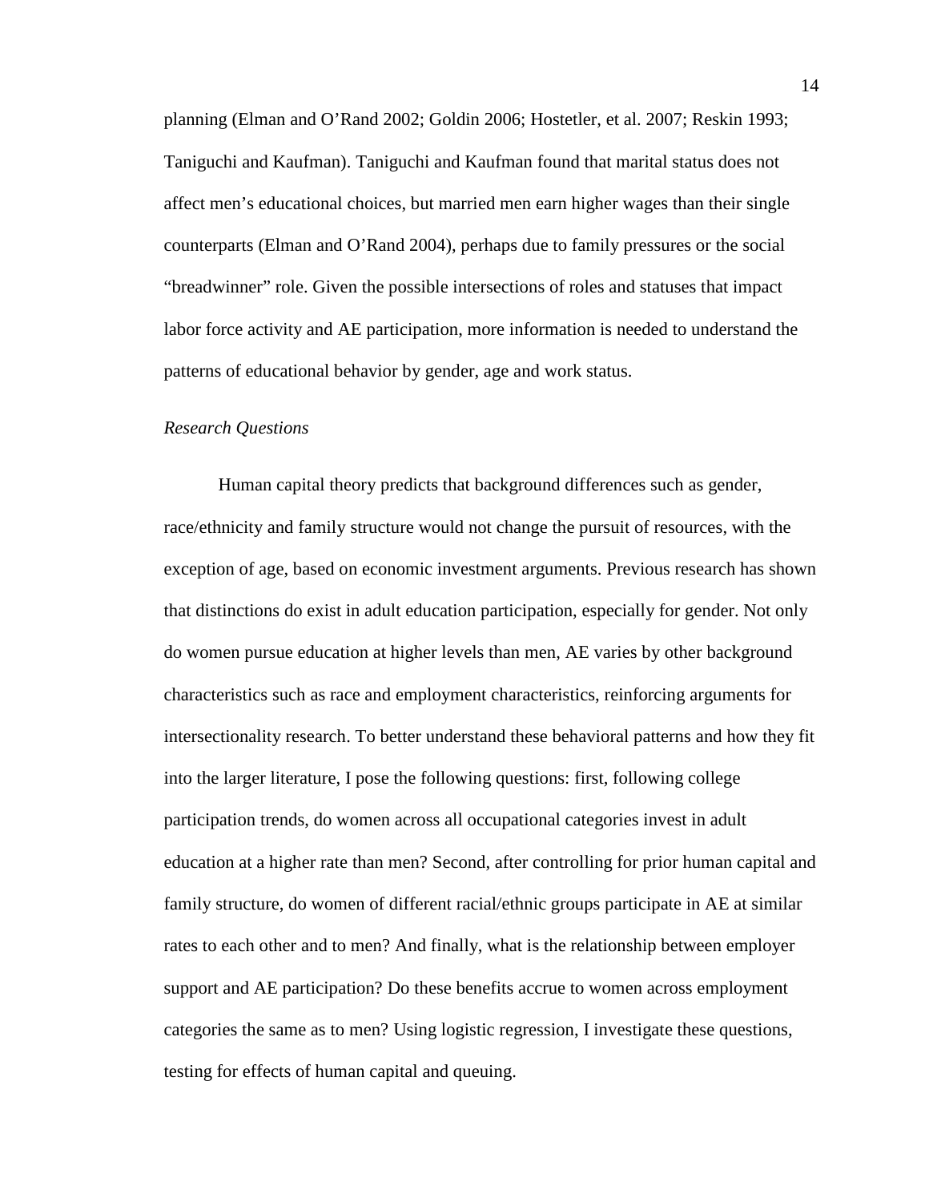planning (Elman and O'Rand 2002; Goldin 2006; Hostetler, et al. 2007; Reskin 1993; Taniguchi and Kaufman). Taniguchi and Kaufman found that marital status does not affect men's educational choices, but married men earn higher wages than their single counterparts (Elman and O'Rand 2004), perhaps due to family pressures or the social "breadwinner" role. Given the possible intersections of roles and statuses that impact labor force activity and AE participation, more information is needed to understand the patterns of educational behavior by gender, age and work status.

*Research Questions*

Human capital theory predicts that background differences such as gender, race/ethnicity and family structure would not change the pursuit of resources, with the exception of age, based on economic investment arguments. Previous research has shown that distinctions do exist in adult education participation, especially for gender. Not only do women pursue education at higher levels than men, AE varies by other background characteristics such as race and employment characteristics, reinforcing arguments for intersectionality research. To better understand these behavioral patterns and how they fit into the larger literature, I pose the following questions: first, following college participation trends, do women across all occupational categories invest in adult education at a higher rate than men? Second, after controlling for prior human capital and family structure, do women of different racial/ethnic groups participate in AE at similar rates to each other and to men? And finally, what is the relationship between employer support and AE participation? Do these benefits accrue to women across employment categories the same as to men? Using logistic regression, I investigate these questions, testing for effects of human capital and queuing.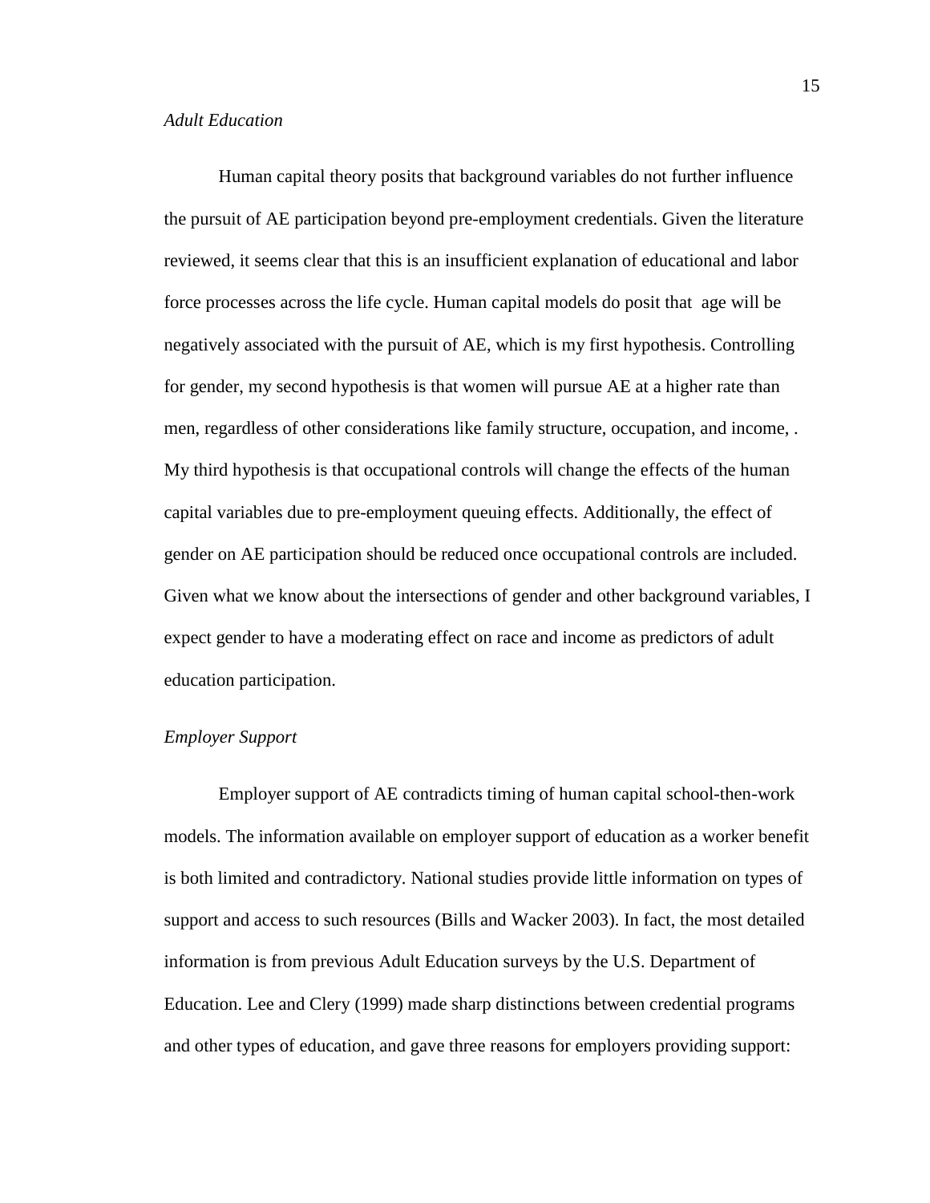*Adult Education*

Human capital theory posits that background variables do not further influence the pursuit of AE participation beyond pre-employment credentials. Given the literature reviewed, it seems clear that this is an insufficient explanation of educational and labor force processes across the life cycle. Human capital models do posit that age will be negatively associated with the pursuit of AE, which is my first hypothesis. Controlling for gender, my second hypothesis is that women will pursue AE at a higher rate than men, regardless of other considerations like family structure, occupation, and income, . My third hypothesis is that occupational controls will change the effects of the human capital variables due to pre-employment queuing effects. Additionally, the effect of gender on AE participation should be reduced once occupational controls are included. Given what we know about the intersections of gender and other background variables, I expect gender to have a moderating effect on race and income as predictors of adult education participation.

*Employer Support*

Employer support of AE contradicts timing of human capital school-then-work models. The information available on employer support of education as a worker benefit is both limited and contradictory. National studies provide little information on types of support and access to such resources (Bills and Wacker 2003). In fact, the most detailed information is from previous Adult Education surveys by the U.S. Department of Education. Lee and Clery (1999) made sharp distinctions between credential programs and other types of education, and gave three reasons for employers providing support: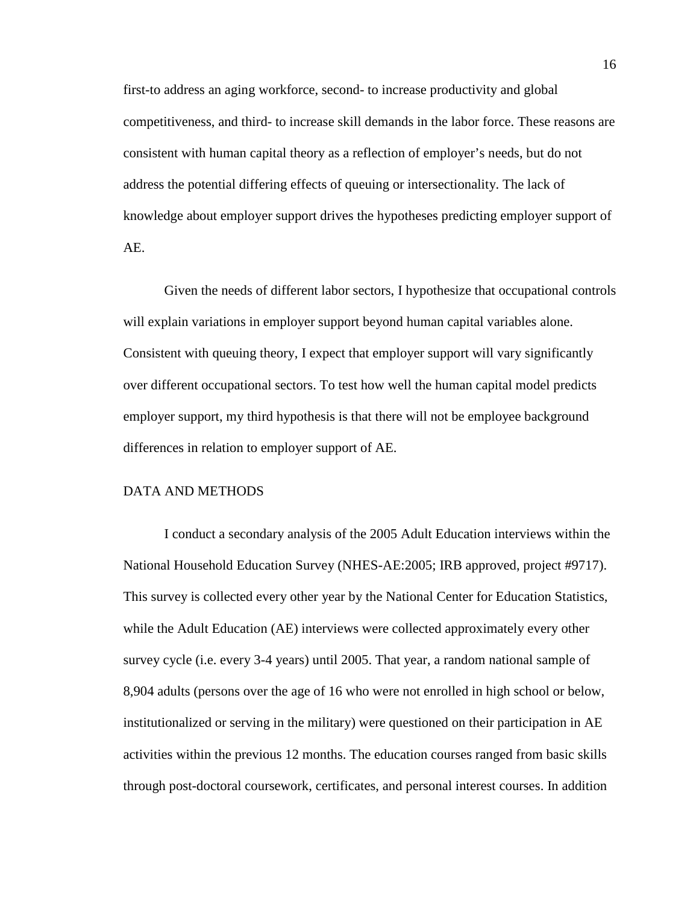first-to address an aging workforce, second- to increase productivity and global competitiveness, and third- to increase skill demands in the labor force. These reasons are consistent with human capital theory as a reflection of employer's needs, but do not address the potential differing effects of queuing or intersectionality. The lack of knowledge about employer support drives the hypotheses predicting employer support of AE.

Given the needs of different labor sectors, I hypothesize that occupational controls will explain variations in employer support beyond human capital variables alone. Consistent with queuing theory, I expect that employer support will vary significantly over different occupational sectors. To test how well the human capital model predicts employer support, my third hypothesis is that there will not be employee background differences in relation to employer support of AE.

## DATA AND METHODS

I conduct a secondary analysis of the 2005 Adult Education interviews within the National Household Education Survey (NHES-AE:2005; IRB approved, project #9717). This survey is collected every other year by the National Center for Education Statistics, while the Adult Education (AE) interviews were collected approximately every other survey cycle (i.e. every 3-4 years) until 2005. That year, a random national sample of 8,904 adults (persons over the age of 16 who were not enrolled in high school or below, institutionalized or serving in the military) were questioned on their participation in AE activities within the previous 12 months. The education courses ranged from basic skills through post-doctoral coursework, certificates, and personal interest courses. In addition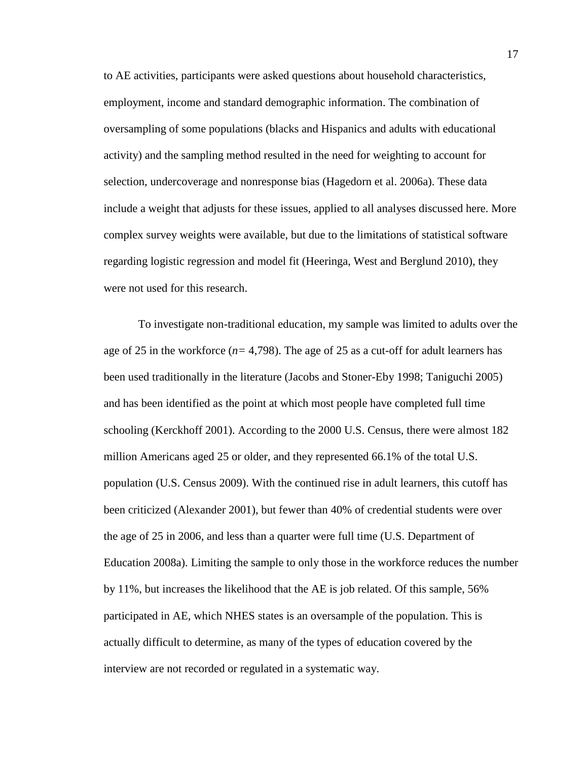to AE activities, participants were asked questions about household characteristics, employment, income and standard demographic information. The combination of oversampling of some populations (blacks and Hispanics and adults with educational activity) and the sampling method resulted in the need for weighting to account for selection, undercoverage and nonresponse bias (Hagedorn et al. 2006a). These data include a weight that adjusts for these issues, applied to all analyses discussed here. More complex survey weights were available, but due to the limitations of statistical software regarding logistic regression and model fit (Heeringa, West and Berglund 2010), they were not used for this research.

To investigate non-traditional education, my sample was limited to adults over the age of 25 in the workforce ($n$= 4,798). The age of 25 as a cut-off for adult learners has been used traditionally in the literature (Jacobs and Stoner-Eby 1998; Taniguchi 2005) and has been identified as the point at which most people have completed full time schooling (Kerckhoff 2001). According to the 2000 U.S. Census, there were almost 182 million Americans aged 25 or older, and they represented 66.1% of the total U.S. population (U.S. Census 2009). With the continued rise in adult learners, this cutoff has been criticized (Alexander 2001), but fewer than 40% of credential students were over the age of 25 in 2006, and less than a quarter were full time (U.S. Department of Education 2008a). Limiting the sample to only those in the workforce reduces the number by 11%, but increases the likelihood that the AE is job related. Of this sample, 56% participated in AE, which NHES states is an oversample of the population. This is actually difficult to determine, as many of the types of education covered by the interview are not recorded or regulated in a systematic way.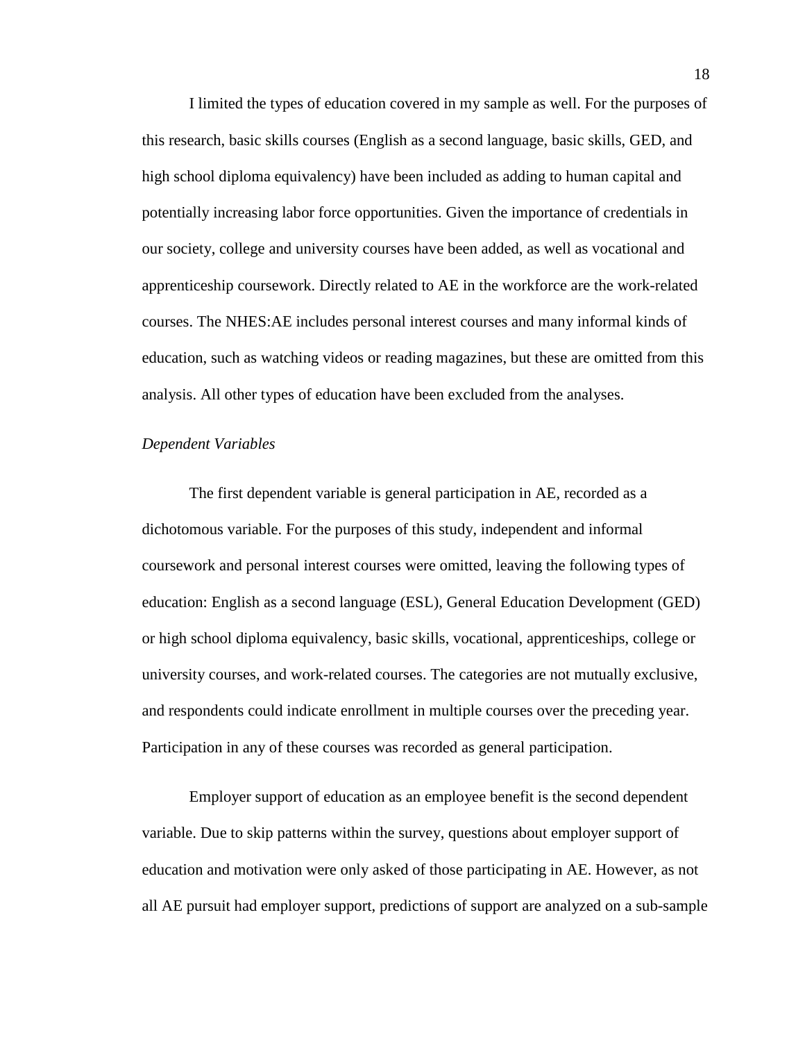I limited the types of education covered in my sample as well. For the purposes of this research, basic skills courses (English as a second language, basic skills, GED, and high school diploma equivalency) have been included as adding to human capital and potentially increasing labor force opportunities. Given the importance of credentials in our society, college and university courses have been added, as well as vocational and apprenticeship coursework. Directly related to AE in the workforce are the work-related courses. The NHES:AE includes personal interest courses and many informal kinds of education, such as watching videos or reading magazines, but these are omitted from this analysis. All other types of education have been excluded from the analyses.

*Dependent Variables*

The first dependent variable is general participation in AE, recorded as a dichotomous variable. For the purposes of this study, independent and informal coursework and personal interest courses were omitted, leaving the following types of education: English as a second language (ESL), General Education Development (GED) or high school diploma equivalency, basic skills, vocational, apprenticeships, college or university courses, and work-related courses. The categories are not mutually exclusive, and respondents could indicate enrollment in multiple courses over the preceding year. Participation in any of these courses was recorded as general participation.

Employer support of education as an employee benefit is the second dependent variable. Due to skip patterns within the survey, questions about employer support of education and motivation were only asked of those participating in AE. However, as not all AE pursuit had employer support, predictions of support are analyzed on a sub-sample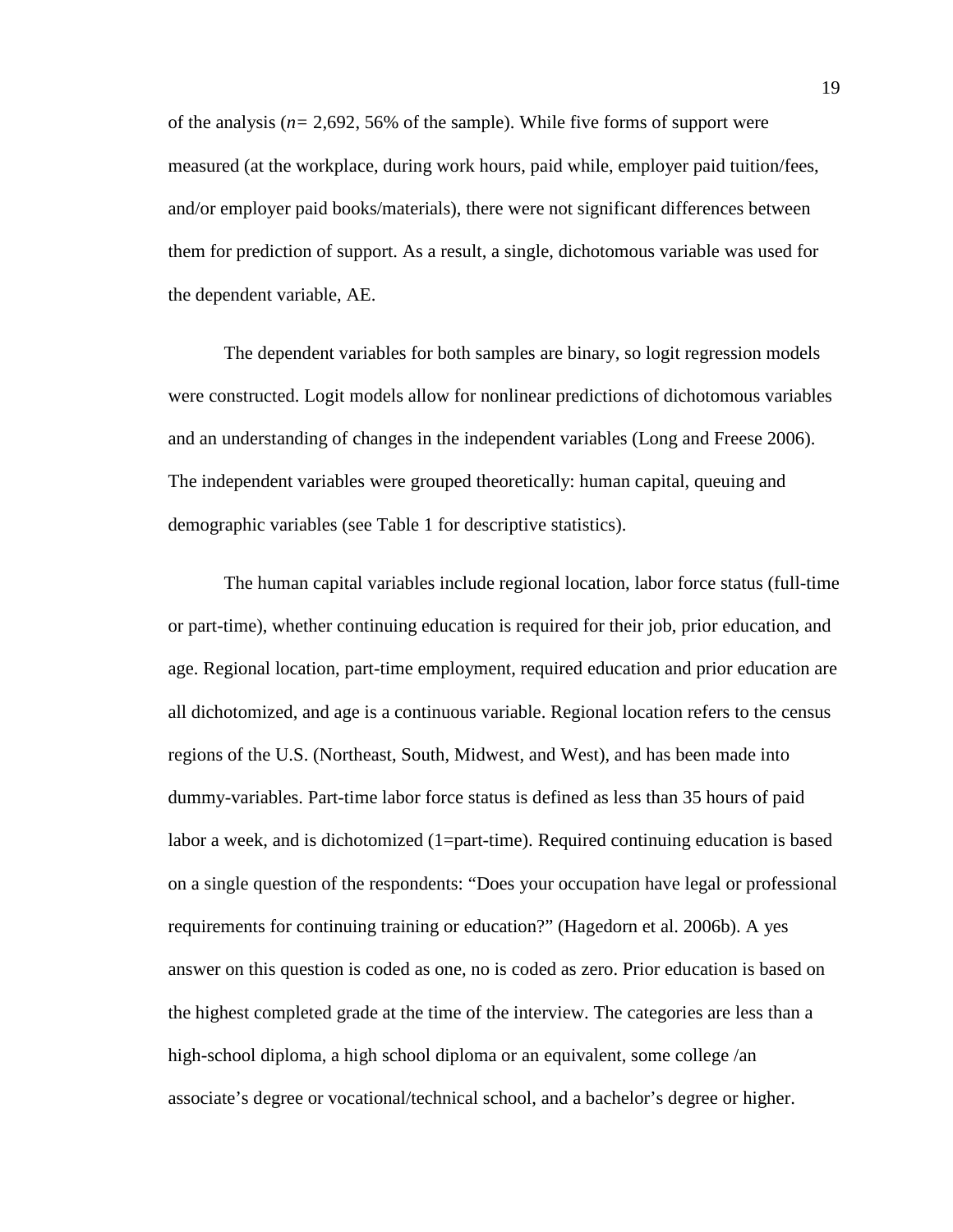of the analysis (*n*= 2,692, 56% of the sample). While five forms of support were measured (at the workplace, during work hours, paid while, employer paid tuition/fees, and/or employer paid books/materials), there were not significant differences between them for prediction of support. As a result, a single, dichotomous variable was used for the dependent variable, AE.

The dependent variables for both samples are binary, so logit regression models were constructed. Logit models allow for nonlinear predictions of dichotomous variables and an understanding of changes in the independent variables (Long and Freese 2006). The independent variables were grouped theoretically: human capital, queuing and demographic variables (see Table 1 for descriptive statistics).

The human capital variables include regional location, labor force status (full-time or part-time), whether continuing education is required for their job, prior education, and age. Regional location, part-time employment, required education and prior education are all dichotomized, and age is a continuous variable. Regional location refers to the census regions of the U.S. (Northeast, South, Midwest, and West), and has been made into dummy-variables. Part-time labor force status is defined as less than 35 hours of paid labor a week, and is dichotomized (1=part-time). Required continuing education is based on a single question of the respondents: "Does your occupation have legal or professional requirements for continuing training or education?" (Hagedorn et al. 2006b). A yes answer on this question is coded as one, no is coded as zero. Prior education is based on the highest completed grade at the time of the interview. The categories are less than a high-school diploma, a high school diploma or an equivalent, some college /an associate's degree or vocational/technical school, and a bachelor's degree or higher.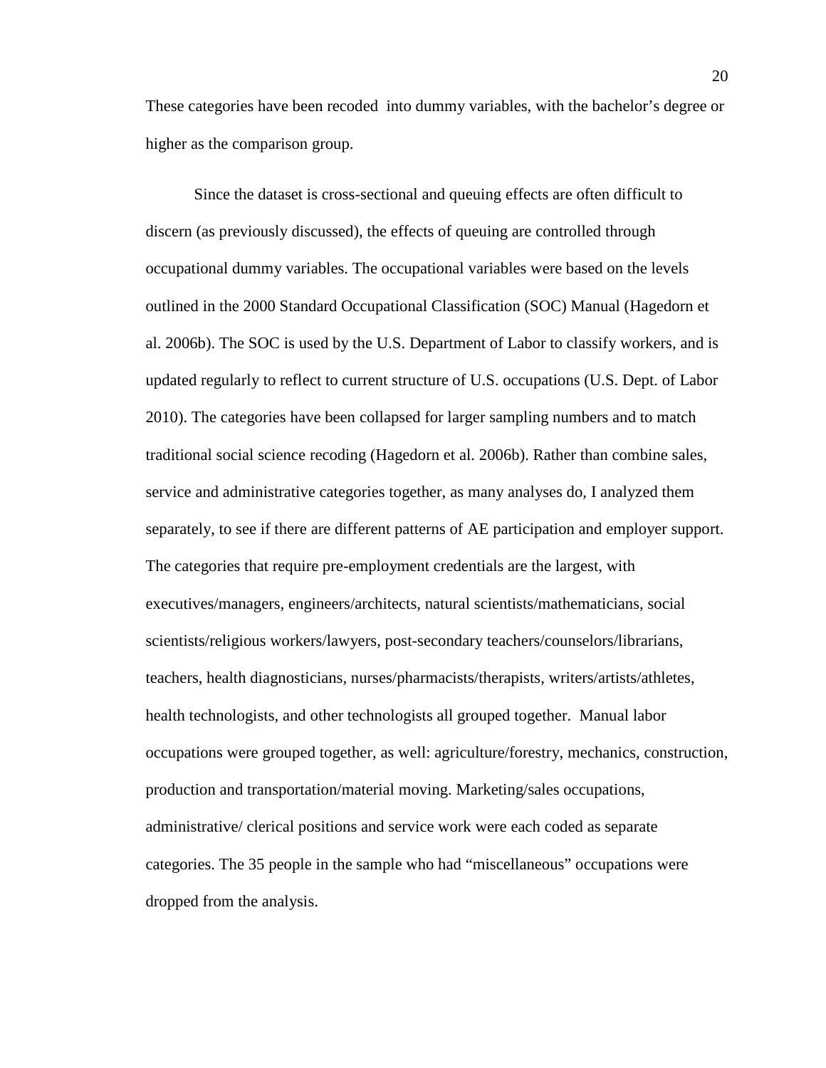These categories have been recoded into dummy variables, with the bachelor's degree or higher as the comparison group.

Since the dataset is cross-sectional and queuing effects are often difficult to discern (as previously discussed), the effects of queuing are controlled through occupational dummy variables. The occupational variables were based on the levels outlined in the 2000 Standard Occupational Classification (SOC) Manual (Hagedorn et al. 2006b). The SOC is used by the U.S. Department of Labor to classify workers, and is updated regularly to reflect to current structure of U.S. occupations (U.S. Dept. of Labor 2010). The categories have been collapsed for larger sampling numbers and to match traditional social science recoding (Hagedorn et al. 2006b). Rather than combine sales, service and administrative categories together, as many analyses do, I analyzed them separately, to see if there are different patterns of AE participation and employer support. The categories that require pre-employment credentials are the largest, with executives/managers, engineers/architects, natural scientists/mathematicians, social scientists/religious workers/lawyers, post-secondary teachers/counselors/librarians, teachers, health diagnosticians, nurses/pharmacists/therapists, writers/artists/athletes, health technologists, and other technologists all grouped together. Manual labor occupations were grouped together, as well: agriculture/forestry, mechanics, construction, production and transportation/material moving. Marketing/sales occupations, administrative/ clerical positions and service work were each coded as separate categories. The 35 people in the sample who had "miscellaneous" occupations were dropped from the analysis.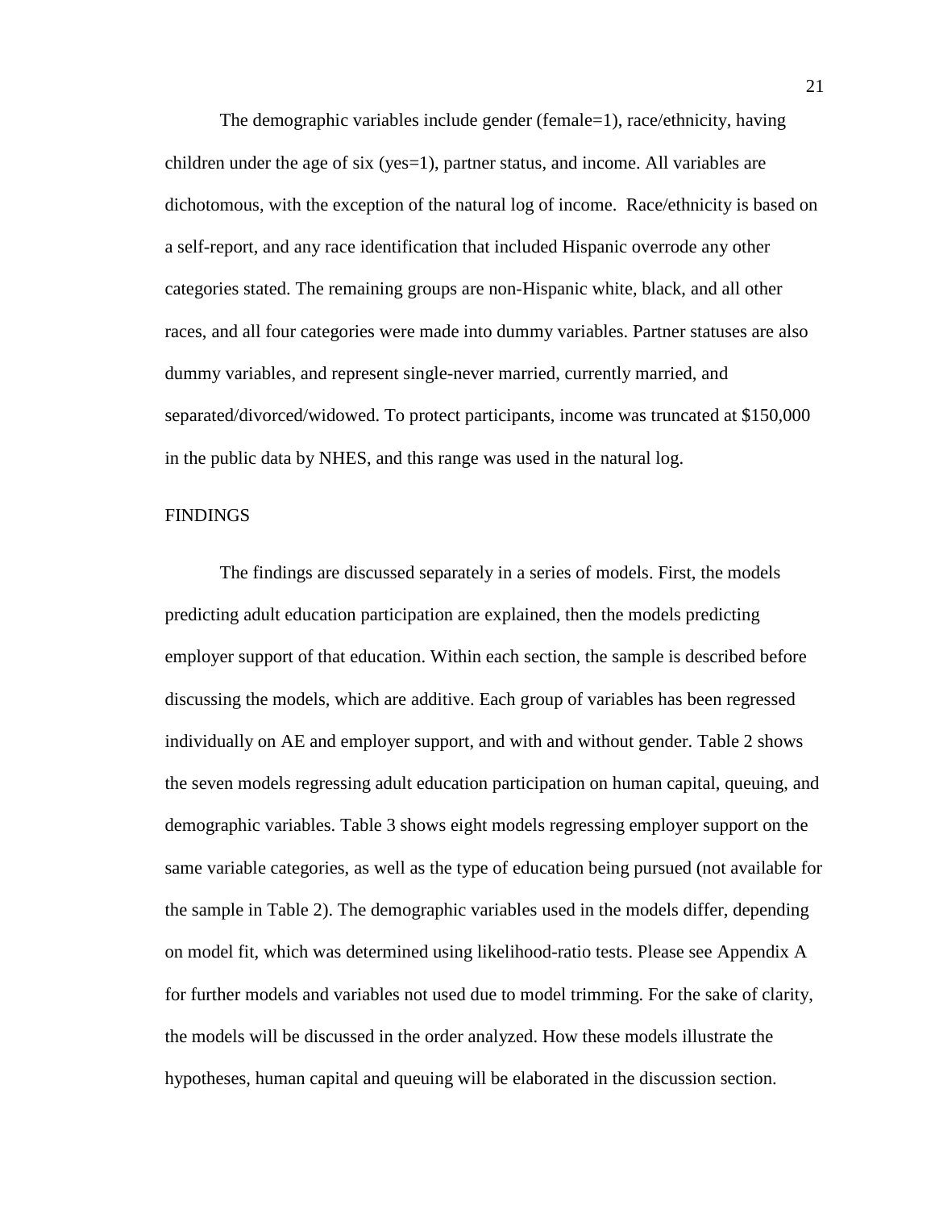The demographic variables include gender (female=1), race/ethnicity, having children under the age of six (yes=1), partner status, and income. All variables are dichotomous, with the exception of the natural log of income. Race/ethnicity is based on a self-report, and any race identification that included Hispanic overrode any other categories stated. The remaining groups are non-Hispanic white, black, and all other races, and all four categories were made into dummy variables. Partner statuses are also dummy variables, and represent single-never married, currently married, and separated/divorced/widowed. To protect participants, income was truncated at $150,000 in the public data by NHES, and this range was used in the natural log.

## FINDINGS

The findings are discussed separately in a series of models. First, the models predicting adult education participation are explained, then the models predicting employer support of that education. Within each section, the sample is described before discussing the models, which are additive. Each group of variables has been regressed individually on AE and employer support, and with and without gender. Table 2 shows the seven models regressing adult education participation on human capital, queuing, and demographic variables. Table 3 shows eight models regressing employer support on the same variable categories, as well as the type of education being pursued (not available for the sample in Table 2). The demographic variables used in the models differ, depending on model fit, which was determined using likelihood-ratio tests. Please see Appendix A for further models and variables not used due to model trimming. For the sake of clarity, the models will be discussed in the order analyzed. How these models illustrate the hypotheses, human capital and queuing will be elaborated in the discussion section.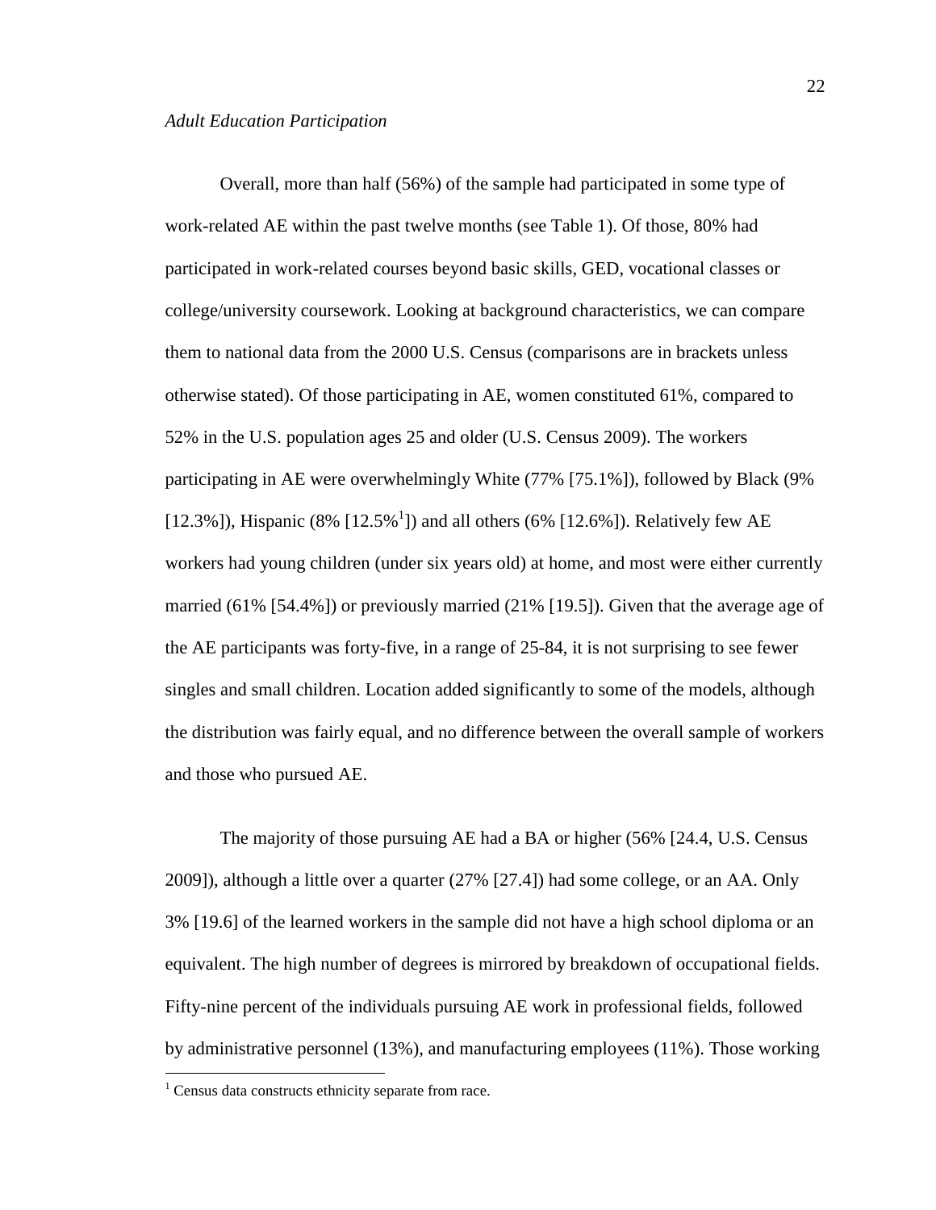*Adult Education Participation*

Overall, more than half (56%) of the sample had participated in some type of work-related AE within the past twelve months (see Table 1). Of those, 80% had participated in work-related courses beyond basic skills, GED, vocational classes or college/university coursework. Looking at background characteristics, we can compare them to national data from the 2000 U.S. Census (comparisons are in brackets unless otherwise stated). Of those participating in AE, women constituted 61%, compared to 52% in the U.S. population ages 25 and older (U.S. Census 2009). The workers participating in AE were overwhelmingly White (77% [75.1%]), followed by Black (9% [12.3%]), Hispanic (8% [12.5%[1]]) and all others (6% [12.6%]). Relatively few AE workers had young children (under six years old) at home, and most were either currently married (61% [54.4%]) or previously married (21% [19.5]). Given that the average age of the AE participants was forty-five, in a range of 25-84, it is not surprising to see fewer singles and small children. Location added significantly to some of the models, although the distribution was fairly equal, and no difference between the overall sample of workers and those who pursued AE.

The majority of those pursuing AE had a BA or higher (56% [24.4, U.S. Census 2009]), although a little over a quarter (27% [27.4]) had some college, or an AA. Only 3% [19.6] of the learned workers in the sample did not have a high school diploma or an equivalent. The high number of degrees is mirrored by breakdown of occupational fields. Fifty-nine percent of the individuals pursuing AE work in professional fields, followed by administrative personnel (13%), and manufacturing employees (11%). Those working

[1] Census data constructs ethnicity separate from race.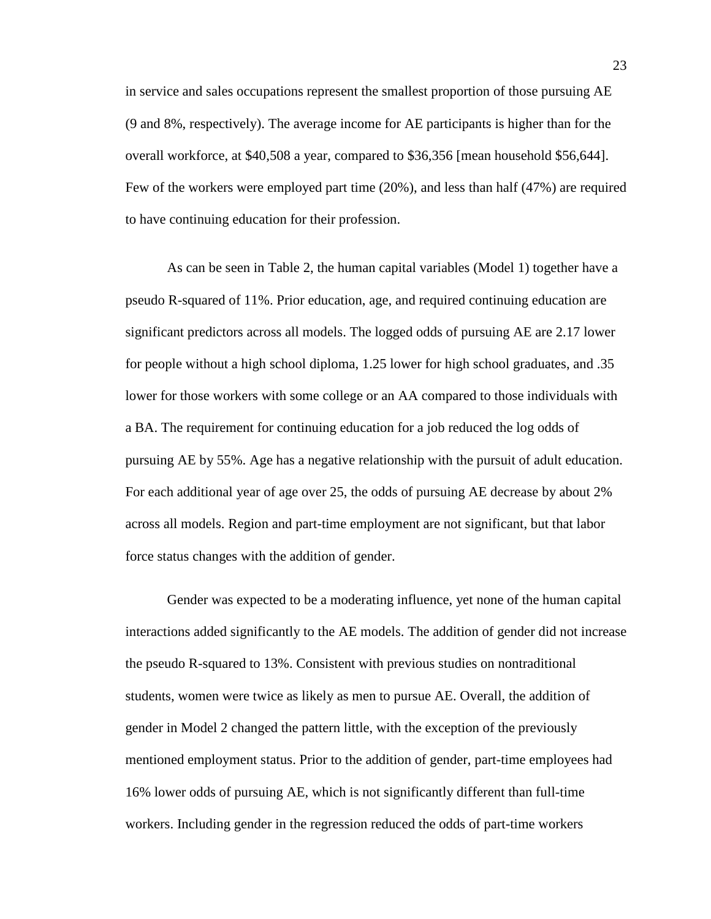in service and sales occupations represent the smallest proportion of those pursuing AE (9 and 8%, respectively). The average income for AE participants is higher than for the overall workforce, at $40,508 a year, compared to $36,356 [mean household $56,644]. Few of the workers were employed part time (20%), and less than half (47%) are required to have continuing education for their profession.

As can be seen in Table 2, the human capital variables (Model 1) together have a pseudo R-squared of 11%. Prior education, age, and required continuing education are significant predictors across all models. The logged odds of pursuing AE are 2.17 lower for people without a high school diploma, 1.25 lower for high school graduates, and .35 lower for those workers with some college or an AA compared to those individuals with a BA. The requirement for continuing education for a job reduced the log odds of pursuing AE by 55%. Age has a negative relationship with the pursuit of adult education. For each additional year of age over 25, the odds of pursuing AE decrease by about 2% across all models. Region and part-time employment are not significant, but that labor force status changes with the addition of gender.

Gender was expected to be a moderating influence, yet none of the human capital interactions added significantly to the AE models. The addition of gender did not increase the pseudo R-squared to 13%. Consistent with previous studies on nontraditional students, women were twice as likely as men to pursue AE. Overall, the addition of gender in Model 2 changed the pattern little, with the exception of the previously mentioned employment status. Prior to the addition of gender, part-time employees had 16% lower odds of pursuing AE, which is not significantly different than full-time workers. Including gender in the regression reduced the odds of part-time workers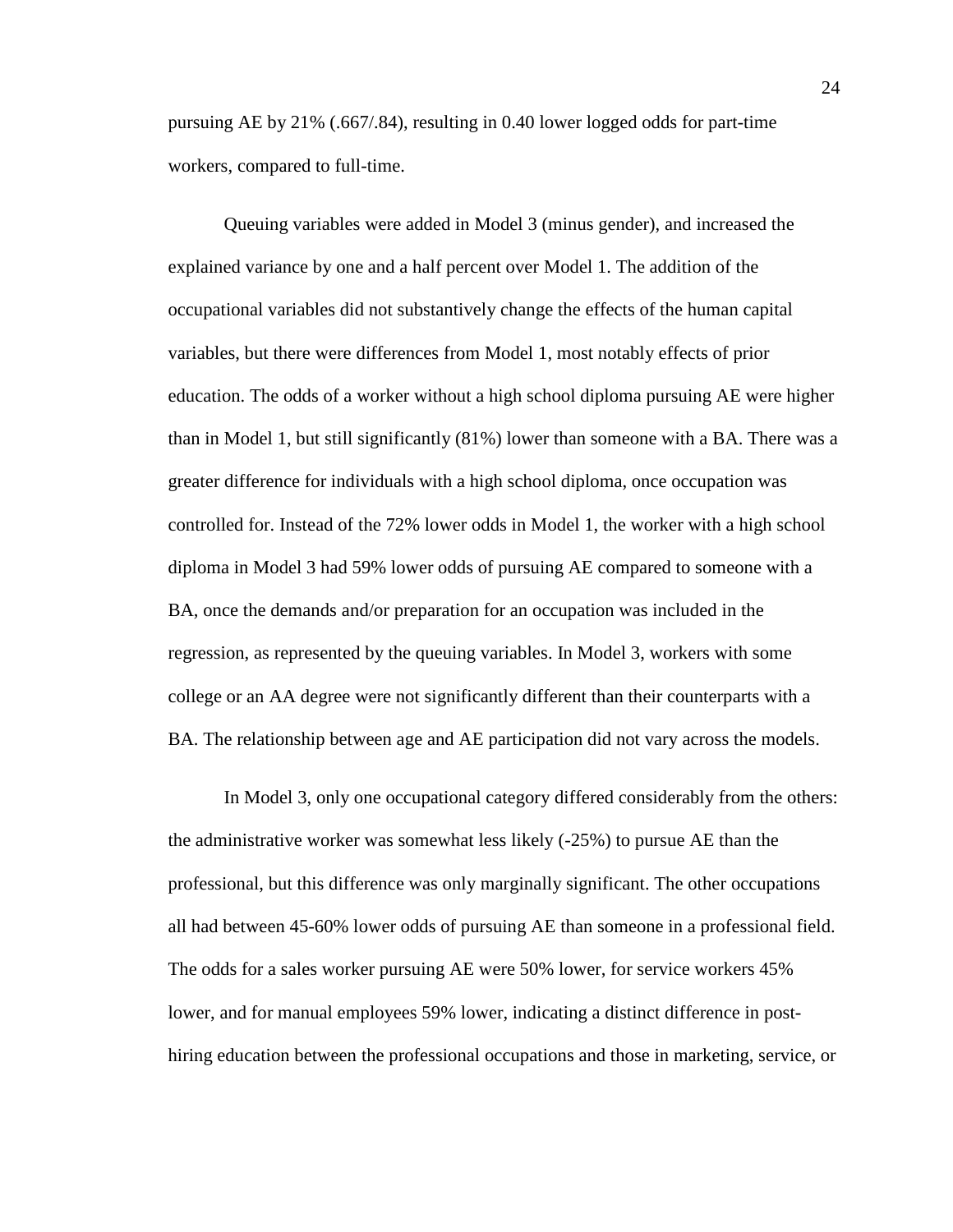pursuing AE by 21% (.667/.84), resulting in 0.40 lower logged odds for part-time workers, compared to full-time.

Queuing variables were added in Model 3 (minus gender), and increased the explained variance by one and a half percent over Model 1. The addition of the occupational variables did not substantively change the effects of the human capital variables, but there were differences from Model 1, most notably effects of prior education. The odds of a worker without a high school diploma pursuing AE were higher than in Model 1, but still significantly (81%) lower than someone with a BA. There was a greater difference for individuals with a high school diploma, once occupation was controlled for. Instead of the 72% lower odds in Model 1, the worker with a high school diploma in Model 3 had 59% lower odds of pursuing AE compared to someone with a BA, once the demands and/or preparation for an occupation was included in the regression, as represented by the queuing variables. In Model 3, workers with some college or an AA degree were not significantly different than their counterparts with a BA. The relationship between age and AE participation did not vary across the models.

In Model 3, only one occupational category differed considerably from the others: the administrative worker was somewhat less likely (-25%) to pursue AE than the professional, but this difference was only marginally significant. The other occupations all had between 45-60% lower odds of pursuing AE than someone in a professional field. The odds for a sales worker pursuing AE were 50% lower, for service workers 45% lower, and for manual employees 59% lower, indicating a distinct difference in post-hiring education between the professional occupations and those in marketing, service, or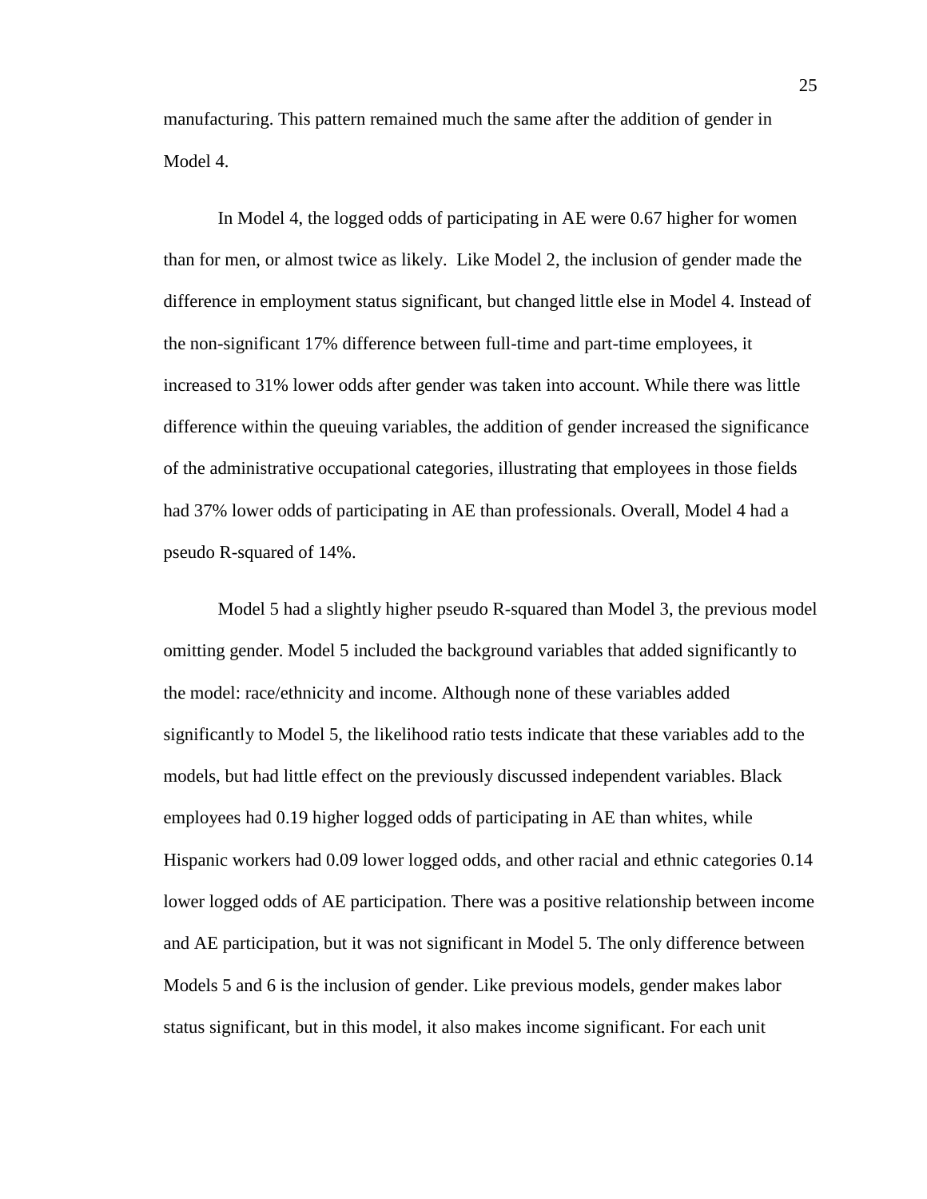manufacturing. This pattern remained much the same after the addition of gender in Model 4.

In Model 4, the logged odds of participating in AE were 0.67 higher for women than for men, or almost twice as likely.  Like Model 2, the inclusion of gender made the difference in employment status significant, but changed little else in Model 4. Instead of the non-significant 17% difference between full-time and part-time employees, it increased to 31% lower odds after gender was taken into account. While there was little difference within the queuing variables, the addition of gender increased the significance of the administrative occupational categories, illustrating that employees in those fields had 37% lower odds of participating in AE than professionals. Overall, Model 4 had a pseudo R-squared of 14%.

Model 5 had a slightly higher pseudo R-squared than Model 3, the previous model omitting gender. Model 5 included the background variables that added significantly to the model: race/ethnicity and income. Although none of these variables added significantly to Model 5, the likelihood ratio tests indicate that these variables add to the models, but had little effect on the previously discussed independent variables. Black employees had 0.19 higher logged odds of participating in AE than whites, while Hispanic workers had 0.09 lower logged odds, and other racial and ethnic categories 0.14 lower logged odds of AE participation. There was a positive relationship between income and AE participation, but it was not significant in Model 5. The only difference between Models 5 and 6 is the inclusion of gender. Like previous models, gender makes labor status significant, but in this model, it also makes income significant. For each unit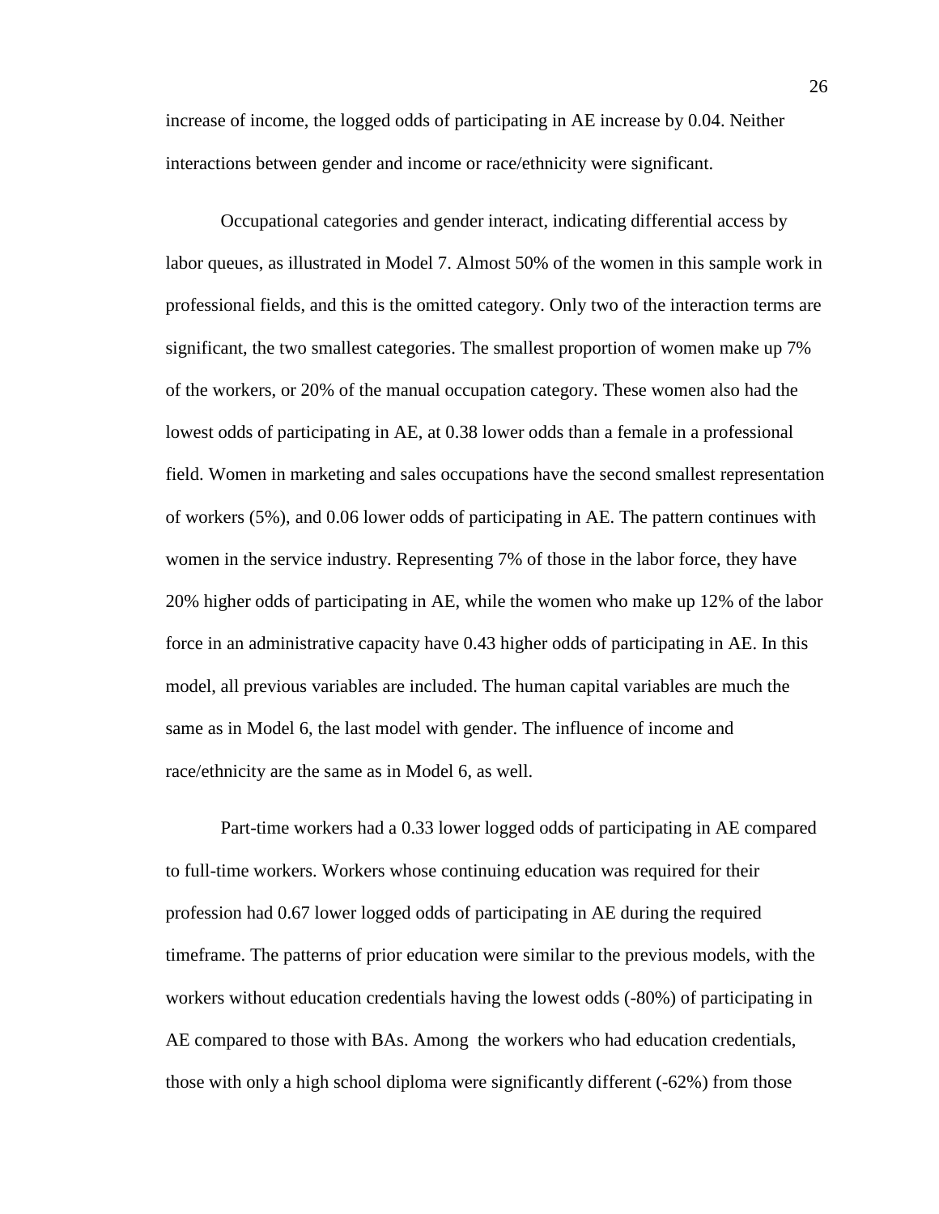increase of income, the logged odds of participating in AE increase by 0.04. Neither interactions between gender and income or race/ethnicity were significant.

Occupational categories and gender interact, indicating differential access by labor queues, as illustrated in Model 7. Almost 50% of the women in this sample work in professional fields, and this is the omitted category. Only two of the interaction terms are significant, the two smallest categories. The smallest proportion of women make up 7% of the workers, or 20% of the manual occupation category. These women also had the lowest odds of participating in AE, at 0.38 lower odds than a female in a professional field. Women in marketing and sales occupations have the second smallest representation of workers (5%), and 0.06 lower odds of participating in AE. The pattern continues with women in the service industry. Representing 7% of those in the labor force, they have 20% higher odds of participating in AE, while the women who make up 12% of the labor force in an administrative capacity have 0.43 higher odds of participating in AE. In this model, all previous variables are included. The human capital variables are much the same as in Model 6, the last model with gender. The influence of income and race/ethnicity are the same as in Model 6, as well.

Part-time workers had a 0.33 lower logged odds of participating in AE compared to full-time workers. Workers whose continuing education was required for their profession had 0.67 lower logged odds of participating in AE during the required timeframe. The patterns of prior education were similar to the previous models, with the workers without education credentials having the lowest odds (-80%) of participating in AE compared to those with BAs. Among the workers who had education credentials, those with only a high school diploma were significantly different (-62%) from those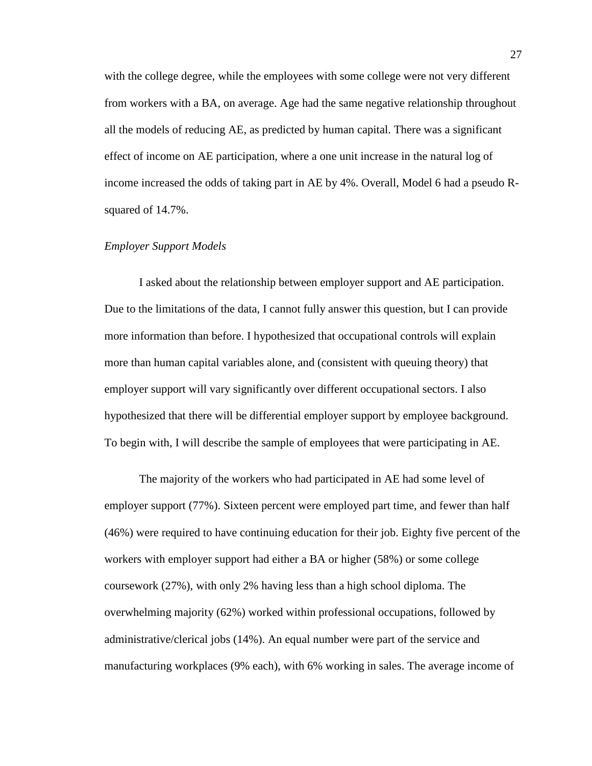with the college degree, while the employees with some college were not very different from workers with a BA, on average. Age had the same negative relationship throughout all the models of reducing AE, as predicted by human capital. There was a significant effect of income on AE participation, where a one unit increase in the natural log of income increased the odds of taking part in AE by 4%. Overall, Model 6 had a pseudo R-squared of 14.7%.

*Employer Support Models*

I asked about the relationship between employer support and AE participation. Due to the limitations of the data, I cannot fully answer this question, but I can provide more information than before. I hypothesized that occupational controls will explain more than human capital variables alone, and (consistent with queuing theory) that employer support will vary significantly over different occupational sectors. I also hypothesized that there will be differential employer support by employee background. To begin with, I will describe the sample of employees that were participating in AE.

The majority of the workers who had participated in AE had some level of employer support (77%). Sixteen percent were employed part time, and fewer than half (46%) were required to have continuing education for their job. Eighty five percent of the workers with employer support had either a BA or higher (58%) or some college coursework (27%), with only 2% having less than a high school diploma. The overwhelming majority (62%) worked within professional occupations, followed by administrative/clerical jobs (14%). An equal number were part of the service and manufacturing workplaces (9% each), with 6% working in sales. The average income of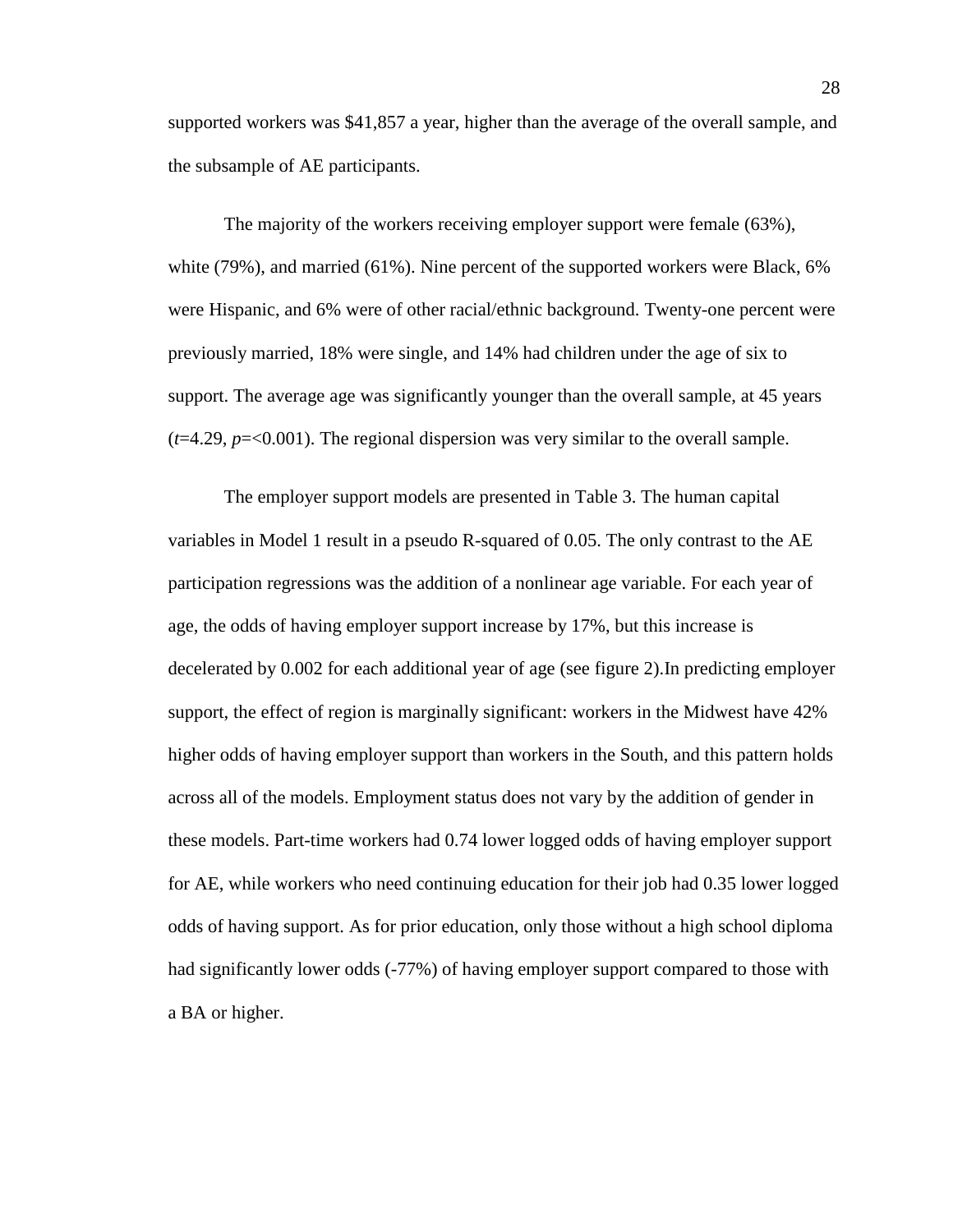supported workers was $41,857 a year, higher than the average of the overall sample, and the subsample of AE participants.

The majority of the workers receiving employer support were female (63%), white (79%), and married (61%). Nine percent of the supported workers were Black, 6% were Hispanic, and 6% were of other racial/ethnic background. Twenty-one percent were previously married, 18% were single, and 14% had children under the age of six to support. The average age was significantly younger than the overall sample, at 45 years ($t$=4.29, $p$=<0.001). The regional dispersion was very similar to the overall sample.

The employer support models are presented in Table 3. The human capital variables in Model 1 result in a pseudo R-squared of 0.05. The only contrast to the AE participation regressions was the addition of a nonlinear age variable. For each year of age, the odds of having employer support increase by 17%, but this increase is decelerated by 0.002 for each additional year of age (see figure 2).In predicting employer support, the effect of region is marginally significant: workers in the Midwest have 42% higher odds of having employer support than workers in the South, and this pattern holds across all of the models. Employment status does not vary by the addition of gender in these models. Part-time workers had 0.74 lower logged odds of having employer support for AE, while workers who need continuing education for their job had 0.35 lower logged odds of having support. As for prior education, only those without a high school diploma had significantly lower odds (-77%) of having employer support compared to those with a BA or higher.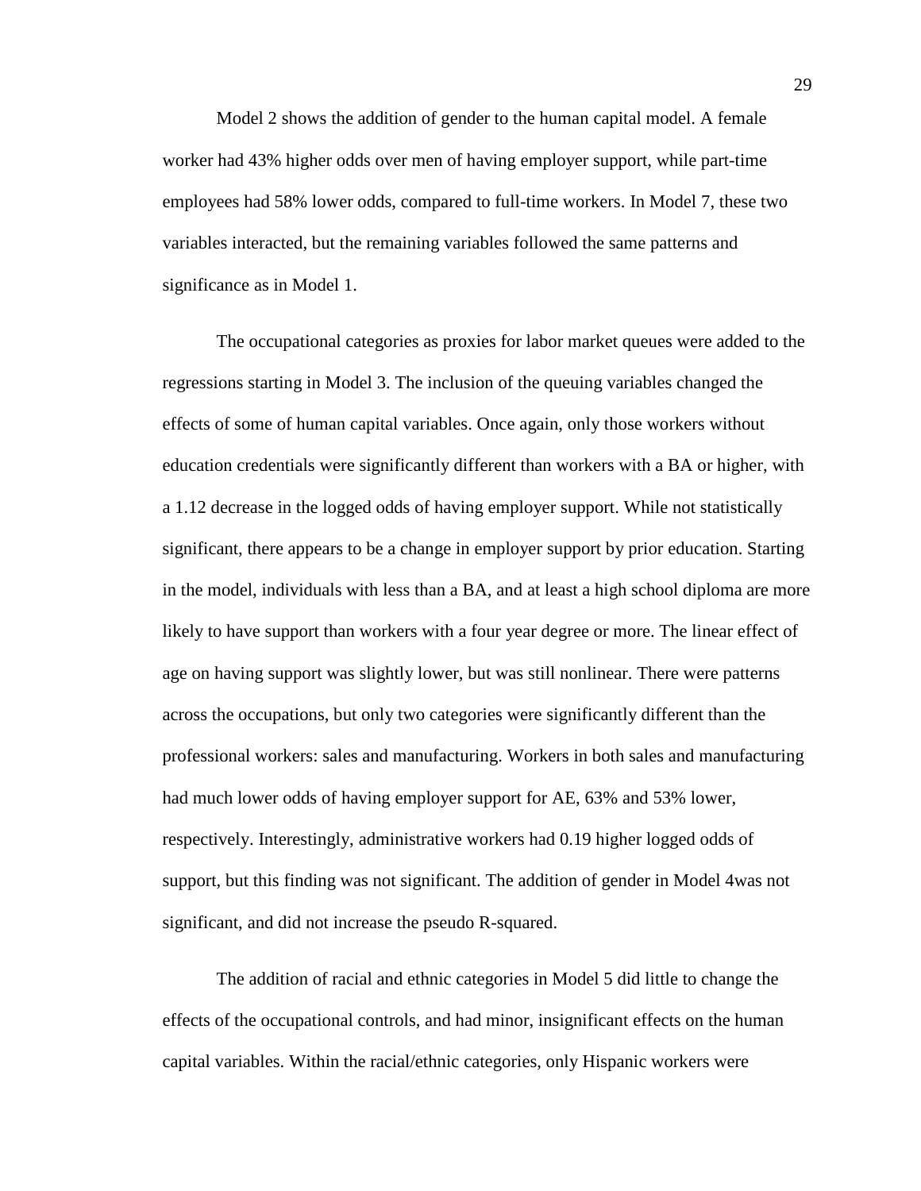Model 2 shows the addition of gender to the human capital model. A female worker had 43% higher odds over men of having employer support, while part-time employees had 58% lower odds, compared to full-time workers. In Model 7, these two variables interacted, but the remaining variables followed the same patterns and significance as in Model 1.

The occupational categories as proxies for labor market queues were added to the regressions starting in Model 3. The inclusion of the queuing variables changed the effects of some of human capital variables. Once again, only those workers without education credentials were significantly different than workers with a BA or higher, with a 1.12 decrease in the logged odds of having employer support. While not statistically significant, there appears to be a change in employer support by prior education. Starting in the model, individuals with less than a BA, and at least a high school diploma are more likely to have support than workers with a four year degree or more. The linear effect of age on having support was slightly lower, but was still nonlinear. There were patterns across the occupations, but only two categories were significantly different than the professional workers: sales and manufacturing. Workers in both sales and manufacturing had much lower odds of having employer support for AE, 63% and 53% lower, respectively. Interestingly, administrative workers had 0.19 higher logged odds of support, but this finding was not significant. The addition of gender in Model 4was not significant, and did not increase the pseudo R-squared.

The addition of racial and ethnic categories in Model 5 did little to change the effects of the occupational controls, and had minor, insignificant effects on the human capital variables. Within the racial/ethnic categories, only Hispanic workers were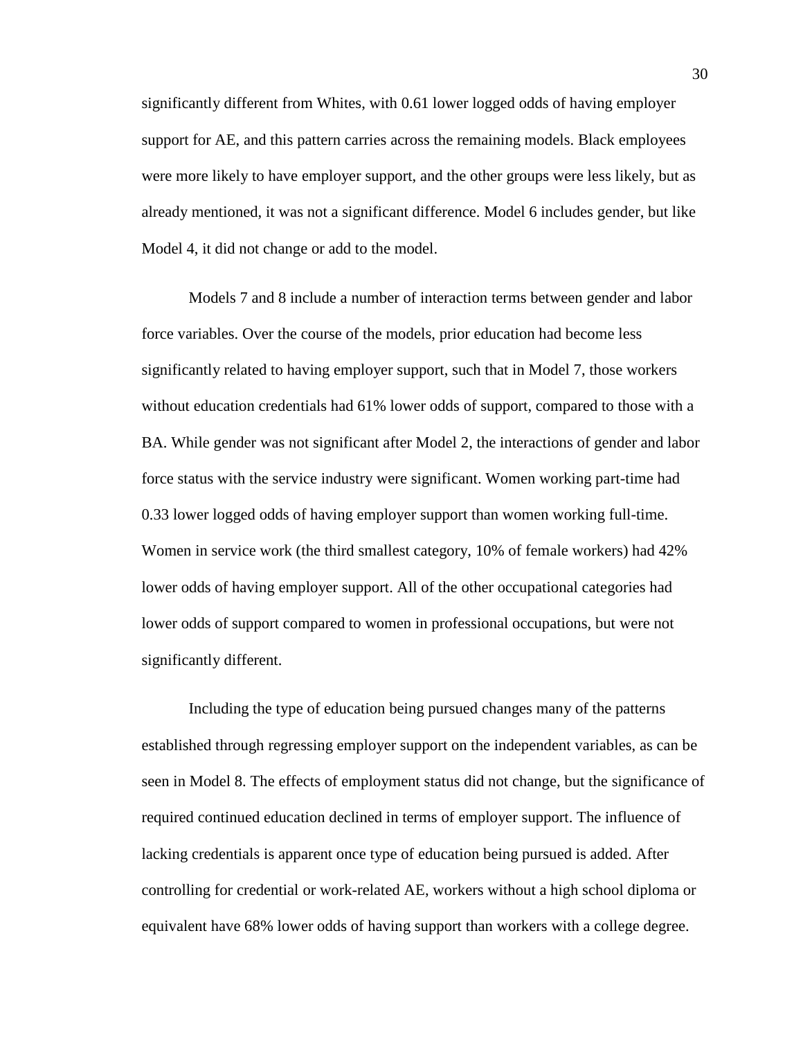significantly different from Whites, with 0.61 lower logged odds of having employer support for AE, and this pattern carries across the remaining models. Black employees were more likely to have employer support, and the other groups were less likely, but as already mentioned, it was not a significant difference. Model 6 includes gender, but like Model 4, it did not change or add to the model.

Models 7 and 8 include a number of interaction terms between gender and labor force variables. Over the course of the models, prior education had become less significantly related to having employer support, such that in Model 7, those workers without education credentials had 61% lower odds of support, compared to those with a BA. While gender was not significant after Model 2, the interactions of gender and labor force status with the service industry were significant. Women working part-time had 0.33 lower logged odds of having employer support than women working full-time. Women in service work (the third smallest category, 10% of female workers) had 42% lower odds of having employer support. All of the other occupational categories had lower odds of support compared to women in professional occupations, but were not significantly different.

Including the type of education being pursued changes many of the patterns established through regressing employer support on the independent variables, as can be seen in Model 8. The effects of employment status did not change, but the significance of required continued education declined in terms of employer support. The influence of lacking credentials is apparent once type of education being pursued is added. After controlling for credential or work-related AE, workers without a high school diploma or equivalent have 68% lower odds of having support than workers with a college degree.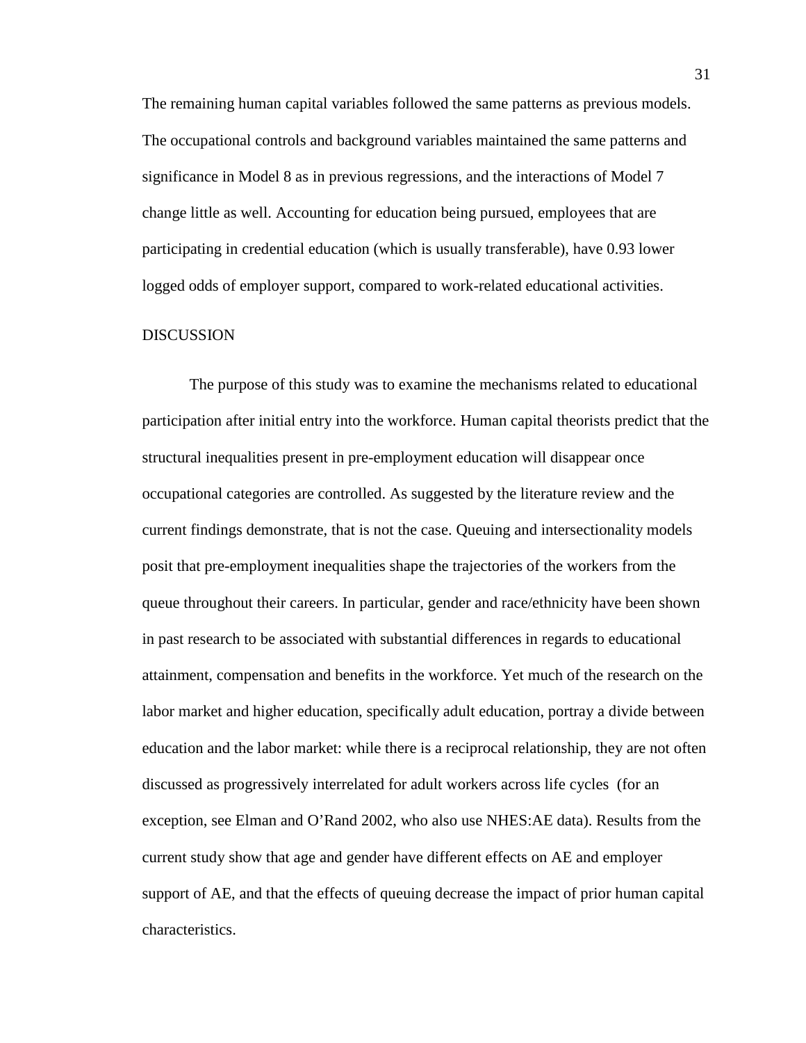The remaining human capital variables followed the same patterns as previous models. The occupational controls and background variables maintained the same patterns and significance in Model 8 as in previous regressions, and the interactions of Model 7 change little as well. Accounting for education being pursued, employees that are participating in credential education (which is usually transferable), have 0.93 lower logged odds of employer support, compared to work-related educational activities.

## DISCUSSION

The purpose of this study was to examine the mechanisms related to educational participation after initial entry into the workforce. Human capital theorists predict that the structural inequalities present in pre-employment education will disappear once occupational categories are controlled. As suggested by the literature review and the current findings demonstrate, that is not the case. Queuing and intersectionality models posit that pre-employment inequalities shape the trajectories of the workers from the queue throughout their careers. In particular, gender and race/ethnicity have been shown in past research to be associated with substantial differences in regards to educational attainment, compensation and benefits in the workforce. Yet much of the research on the labor market and higher education, specifically adult education, portray a divide between education and the labor market: while there is a reciprocal relationship, they are not often discussed as progressively interrelated for adult workers across life cycles (for an exception, see Elman and O'Rand 2002, who also use NHES:AE data). Results from the current study show that age and gender have different effects on AE and employer support of AE, and that the effects of queuing decrease the impact of prior human capital characteristics.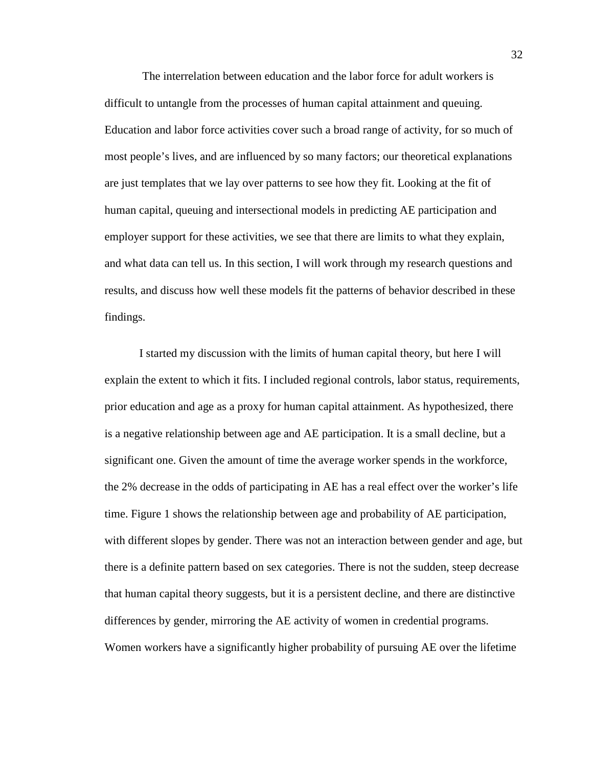The interrelation between education and the labor force for adult workers is difficult to untangle from the processes of human capital attainment and queuing. Education and labor force activities cover such a broad range of activity, for so much of most people's lives, and are influenced by so many factors; our theoretical explanations are just templates that we lay over patterns to see how they fit. Looking at the fit of human capital, queuing and intersectional models in predicting AE participation and employer support for these activities, we see that there are limits to what they explain, and what data can tell us. In this section, I will work through my research questions and results, and discuss how well these models fit the patterns of behavior described in these findings.

I started my discussion with the limits of human capital theory, but here I will explain the extent to which it fits. I included regional controls, labor status, requirements, prior education and age as a proxy for human capital attainment. As hypothesized, there is a negative relationship between age and AE participation. It is a small decline, but a significant one. Given the amount of time the average worker spends in the workforce, the 2% decrease in the odds of participating in AE has a real effect over the worker's life time. Figure 1 shows the relationship between age and probability of AE participation, with different slopes by gender. There was not an interaction between gender and age, but there is a definite pattern based on sex categories. There is not the sudden, steep decrease that human capital theory suggests, but it is a persistent decline, and there are distinctive differences by gender, mirroring the AE activity of women in credential programs. Women workers have a significantly higher probability of pursuing AE over the lifetime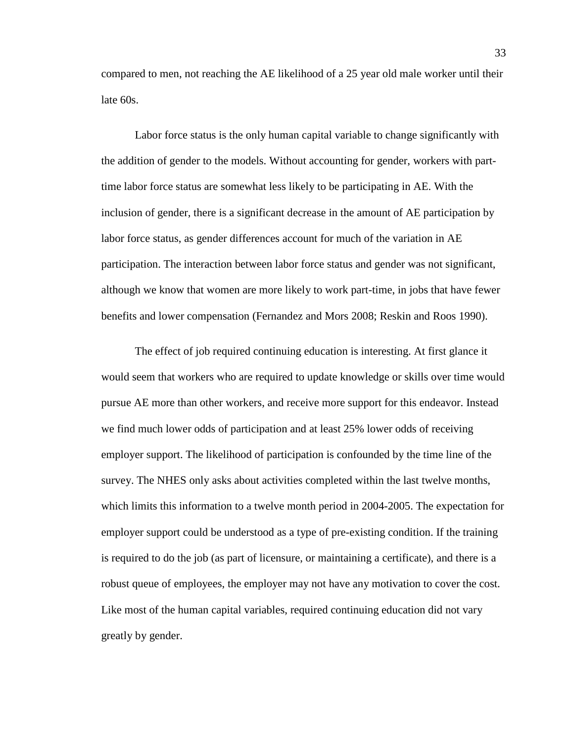compared to men, not reaching the AE likelihood of a 25 year old male worker until their late 60s.

Labor force status is the only human capital variable to change significantly with the addition of gender to the models. Without accounting for gender, workers with part-time labor force status are somewhat less likely to be participating in AE. With the inclusion of gender, there is a significant decrease in the amount of AE participation by labor force status, as gender differences account for much of the variation in AE participation. The interaction between labor force status and gender was not significant, although we know that women are more likely to work part-time, in jobs that have fewer benefits and lower compensation (Fernandez and Mors 2008; Reskin and Roos 1990).

The effect of job required continuing education is interesting. At first glance it would seem that workers who are required to update knowledge or skills over time would pursue AE more than other workers, and receive more support for this endeavor. Instead we find much lower odds of participation and at least 25% lower odds of receiving employer support. The likelihood of participation is confounded by the time line of the survey. The NHES only asks about activities completed within the last twelve months, which limits this information to a twelve month period in 2004-2005. The expectation for employer support could be understood as a type of pre-existing condition. If the training is required to do the job (as part of licensure, or maintaining a certificate), and there is a robust queue of employees, the employer may not have any motivation to cover the cost. Like most of the human capital variables, required continuing education did not vary greatly by gender.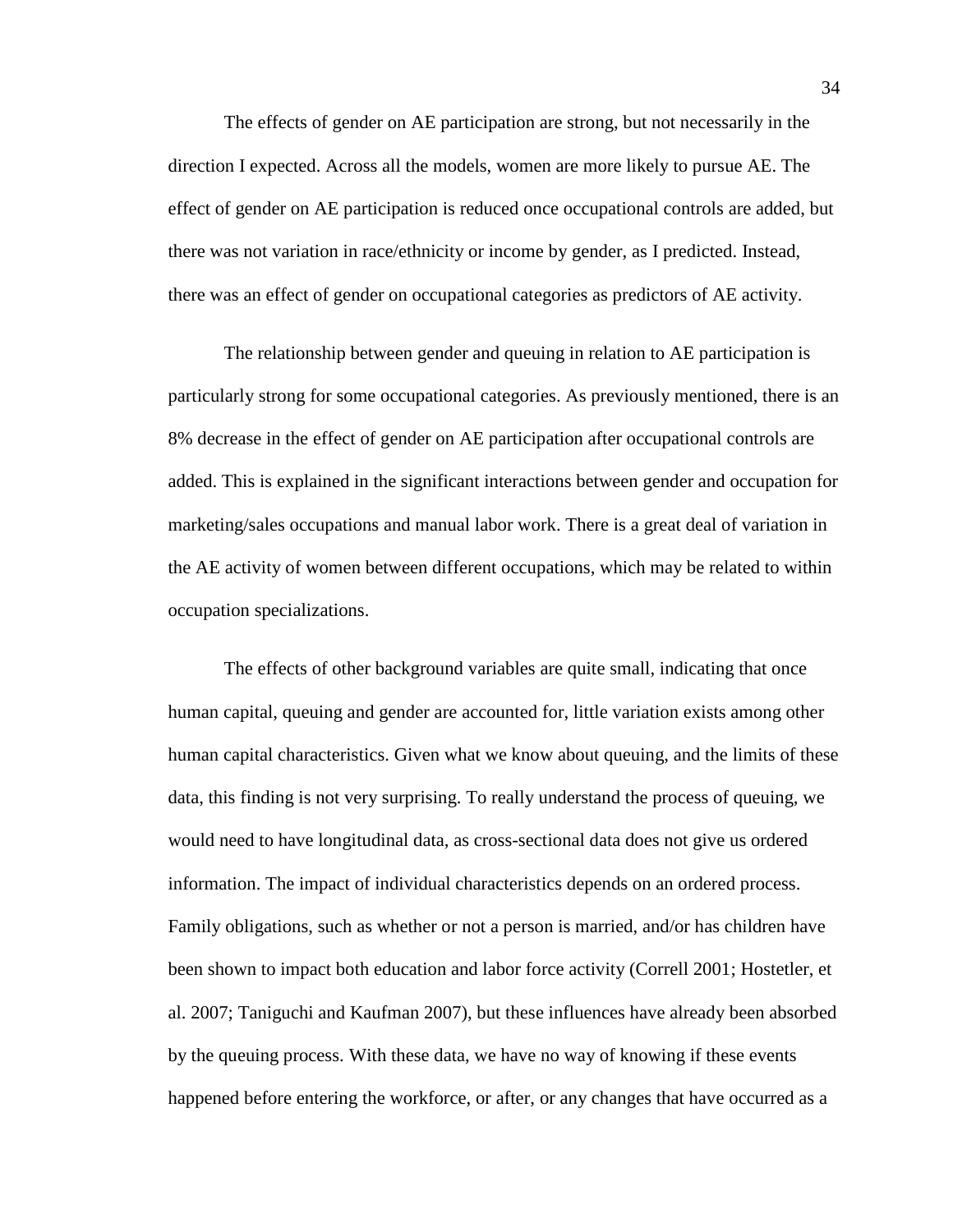The effects of gender on AE participation are strong, but not necessarily in the direction I expected. Across all the models, women are more likely to pursue AE. The effect of gender on AE participation is reduced once occupational controls are added, but there was not variation in race/ethnicity or income by gender, as I predicted. Instead, there was an effect of gender on occupational categories as predictors of AE activity.

The relationship between gender and queuing in relation to AE participation is particularly strong for some occupational categories. As previously mentioned, there is an 8% decrease in the effect of gender on AE participation after occupational controls are added. This is explained in the significant interactions between gender and occupation for marketing/sales occupations and manual labor work. There is a great deal of variation in the AE activity of women between different occupations, which may be related to within occupation specializations.

The effects of other background variables are quite small, indicating that once human capital, queuing and gender are accounted for, little variation exists among other human capital characteristics. Given what we know about queuing, and the limits of these data, this finding is not very surprising. To really understand the process of queuing, we would need to have longitudinal data, as cross-sectional data does not give us ordered information. The impact of individual characteristics depends on an ordered process. Family obligations, such as whether or not a person is married, and/or has children have been shown to impact both education and labor force activity (Correll 2001; Hostetler, et al. 2007; Taniguchi and Kaufman 2007), but these influences have already been absorbed by the queuing process. With these data, we have no way of knowing if these events happened before entering the workforce, or after, or any changes that have occurred as a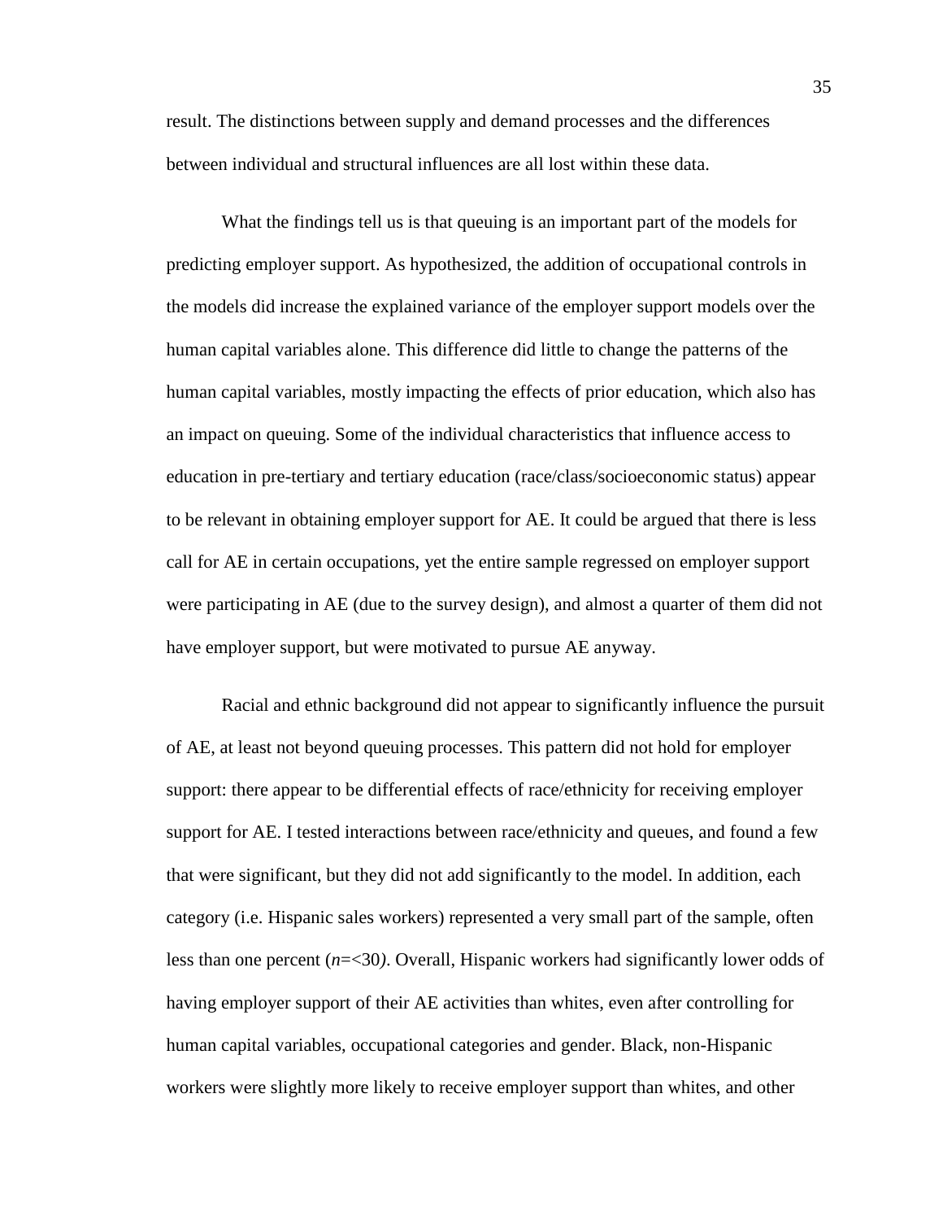result. The distinctions between supply and demand processes and the differences between individual and structural influences are all lost within these data.

What the findings tell us is that queuing is an important part of the models for predicting employer support. As hypothesized, the addition of occupational controls in the models did increase the explained variance of the employer support models over the human capital variables alone. This difference did little to change the patterns of the human capital variables, mostly impacting the effects of prior education, which also has an impact on queuing. Some of the individual characteristics that influence access to education in pre-tertiary and tertiary education (race/class/socioeconomic status) appear to be relevant in obtaining employer support for AE. It could be argued that there is less call for AE in certain occupations, yet the entire sample regressed on employer support were participating in AE (due to the survey design), and almost a quarter of them did not have employer support, but were motivated to pursue AE anyway.

Racial and ethnic background did not appear to significantly influence the pursuit of AE, at least not beyond queuing processes. This pattern did not hold for employer support: there appear to be differential effects of race/ethnicity for receiving employer support for AE. I tested interactions between race/ethnicity and queues, and found a few that were significant, but they did not add significantly to the model. In addition, each category (i.e. Hispanic sales workers) represented a very small part of the sample, often less than one percent (*n*=<30*)*. Overall, Hispanic workers had significantly lower odds of having employer support of their AE activities than whites, even after controlling for human capital variables, occupational categories and gender. Black, non-Hispanic workers were slightly more likely to receive employer support than whites, and other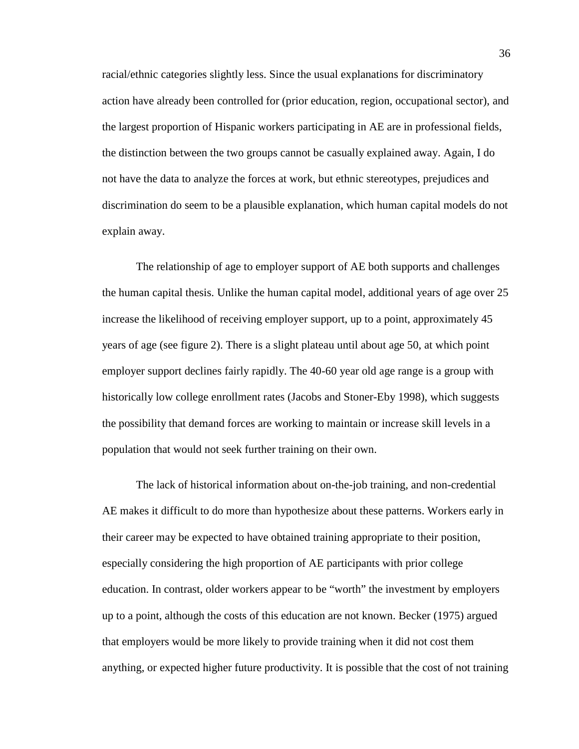racial/ethnic categories slightly less. Since the usual explanations for discriminatory action have already been controlled for (prior education, region, occupational sector), and the largest proportion of Hispanic workers participating in AE are in professional fields, the distinction between the two groups cannot be casually explained away. Again, I do not have the data to analyze the forces at work, but ethnic stereotypes, prejudices and discrimination do seem to be a plausible explanation, which human capital models do not explain away.

The relationship of age to employer support of AE both supports and challenges the human capital thesis. Unlike the human capital model, additional years of age over 25 increase the likelihood of receiving employer support, up to a point, approximately 45 years of age (see figure 2). There is a slight plateau until about age 50, at which point employer support declines fairly rapidly. The 40-60 year old age range is a group with historically low college enrollment rates (Jacobs and Stoner-Eby 1998), which suggests the possibility that demand forces are working to maintain or increase skill levels in a population that would not seek further training on their own.

The lack of historical information about on-the-job training, and non-credential AE makes it difficult to do more than hypothesize about these patterns. Workers early in their career may be expected to have obtained training appropriate to their position, especially considering the high proportion of AE participants with prior college education. In contrast, older workers appear to be "worth" the investment by employers up to a point, although the costs of this education are not known. Becker (1975) argued that employers would be more likely to provide training when it did not cost them anything, or expected higher future productivity. It is possible that the cost of not training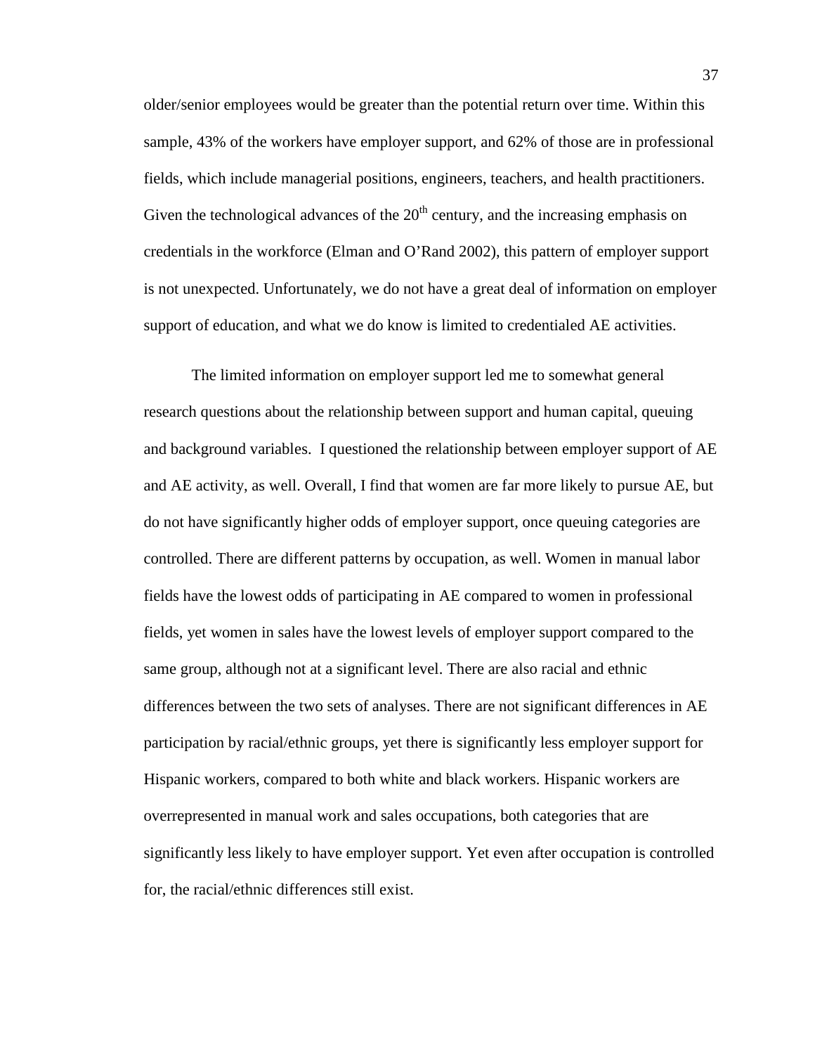older/senior employees would be greater than the potential return over time. Within this sample, 43% of the workers have employer support, and 62% of those are in professional fields, which include managerial positions, engineers, teachers, and health practitioners. Given the technological advances of the $20^{th}$ century, and the increasing emphasis on credentials in the workforce (Elman and O'Rand 2002), this pattern of employer support is not unexpected. Unfortunately, we do not have a great deal of information on employer support of education, and what we do know is limited to credentialed AE activities.

The limited information on employer support led me to somewhat general research questions about the relationship between support and human capital, queuing and background variables. I questioned the relationship between employer support of AE and AE activity, as well. Overall, I find that women are far more likely to pursue AE, but do not have significantly higher odds of employer support, once queuing categories are controlled. There are different patterns by occupation, as well. Women in manual labor fields have the lowest odds of participating in AE compared to women in professional fields, yet women in sales have the lowest levels of employer support compared to the same group, although not at a significant level. There are also racial and ethnic differences between the two sets of analyses. There are not significant differences in AE participation by racial/ethnic groups, yet there is significantly less employer support for Hispanic workers, compared to both white and black workers. Hispanic workers are overrepresented in manual work and sales occupations, both categories that are significantly less likely to have employer support. Yet even after occupation is controlled for, the racial/ethnic differences still exist.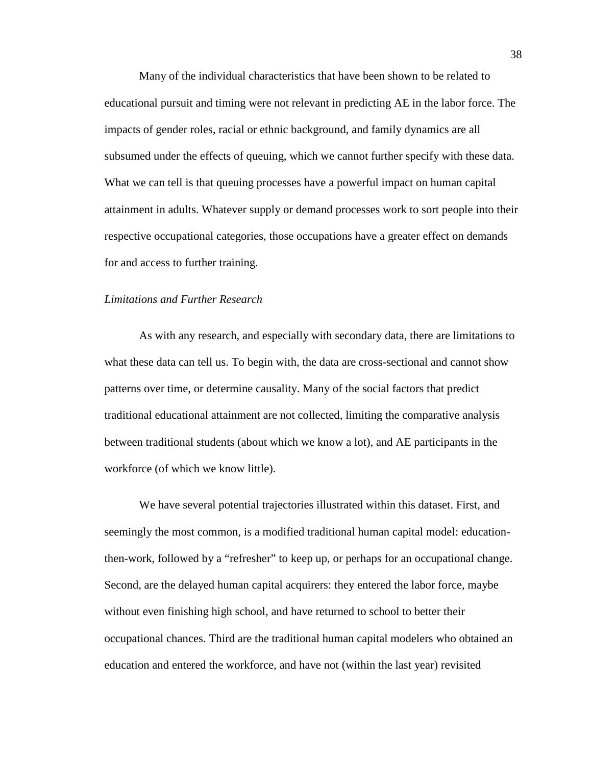Many of the individual characteristics that have been shown to be related to educational pursuit and timing were not relevant in predicting AE in the labor force. The impacts of gender roles, racial or ethnic background, and family dynamics are all subsumed under the effects of queuing, which we cannot further specify with these data. What we can tell is that queuing processes have a powerful impact on human capital attainment in adults. Whatever supply or demand processes work to sort people into their respective occupational categories, those occupations have a greater effect on demands for and access to further training.

*Limitations and Further Research*

As with any research, and especially with secondary data, there are limitations to what these data can tell us. To begin with, the data are cross-sectional and cannot show patterns over time, or determine causality. Many of the social factors that predict traditional educational attainment are not collected, limiting the comparative analysis between traditional students (about which we know a lot), and AE participants in the workforce (of which we know little).

We have several potential trajectories illustrated within this dataset. First, and seemingly the most common, is a modified traditional human capital model: education-then-work, followed by a "refresher" to keep up, or perhaps for an occupational change. Second, are the delayed human capital acquirers: they entered the labor force, maybe without even finishing high school, and have returned to school to better their occupational chances. Third are the traditional human capital modelers who obtained an education and entered the workforce, and have not (within the last year) revisited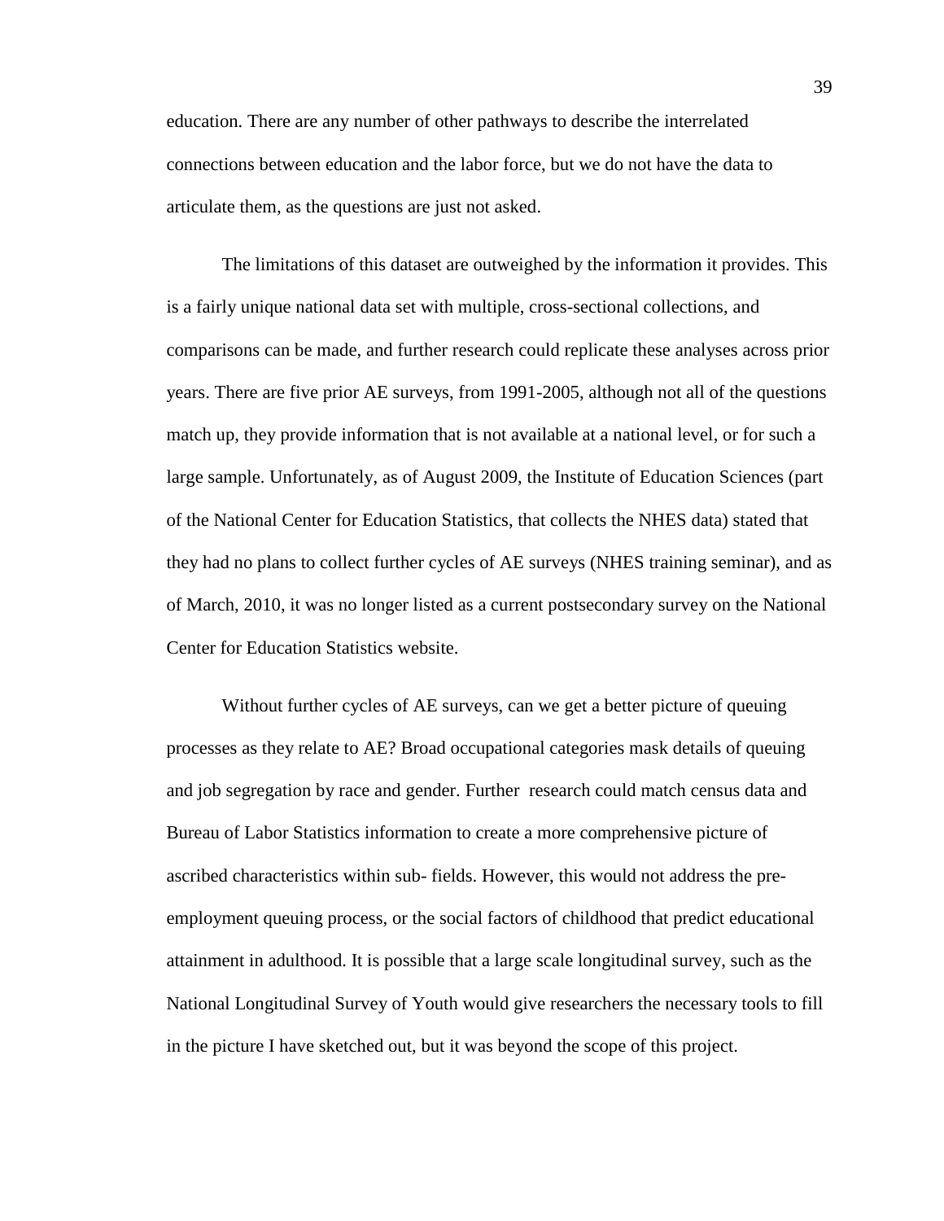education. There are any number of other pathways to describe the interrelated connections between education and the labor force, but we do not have the data to articulate them, as the questions are just not asked.

The limitations of this dataset are outweighed by the information it provides. This is a fairly unique national data set with multiple, cross-sectional collections, and comparisons can be made, and further research could replicate these analyses across prior years. There are five prior AE surveys, from 1991-2005, although not all of the questions match up, they provide information that is not available at a national level, or for such a large sample. Unfortunately, as of August 2009, the Institute of Education Sciences (part of the National Center for Education Statistics, that collects the NHES data) stated that they had no plans to collect further cycles of AE surveys (NHES training seminar), and as of March, 2010, it was no longer listed as a current postsecondary survey on the National Center for Education Statistics website.

Without further cycles of AE surveys, can we get a better picture of queuing processes as they relate to AE? Broad occupational categories mask details of queuing and job segregation by race and gender. Further research could match census data and Bureau of Labor Statistics information to create a more comprehensive picture of ascribed characteristics within sub- fields. However, this would not address the pre-employment queuing process, or the social factors of childhood that predict educational attainment in adulthood. It is possible that a large scale longitudinal survey, such as the National Longitudinal Survey of Youth would give researchers the necessary tools to fill in the picture I have sketched out, but it was beyond the scope of this project.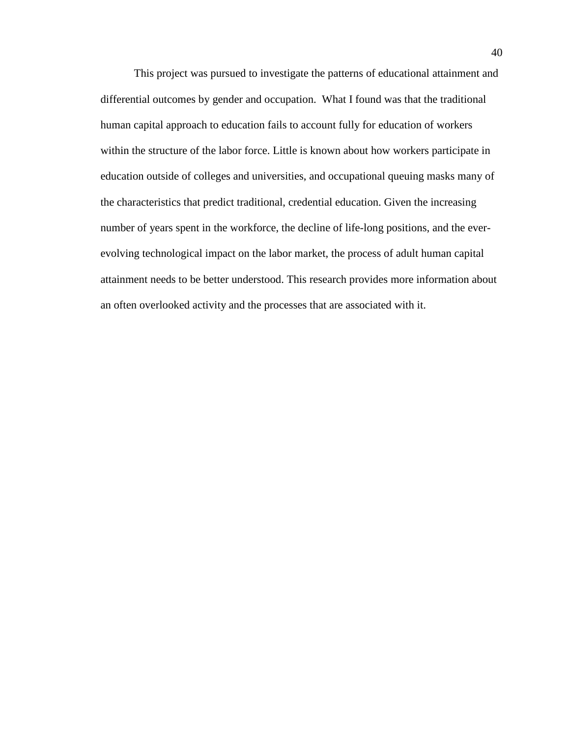This project was pursued to investigate the patterns of educational attainment and differential outcomes by gender and occupation.  What I found was that the traditional human capital approach to education fails to account fully for education of workers within the structure of the labor force. Little is known about how workers participate in education outside of colleges and universities, and occupational queuing masks many of the characteristics that predict traditional, credential education. Given the increasing number of years spent in the workforce, the decline of life-long positions, and the ever-evolving technological impact on the labor market, the process of adult human capital attainment needs to be better understood. This research provides more information about an often overlooked activity and the processes that are associated with it.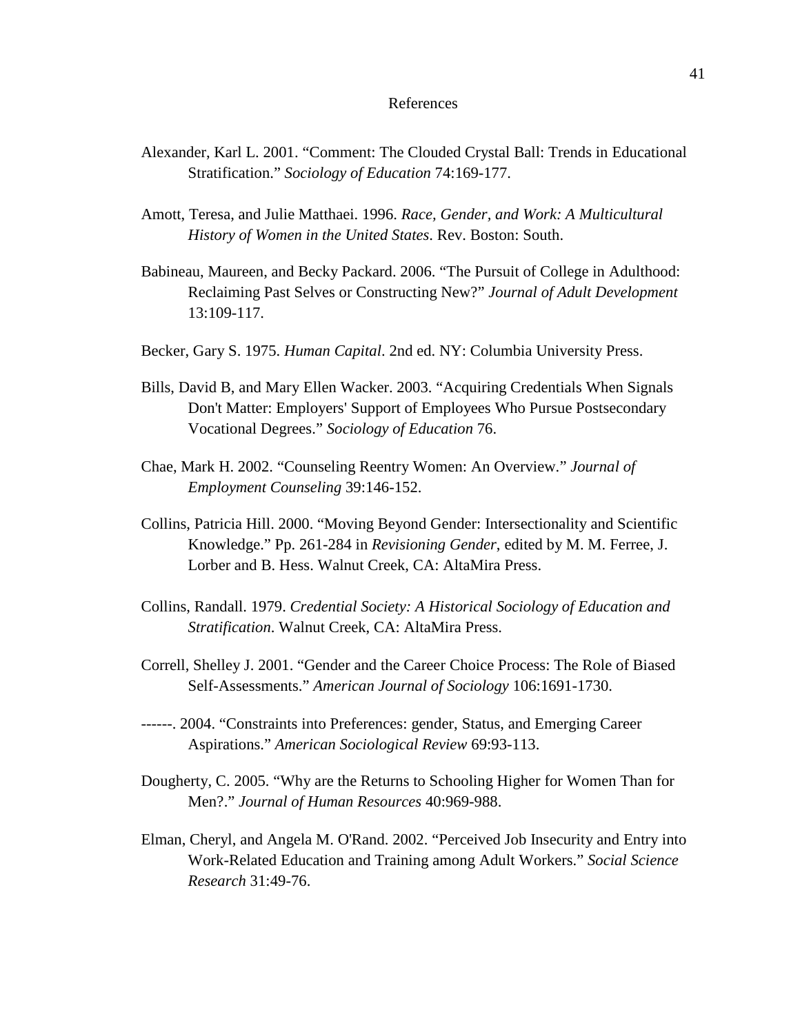# References

Alexander, Karl L. 2001. “Comment: The Clouded Crystal Ball: Trends in Educational Stratification.” *Sociology of Education* 74:169-177.

Amott, Teresa, and Julie Matthaei. 1996. *Race, Gender, and Work: A Multicultural History of Women in the United States*. Rev. Boston: South.

Babineau, Maureen, and Becky Packard. 2006. “The Pursuit of College in Adulthood: Reclaiming Past Selves or Constructing New?” *Journal of Adult Development* 13:109-117.

Becker, Gary S. 1975. *Human Capital*. 2nd ed. NY: Columbia University Press.

Bills, David B, and Mary Ellen Wacker. 2003. “Acquiring Credentials When Signals Don't Matter: Employers' Support of Employees Who Pursue Postsecondary Vocational Degrees.” *Sociology of Education* 76.

Chae, Mark H. 2002. “Counseling Reentry Women: An Overview.” *Journal of Employment Counseling* 39:146-152.

Collins, Patricia Hill. 2000. “Moving Beyond Gender: Intersectionality and Scientific Knowledge.” Pp. 261-284 in *Revisioning Gender*, edited by M. M. Ferree, J. Lorber and B. Hess. Walnut Creek, CA: AltaMira Press.

Collins, Randall. 1979. *Credential Society: A Historical Sociology of Education and Stratification*. Walnut Creek, CA: AltaMira Press.

Correll, Shelley J. 2001. “Gender and the Career Choice Process: The Role of Biased Self-Assessments.” *American Journal of Sociology* 106:1691-1730.

------. 2004. “Constraints into Preferences: gender, Status, and Emerging Career Aspirations.” *American Sociological Review* 69:93-113.

Dougherty, C. 2005. “Why are the Returns to Schooling Higher for Women Than for Men?.” *Journal of Human Resources* 40:969-988.

Elman, Cheryl, and Angela M. O'Rand. 2002. “Perceived Job Insecurity and Entry into Work-Related Education and Training among Adult Workers.” *Social Science Research* 31:49-76.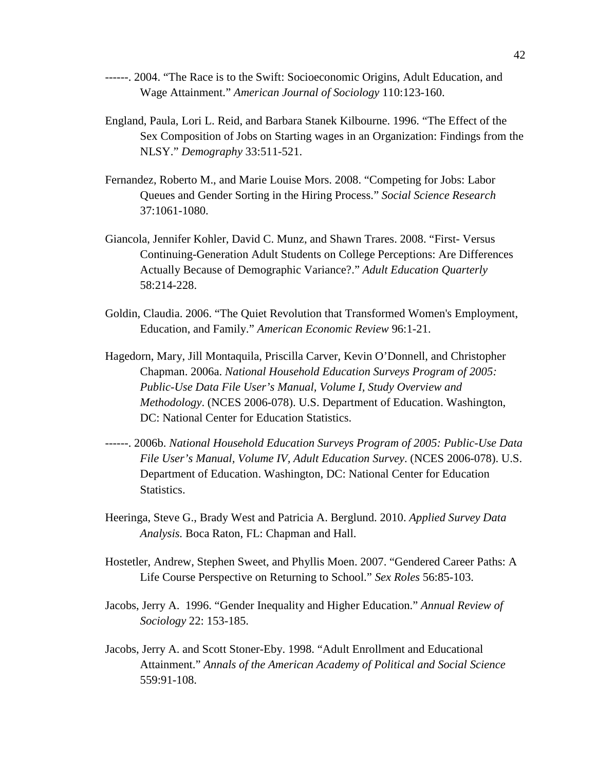------. 2004. “The Race is to the Swift: Socioeconomic Origins, Adult Education, and Wage Attainment.” *American Journal of Sociology* 110:123-160.

England, Paula, Lori L. Reid, and Barbara Stanek Kilbourne. 1996. “The Effect of the Sex Composition of Jobs on Starting wages in an Organization: Findings from the NLSY.” *Demography* 33:511-521.

Fernandez, Roberto M., and Marie Louise Mors. 2008. “Competing for Jobs: Labor Queues and Gender Sorting in the Hiring Process.” *Social Science Research* 37:1061-1080.

Giancola, Jennifer Kohler, David C. Munz, and Shawn Trares. 2008. “First- Versus Continuing-Generation Adult Students on College Perceptions: Are Differences Actually Because of Demographic Variance?.” *Adult Education Quarterly* 58:214-228.

Goldin, Claudia. 2006. “The Quiet Revolution that Transformed Women's Employment, Education, and Family.” *American Economic Review* 96:1-21.

Hagedorn, Mary, Jill Montaquila, Priscilla Carver, Kevin O’Donnell, and Christopher Chapman. 2006a. *National Household Education Surveys Program of 2005: Public-Use Data File User’s Manual, Volume I, Study Overview and Methodology*. (NCES 2006-078). U.S. Department of Education. Washington, DC: National Center for Education Statistics.

------. 2006b. *National Household Education Surveys Program of 2005: Public-Use Data File User’s Manual, Volume IV, Adult Education Survey*. (NCES 2006-078). U.S. Department of Education. Washington, DC: National Center for Education Statistics.

Heeringa, Steve G., Brady West and Patricia A. Berglund. 2010. *Applied Survey Data Analysis.* Boca Raton, FL: Chapman and Hall.

Hostetler, Andrew, Stephen Sweet, and Phyllis Moen. 2007. “Gendered Career Paths: A Life Course Perspective on Returning to School.” *Sex Roles* 56:85-103.

Jacobs, Jerry A. 1996. “Gender Inequality and Higher Education.” *Annual Review of Sociology* 22: 153-185.

Jacobs, Jerry A. and Scott Stoner-Eby. 1998. “Adult Enrollment and Educational Attainment.” *Annals of the American Academy of Political and Social Science* 559:91-108.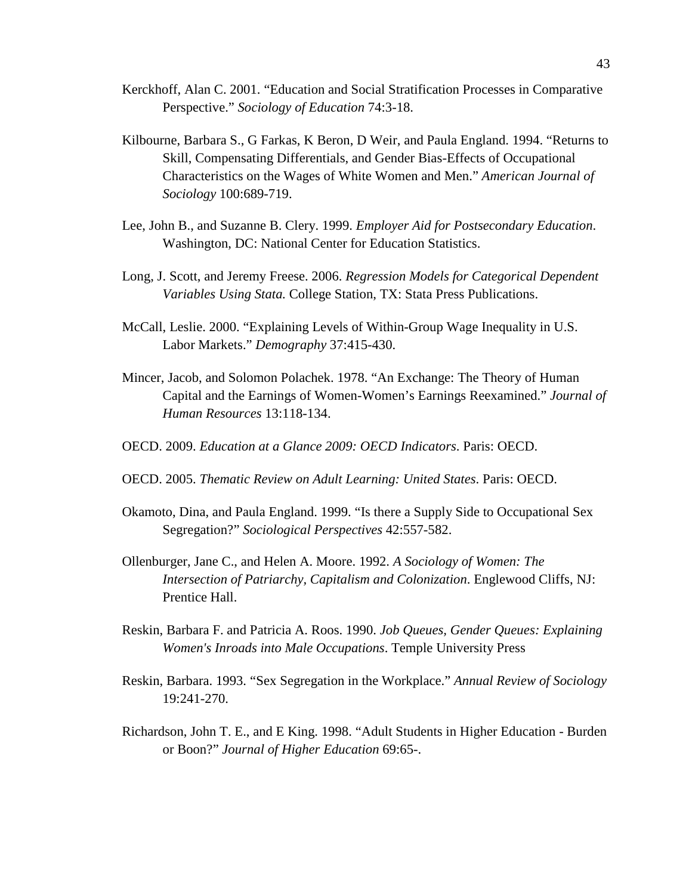Kerckhoff, Alan C. 2001. "Education and Social Stratification Processes in Comparative Perspective." *Sociology of Education* 74:3-18.

Kilbourne, Barbara S., G Farkas, K Beron, D Weir, and Paula England. 1994. "Returns to Skill, Compensating Differentials, and Gender Bias-Effects of Occupational Characteristics on the Wages of White Women and Men." *American Journal of Sociology* 100:689-719.

Lee, John B., and Suzanne B. Clery. 1999. *Employer Aid for Postsecondary Education*. Washington, DC: National Center for Education Statistics.

Long, J. Scott, and Jeremy Freese. 2006. *Regression Models for Categorical Dependent Variables Using Stata.* College Station, TX: Stata Press Publications.

McCall, Leslie. 2000. "Explaining Levels of Within-Group Wage Inequality in U.S. Labor Markets." *Demography* 37:415-430.

Mincer, Jacob, and Solomon Polachek. 1978. "An Exchange: The Theory of Human Capital and the Earnings of Women-Women's Earnings Reexamined." *Journal of Human Resources* 13:118-134.

OECD. 2009. *Education at a Glance 2009: OECD Indicators*. Paris: OECD.

OECD. 2005. *Thematic Review on Adult Learning: United States*. Paris: OECD.

Okamoto, Dina, and Paula England. 1999. "Is there a Supply Side to Occupational Sex Segregation?" *Sociological Perspectives* 42:557-582.

Ollenburger, Jane C., and Helen A. Moore. 1992. *A Sociology of Women: The Intersection of Patriarchy, Capitalism and Colonization*. Englewood Cliffs, NJ: Prentice Hall.

Reskin, Barbara F. and Patricia A. Roos. 1990. *Job Queues, Gender Queues: Explaining Women's Inroads into Male Occupations*. Temple University Press

Reskin, Barbara. 1993. "Sex Segregation in the Workplace." *Annual Review of Sociology* 19:241-270.

Richardson, John T. E., and E King. 1998. "Adult Students in Higher Education - Burden or Boon?" *Journal of Higher Education* 69:65-.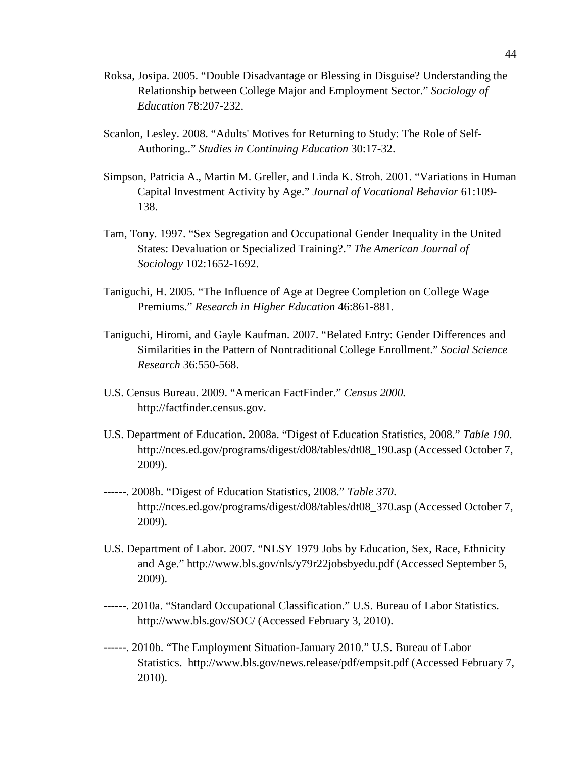Roksa, Josipa. 2005. "Double Disadvantage or Blessing in Disguise? Understanding the Relationship between College Major and Employment Sector." *Sociology of Education* 78:207-232.

Scanlon, Lesley. 2008. "Adults' Motives for Returning to Study: The Role of Self-Authoring.." *Studies in Continuing Education* 30:17-32.

Simpson, Patricia A., Martin M. Greller, and Linda K. Stroh. 2001. "Variations in Human Capital Investment Activity by Age." *Journal of Vocational Behavior* 61:109-138.

Tam, Tony. 1997. "Sex Segregation and Occupational Gender Inequality in the United States: Devaluation or Specialized Training?." *The American Journal of Sociology* 102:1652-1692.

Taniguchi, H. 2005. "The Influence of Age at Degree Completion on College Wage Premiums." *Research in Higher Education* 46:861-881.

Taniguchi, Hiromi, and Gayle Kaufman. 2007. "Belated Entry: Gender Differences and Similarities in the Pattern of Nontraditional College Enrollment." *Social Science Research* 36:550-568.

U.S. Census Bureau. 2009. "American FactFinder." *Census 2000.* http://factfinder.census.gov.

U.S. Department of Education. 2008a. "Digest of Education Statistics, 2008." *Table 190.* http://nces.ed.gov/programs/digest/d08/tables/dt08_190.asp (Accessed October 7, 2009).

------. 2008b. "Digest of Education Statistics, 2008." *Table 370*. http://nces.ed.gov/programs/digest/d08/tables/dt08_370.asp (Accessed October 7, 2009).

U.S. Department of Labor. 2007. "NLSY 1979 Jobs by Education, Sex, Race, Ethnicity and Age." http://www.bls.gov/nls/y79r22jobsbyedu.pdf (Accessed September 5, 2009).

------. 2010a. "Standard Occupational Classification." U.S. Bureau of Labor Statistics. http://www.bls.gov/SOC/ (Accessed February 3, 2010).

------. 2010b. "The Employment Situation-January 2010." U.S. Bureau of Labor Statistics. http://www.bls.gov/news.release/pdf/empsit.pdf (Accessed February 7, 2010).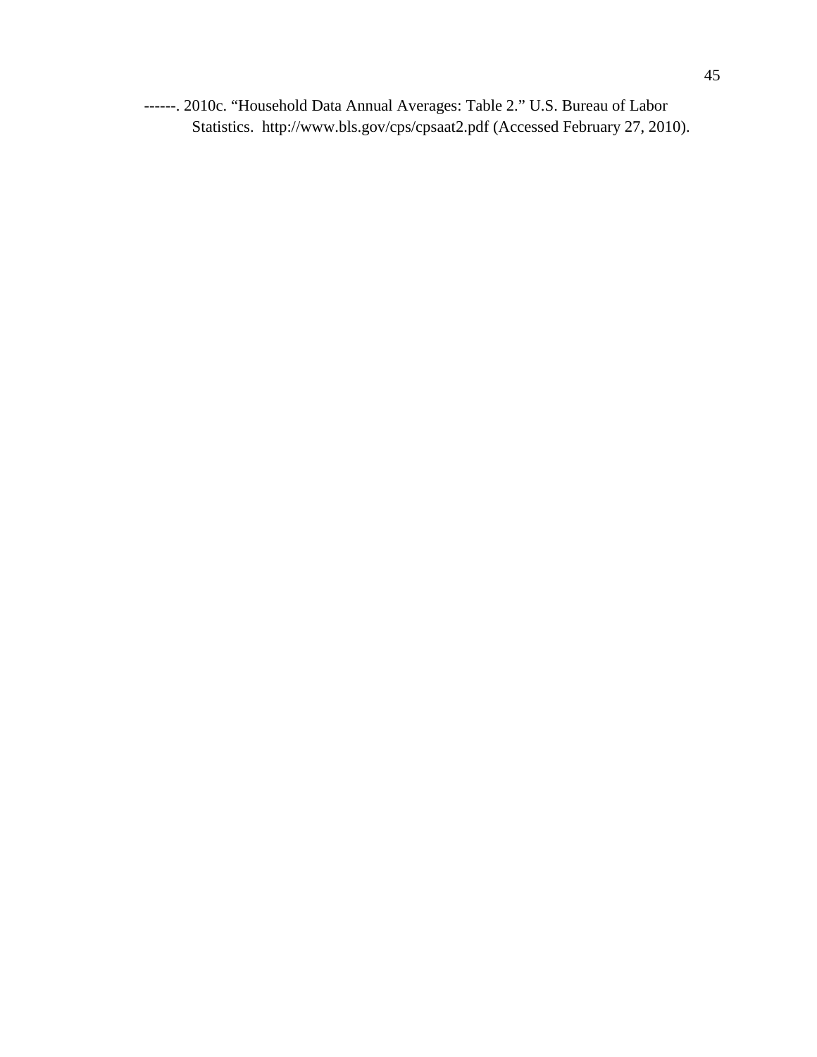------. 2010c. “Household Data Annual Averages: Table 2.” U.S. Bureau of Labor Statistics. http://www.bls.gov/cps/cpsaat2.pdf (Accessed February 27, 2010).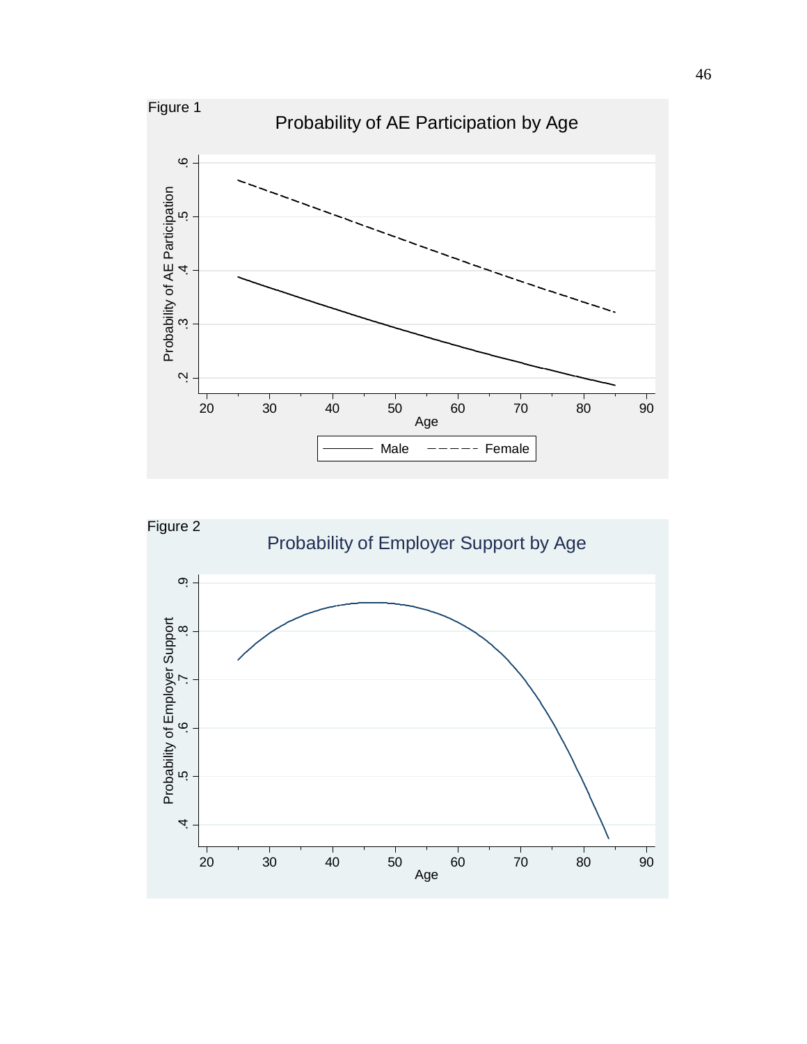Figure 1

Probability of AE Participation by Age

Figure 2

Probability of Employer Support by Age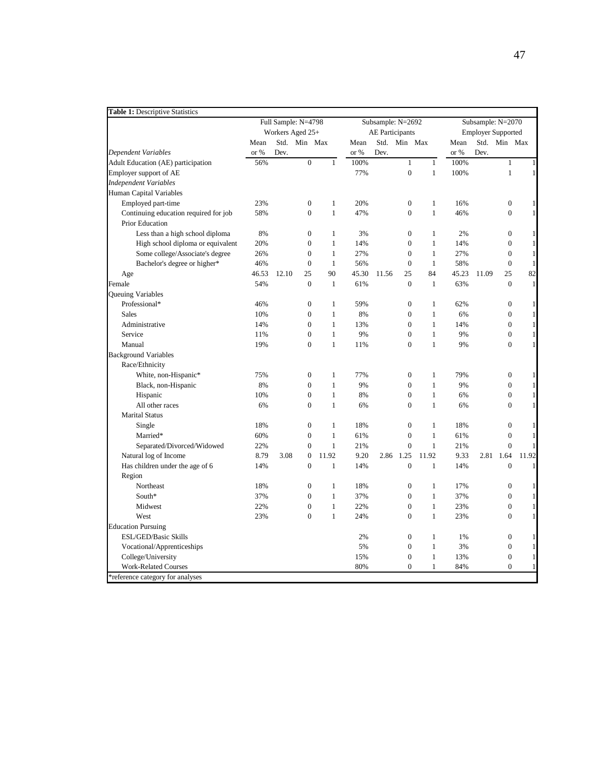**Table 1:** Descriptive Statistics

| | Full Sample: N=4798 Workers Aged 25+ | | | | Subsample: N=2692 AE Participants | | | | Subsample: N=2070 Employer Supported | | | |
|---|---|---|---|---|---|---|---|---|---|---|---|---|
| *Dependent Variables* | Mean or % | Std. Dev. | Min | Max | Mean or % | Std. Dev. | Min | Max | Mean or % | Std. Dev. | Min | Max |
| Adult Education (AE) participation | 56% | | 0 | 1 | 100% | | 1 | 1 | 100% | | 1 | 1 |
| Employer support of AE | | | | | 77% | | 0 | 1 | 100% | | 1 | 1 |
| *Independent Variables* | | | | | | | | | | | | |
| Human Capital Variables | | | | | | | | | | | | |
| Employed part-time | 23% | | 0 | 1 | 20% | | 0 | 1 | 16% | | 0 | 1 |
| Continuing education required for job | 58% | | 0 | 1 | 47% | | 0 | 1 | 46% | | 0 | 1 |
| Prior Education | | | | | | | | | | | | |
| Less than a high school diploma | 8% | | 0 | 1 | 3% | | 0 | 1 | 2% | | 0 | 1 |
| High school diploma or equivalent | 20% | | 0 | 1 | 14% | | 0 | 1 | 14% | | 0 | 1 |
| Some college/Associate's degree | 26% | | 0 | 1 | 27% | | 0 | 1 | 27% | | 0 | 1 |
| Bachelor's degree or higher* | 46% | | 0 | 1 | 56% | | 0 | 1 | 58% | | 0 | 1 |
| Age | 46.53 | 12.10 | 25 | 90 | 45.30 | 11.56 | 25 | 84 | 45.23 | 11.09 | 25 | 82 |
| Female | 54% | | 0 | 1 | 61% | | 0 | 1 | 63% | | 0 | 1 |
| Queuing Variables | | | | | | | | | | | | |
| Professional* | 46% | | 0 | 1 | 59% | | 0 | 1 | 62% | | 0 | 1 |
| Sales | 10% | | 0 | 1 | 8% | | 0 | 1 | 6% | | 0 | 1 |
| Administrative | 14% | | 0 | 1 | 13% | | 0 | 1 | 14% | | 0 | 1 |
| Service | 11% | | 0 | 1 | 9% | | 0 | 1 | 9% | | 0 | 1 |
| Manual | 19% | | 0 | 1 | 11% | | 0 | 1 | 9% | | 0 | 1 |
| Background Variables | | | | | | | | | | | | |
| Race/Ethnicity | | | | | | | | | | | | |
| White, non-Hispanic* | 75% | | 0 | 1 | 77% | | 0 | 1 | 79% | | 0 | 1 |
| Black, non-Hispanic | 8% | | 0 | 1 | 9% | | 0 | 1 | 9% | | 0 | 1 |
| Hispanic | 10% | | 0 | 1 | 8% | | 0 | 1 | 6% | | 0 | 1 |
| All other races | 6% | | 0 | 1 | 6% | | 0 | 1 | 6% | | 0 | 1 |
| Marital Status | | | | | | | | | | | | |
| Single | 18% | | 0 | 1 | 18% | | 0 | 1 | 18% | | 0 | 1 |
| Married* | 60% | | 0 | 1 | 61% | | 0 | 1 | 61% | | 0 | 1 |
| Separated/Divorced/Widowed | 22% | | 0 | 1 | 21% | | 0 | 1 | 21% | | 0 | 1 |
| Natural log of Income | 8.79 | 3.08 | 0 | 11.92 | 9.20 | 2.86 | 1.25 | 11.92 | 9.33 | 2.81 | 1.64 | 11.92 |
| Has children under the age of 6 | 14% | | 0 | 1 | 14% | | 0 | 1 | 14% | | 0 | 1 |
| Region | | | | | | | | | | | | |
| Northeast | 18% | | 0 | 1 | 18% | | 0 | 1 | 17% | | 0 | 1 |
| South* | 37% | | 0 | 1 | 37% | | 0 | 1 | 37% | | 0 | 1 |
| Midwest | 22% | | 0 | 1 | 22% | | 0 | 1 | 23% | | 0 | 1 |
| West | 23% | | 0 | 1 | 24% | | 0 | 1 | 23% | | 0 | 1 |
| Education Pursuing | | | | | | | | | | | | |
| ESL/GED/Basic Skills | | | | | 2% | | 0 | 1 | 1% | | 0 | 1 |
| Vocational/Apprenticeships | | | | | 5% | | 0 | 1 | 3% | | 0 | 1 |
| College/University | | | | | 15% | | 0 | 1 | 13% | | 0 | 1 |
| Work-Related Courses | | | | | 80% | | 0 | 1 | 84% | | 0 | 1 |

*reference category for analyses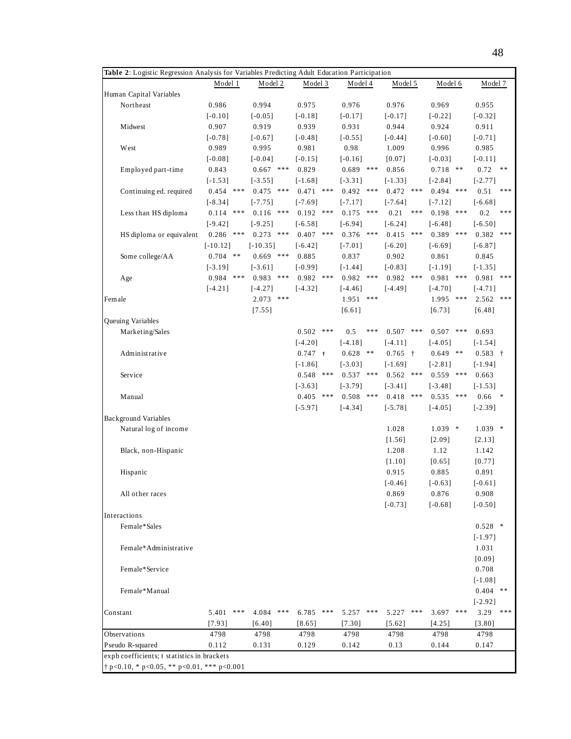**Table 2**: Logistic Regression Analysis for Variables Predicting Adult Education Participation

| | Model 1 | Model 2 | Model 3 | Model 4 | Model 5 | Model 6 | Model 7 |
|---|---|---|---|---|---|---|---|
| Human Capital Variables | | | | | | | |
| Northeast | 0.986 | 0.994 | 0.975 | 0.976 | 0.976 | 0.969 | 0.955 |
| | [-0.10] | [-0.05] | [-0.18] | [-0.17] | [-0.17] | [-0.22] | [-0.32] |
| Midwest | 0.907 | 0.919 | 0.939 | 0.931 | 0.944 | 0.924 | 0.911 |
| | [-0.78] | [-0.67] | [-0.48] | [-0.55] | [-0.44] | [-0.60] | [-0.71] |
| West | 0.989 | 0.995 | 0.981 | 0.98 | 1.009 | 0.996 | 0.985 |
| | [-0.08] | [-0.04] | [-0.15] | [-0.16] | [0.07] | [-0.03] | [-0.11] |
| Employed part-time | 0.843 | 0.667 *** | 0.829 | 0.689 *** | 0.856 | 0.718 ** | 0.72 ** |
| | [-1.53] | [-3.55] | [-1.68] | [-3.31] | [-1.33] | [-2.84] | [-2.77] |
| Continuing ed. required | 0.454 *** | 0.475 *** | 0.471 *** | 0.492 *** | 0.472 *** | 0.494 *** | 0.51 *** |
| | [-8.34] | [-7.75] | [-7.69] | [-7.17] | [-7.64] | [-7.12] | [-6.68] |
| Less than HS diploma | 0.114 *** | 0.116 *** | 0.192 *** | 0.175 *** | 0.21 *** | 0.198 *** | 0.2 *** |
| | [-9.42] | [-9.25] | [-6.58] | [-6.94] | [-6.24] | [-6.48] | [-6.50] |
| HS diploma or equivalent | 0.286 *** | 0.273 *** | 0.407 *** | 0.376 *** | 0.415 *** | 0.389 *** | 0.382 *** |
| | [-10.12] | [-10.35] | [-6.42] | [-7.01] | [-6.20] | [-6.69] | [-6.87] |
| Some college/AA | 0.704 ** | 0.669 *** | 0.885 | 0.837 | 0.902 | 0.861 | 0.845 |
| | [-3.19] | [-3.61] | [-0.99] | [-1.44] | [-0.83] | [-1.19] | [-1.35] |
| Age | 0.984 *** | 0.983 *** | 0.982 *** | 0.982 *** | 0.982 *** | 0.981 *** | 0.981 *** |
| | [-4.21] | [-4.27] | [-4.32] | [-4.46] | [-4.49] | [-4.70] | [-4.71] |
| Female | | 2.073 *** | | 1.951 *** | | 1.995 *** | 2.562 *** |
| | | [7.55] | | [6.61] | | [6.73] | [6.48] |
| Queuing Variables | | | | | | | |
| Marketing/Sales | | | 0.502 *** | 0.5 *** | 0.507 *** | 0.507 *** | 0.693 |
| | | | [-4.20] | [-4.18] | [-4.11] | [-4.05] | [-1.54] |
| Administrative | | | 0.747 † | 0.628 ** | 0.765 † | 0.649 ** | 0.583 † |
| | | | [-1.86] | [-3.03] | [-1.69] | [-2.81] | [-1.94] |
| Service | | | 0.548 *** | 0.537 *** | 0.562 *** | 0.559 *** | 0.663 |
| | | | [-3.63] | [-3.79] | [-3.41] | [-3.48] | [-1.53] |
| Manual | | | 0.405 *** | 0.508 *** | 0.418 *** | 0.535 *** | 0.66 * |
| | | | [-5.97] | [-4.34] | [-5.78] | [-4.05] | [-2.39] |
| Background Variables | | | | | | | |
| Natural log of income | | | | | 1.028 | 1.039 * | 1.039 * |
| | | | | | [1.56] | [2.09] | [2.13] |
| Black, non-Hispanic | | | | | 1.208 | 1.12 | 1.142 |
| | | | | | [1.10] | [0.65] | [0.77] |
| Hispanic | | | | | 0.915 | 0.885 | 0.891 |
| | | | | | [-0.46] | [-0.63] | [-0.61] |
| All other races | | | | | 0.869 | 0.876 | 0.908 |
| | | | | | [-0.73] | [-0.68] | [-0.50] |
| Interactions | | | | | | | |
| Female*Sales | | | | | | | 0.528 * |
| | | | | | | | [-1.97] |
| Female*Administrative | | | | | | | 1.031 |
| | | | | | | | [0.09] |
| Female*Service | | | | | | | 0.708 |
| | | | | | | | [-1.08] |
| Female*Manual | | | | | | | 0.404 ** |
| | | | | | | | [-2.92] |
| Constant | 5.401 *** | 4.084 *** | 6.785 *** | 5.257 *** | 5.227 *** | 3.697 *** | 3.29 *** |
| | [7.93] | [6.40] | [8.65] | [7.30] | [5.62] | [4.25] | [3.80] |
| Observations | 4798 | 4798 | 4798 | 4798 | 4798 | 4798 | 4798 |
| Pseudo R-squared | 0.112 | 0.131 | 0.129 | 0.142 | 0.13 | 0.144 | 0.147 |

expb coefficients; t statistics in brackets

† p<0.10, * p<0.05, ** p<0.01, *** p<0.001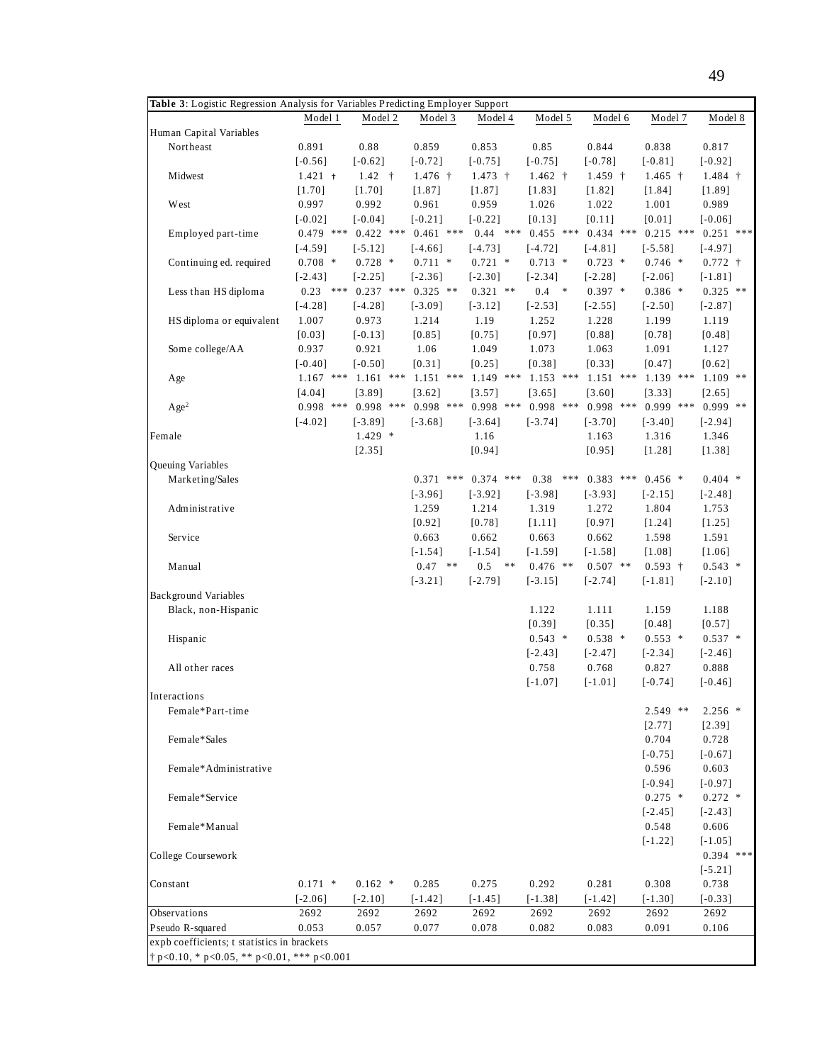**Table 3**: Logistic Regression Analysis for Variables Predicting Employer Support

| | Model 1 | Model 2 | Model 3 | Model 4 | Model 5 | Model 6 | Model 7 | Model 8 |
|---|---|---|---|---|---|---|---|---|
| Human Capital Variables | | | | | | | | |
| Northeast | 0.891 | 0.88 | 0.859 | 0.853 | 0.85 | 0.844 | 0.838 | 0.817 |
| | [-0.56] | [-0.62] | [-0.72] | [-0.75] | [-0.75] | [-0.78] | [-0.81] | [-0.92] |
| Midwest | 1.421 † | 1.42 † | 1.476 † | 1.473 † | 1.462 † | 1.459 † | 1.465 † | 1.484 † |
| | [1.70] | [1.70] | [1.87] | [1.87] | [1.83] | [1.82] | [1.84] | [1.89] |
| West | 0.997 | 0.992 | 0.961 | 0.959 | 1.026 | 1.022 | 1.001 | 0.989 |
| | [-0.02] | [-0.04] | [-0.21] | [-0.22] | [0.13] | [0.11] | [0.01] | [-0.06] |
| Employed part-time | 0.479 *** | 0.422 *** | 0.461 *** | 0.44 *** | 0.455 *** | 0.434 *** | 0.215 *** | 0.251 *** |
| | [-4.59] | [-5.12] | [-4.66] | [-4.73] | [-4.72] | [-4.81] | [-5.58] | [-4.97] |
| Continuing ed. required | 0.708 * | 0.728 * | 0.711 * | 0.721 * | 0.713 * | 0.723 * | 0.746 * | 0.772 † |
| | [-2.43] | [-2.25] | [-2.36] | [-2.30] | [-2.34] | [-2.28] | [-2.06] | [-1.81] |
| Less than HS diploma | 0.23 *** | 0.237 *** | 0.325 ** | 0.321 ** | 0.4 * | 0.397 * | 0.386 * | 0.325 ** |
| | [-4.28] | [-4.28] | [-3.09] | [-3.12] | [-2.53] | [-2.55] | [-2.50] | [-2.87] |
| HS diploma or equivalent | 1.007 | 0.973 | 1.214 | 1.19 | 1.252 | 1.228 | 1.199 | 1.119 |
| | [0.03] | [-0.13] | [0.85] | [0.75] | [0.97] | [0.88] | [0.78] | [0.48] |
| Some college/AA | 0.937 | 0.921 | 1.06 | 1.049 | 1.073 | 1.063 | 1.091 | 1.127 |
| | [-0.40] | [-0.50] | [0.31] | [0.25] | [0.38] | [0.33] | [0.47] | [0.62] |
| Age | 1.167 *** | 1.161 *** | 1.151 *** | 1.149 *** | 1.153 *** | 1.151 *** | 1.139 *** | 1.109 ** |
| | [4.04] | [3.89] | [3.62] | [3.57] | [3.65] | [3.60] | [3.33] | [2.65] |
| $Age^2$ | 0.998 *** | 0.998 *** | 0.998 *** | 0.998 *** | 0.998 *** | 0.998 *** | 0.999 *** | 0.999 ** |
| | [-4.02] | [-3.89] | [-3.68] | [-3.64] | [-3.74] | [-3.70] | [-3.40] | [-2.94] |
| Female | | 1.429 * | | 1.16 | | 1.163 | 1.316 | 1.346 |
| | | [2.35] | | [0.94] | | [0.95] | [1.28] | [1.38] |
| Queuing Variables | | | | | | | | |
| Marketing/Sales | | | 0.371 *** | 0.374 *** | 0.38 *** | 0.383 *** | 0.456 * | 0.404 * |
| | | | [-3.96] | [-3.92] | [-3.98] | [-3.93] | [-2.15] | [-2.48] |
| Administrative | | | 1.259 | 1.214 | 1.319 | 1.272 | 1.804 | 1.753 |
| | | | [0.92] | [0.78] | [1.11] | [0.97] | [1.24] | [1.25] |
| Service | | | 0.663 | 0.662 | 0.663 | 0.662 | 1.598 | 1.591 |
| | | | [-1.54] | [-1.54] | [-1.59] | [-1.58] | [1.08] | [1.06] |
| Manual | | | 0.47 ** | 0.5 ** | 0.476 ** | 0.507 ** | 0.593 † | 0.543 * |
| | | | [-3.21] | [-2.79] | [-3.15] | [-2.74] | [-1.81] | [-2.10] |
| Background Variables | | | | | | | | |
| Black, non-Hispanic | | | | | 1.122 | 1.111 | 1.159 | 1.188 |
| | | | | | [0.39] | [0.35] | [0.48] | [0.57] |
| Hispanic | | | | | 0.543 * | 0.538 * | 0.553 * | 0.537 * |
| | | | | | [-2.43] | [-2.47] | [-2.34] | [-2.46] |
| All other races | | | | | 0.758 | 0.768 | 0.827 | 0.888 |
| | | | | | [-1.07] | [-1.01] | [-0.74] | [-0.46] |
| Interactions | | | | | | | | |
| Female*Part-time | | | | | | | 2.549 ** | 2.256 * |
| | | | | | | | [2.77] | [2.39] |
| Female*Sales | | | | | | | 0.704 | 0.728 |
| | | | | | | | [-0.75] | [-0.67] |
| Female*Administrative | | | | | | | 0.596 | 0.603 |
| | | | | | | | [-0.94] | [-0.97] |
| Female*Service | | | | | | | 0.275 * | 0.272 * |
| | | | | | | | [-2.45] | [-2.43] |
| Female*Manual | | | | | | | 0.548 | 0.606 |
| | | | | | | | [-1.22] | [-1.05] |
| College Coursework | | | | | | | | 0.394 *** |
| | | | | | | | | [-5.21] |
| Constant | 0.171 * | 0.162 * | 0.285 | 0.275 | 0.292 | 0.281 | 0.308 | 0.738 |
| | [-2.06] | [-2.10] | [-1.42] | [-1.45] | [-1.38] | [-1.42] | [-1.30] | [-0.33] |
| Observations | 2692 | 2692 | 2692 | 2692 | 2692 | 2692 | 2692 | 2692 |
| Pseudo R-squared | 0.053 | 0.057 | 0.077 | 0.078 | 0.082 | 0.083 | 0.091 | 0.106 |

expb coefficients; t statistics in brackets

† $p<0.10$, * $p<0.05$, ** $p<0.01$, *** $p<0.001$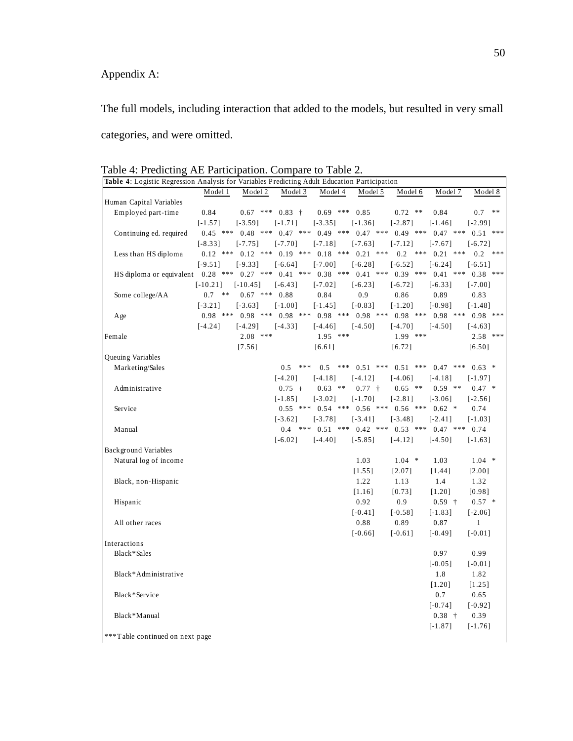Appendix A:

The full models, including interaction that added to the models, but resulted in very small categories, and were omitted.

Table 4: Predicting AE Participation. Compare to Table 2.

**Table 4**: Logistic Regression Analysis for Variables Predicting Adult Education Participation

| | Model 1 | Model 2 | Model 3 | Model 4 | Model 5 | Model 6 | Model 7 | Model 8 |
|---|---|---|---|---|---|---|---|---|
| Human Capital Variables | | | | | | | | |
| Employed part-time | 0.84 | 0.67 *** | 0.83 † | 0.69 *** | 0.85 | 0.72 ** | 0.84 | 0.7 ** |
| | [-1.57] | [-3.59] | [-1.71] | [-3.35] | [-1.36] | [-2.87] | [-1.46] | [-2.99] |
| Continuing ed. required | 0.45 *** | 0.48 *** | 0.47 *** | 0.49 *** | 0.47 *** | 0.49 *** | 0.47 *** | 0.51 *** |
| | [-8.33] | [-7.75] | [-7.70] | [-7.18] | [-7.63] | [-7.12] | [-7.67] | [-6.72] |
| Less than HS diploma | 0.12 *** | 0.12 *** | 0.19 *** | 0.18 *** | 0.21 *** | 0.2 *** | 0.21 *** | 0.2 *** |
| | [-9.51] | [-9.33] | [-6.64] | [-7.00] | [-6.28] | [-6.52] | [-6.24] | [-6.51] |
| HS diploma or equivalent | 0.28 *** | 0.27 *** | 0.41 *** | 0.38 *** | 0.41 *** | 0.39 *** | 0.41 *** | 0.38 *** |
| | [-10.21] | [-10.45] | [-6.43] | [-7.02] | [-6.23] | [-6.72] | [-6.33] | [-7.00] |
| Some college/AA | 0.7 ** | 0.67 *** | 0.88 | 0.84 | 0.9 | 0.86 | 0.89 | 0.83 |
| | [-3.21] | [-3.63] | [-1.00] | [-1.45] | [-0.83] | [-1.20] | [-0.98] | [-1.48] |
| Age | 0.98 *** | 0.98 *** | 0.98 *** | 0.98 *** | 0.98 *** | 0.98 *** | 0.98 *** | 0.98 *** |
| | [-4.24] | [-4.29] | [-4.33] | [-4.46] | [-4.50] | [-4.70] | [-4.50] | [-4.63] |
| Female | | 2.08 *** | | 1.95 *** | | 1.99 *** | | 2.58 *** |
| | | [7.56] | | [6.61] | | [6.72] | | [6.50] |
| Queuing Variables | | | | | | | | |
| Marketing/Sales | | | 0.5 *** | 0.5 *** | 0.51 *** | 0.51 *** | 0.47 *** | 0.63 * |
| | | | [-4.20] | [-4.18] | [-4.12] | [-4.06] | [-4.18] | [-1.97] |
| Administrative | | | 0.75 † | 0.63 ** | 0.77 † | 0.65 ** | 0.59 ** | 0.47 * |
| | | | [-1.85] | [-3.02] | [-1.70] | [-2.81] | [-3.06] | [-2.56] |
| Service | | | 0.55 *** | 0.54 *** | 0.56 *** | 0.56 *** | 0.62 * | 0.74 |
| | | | [-3.62] | [-3.78] | [-3.41] | [-3.48] | [-2.41] | [-1.03] |
| Manual | | | 0.4 *** | 0.51 *** | 0.42 *** | 0.53 *** | 0.47 *** | 0.74 |
| | | | [-6.02] | [-4.40] | [-5.85] | [-4.12] | [-4.50] | [-1.63] |
| Background Variables | | | | | | | | |
| Natural log of income | | | | | 1.03 | 1.04 * | 1.03 | 1.04 * |
| | | | | | [1.55] | [2.07] | [1.44] | [2.00] |
| Black, non-Hispanic | | | | | 1.22 | 1.13 | 1.4 | 1.32 |
| | | | | | [1.16] | [0.73] | [1.20] | [0.98] |
| Hispanic | | | | | 0.92 | 0.9 | 0.59 † | 0.57 * |
| | | | | | [-0.41] | [-0.58] | [-1.83] | [-2.06] |
| All other races | | | | | 0.88 | 0.89 | 0.87 | 1 |
| | | | | | [-0.66] | [-0.61] | [-0.49] | [-0.01] |
| Interactions | | | | | | | | |
| Black*Sales | | | | | | | 0.97 | 0.99 |
| | | | | | | | [-0.05] | [-0.01] |
| Black*Administrative | | | | | | | 1.8 | 1.82 |
| | | | | | | | [1.20] | [1.25] |
| Black*Service | | | | | | | 0.7 | 0.65 |
| | | | | | | | [-0.74] | [-0.92] |
| Black*Manual | | | | | | | 0.38 † | 0.39 |
| | | | | | | | [-1.87] | [-1.76] |

***Table continued on next page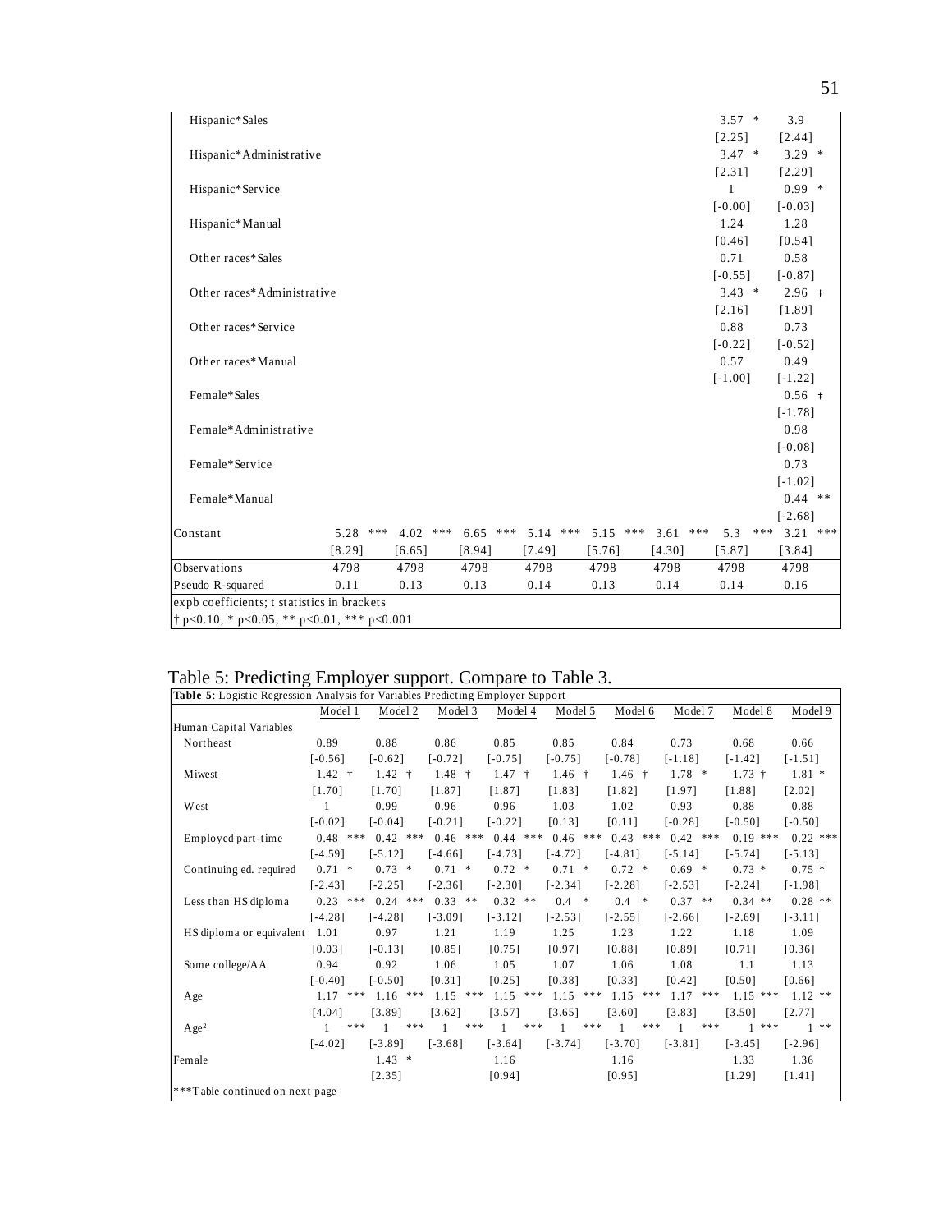| | Model 1 | | Model 2 | | Model 3 | | Model 4 | | Model 5 | | Model 6 | | Model 7 | | Model 8 | | Model 9 | |
|---|---|---|---|---|---|---|---|---|---|---|---|---|---|---|---|---|---|---|
| Hispanic*Sales | | | | | | | | | | | | | | | 3.57 | * | 3.9 | |
| | | | | | | | | | | | | | | | [2.25] | | [2.44] | |
| Hispanic*Administrative | | | | | | | | | | | | | | | 3.47 | * | 3.29 | * |
| | | | | | | | | | | | | | | | [2.31] | | [2.29] | |
| Hispanic*Service | | | | | | | | | | | | | | | 1 | | 0.99 | * |
| | | | | | | | | | | | | | | | [-0.00] | | [-0.03] | |
| Hispanic*Manual | | | | | | | | | | | | | | | 1.24 | | 1.28 | |
| | | | | | | | | | | | | | | | [0.46] | | [0.54] | |
| Other races*Sales | | | | | | | | | | | | | | | 0.71 | | 0.58 | |
| | | | | | | | | | | | | | | | [-0.55] | | [-0.87] | |
| Other races*Administrative | | | | | | | | | | | | | | | 3.43 | * | 2.96 | † |
| | | | | | | | | | | | | | | | [2.16] | | [1.89] | |
| Other races*Service | | | | | | | | | | | | | | | 0.88 | | 0.73 | |
| | | | | | | | | | | | | | | | [-0.22] | | [-0.52] | |
| Other races*Manual | | | | | | | | | | | | | | | 0.57 | | 0.49 | |
| | | | | | | | | | | | | | | | [-1.00] | | [-1.22] | |
| Female*Sales | | | | | | | | | | | | | | | | | 0.56 | † |
| | | | | | | | | | | | | | | | | | [-1.78] | |
| Female*Administrative | | | | | | | | | | | | | | | | | 0.98 | |
| | | | | | | | | | | | | | | | | | [-0.08] | |
| Female*Service | | | | | | | | | | | | | | | | | 0.73 | |
| | | | | | | | | | | | | | | | | | [-1.02] | |
| Female*Manual | | | | | | | | | | | | | | | | | 0.44 | ** |
| | | | | | | | | | | | | | | | | | [-2.68] | |
| Constant | 5.28 | *** | 4.02 | *** | 6.65 | *** | 5.14 | *** | 5.15 | *** | 3.61 | *** | 5.3 | *** | | | 3.21 | *** |
| | [8.29] | | [6.65] | | [8.94] | | [7.49] | | [5.76] | | [4.30] | | [5.87] | | | | [3.84] | |
| Observations | 4798 | | 4798 | | 4798 | | 4798 | | 4798 | | 4798 | | 4798 | | | | 4798 | |
| Pseudo R-squared | 0.11 | | 0.13 | | 0.13 | | 0.14 | | 0.13 | | 0.14 | | 0.14 | | | | 0.16 | |

expb coefficients; t statistics in brackets
† p<0.10, * p<0.05, ** p<0.01, *** p<0.001

Table 5: Predicting Employer support. Compare to Table 3.

**Table 5**: Logistic Regression Analysis for Variables Predicting Employer Support

| | Model 1 | | Model 2 | | Model 3 | | Model 4 | | Model 5 | | Model 6 | | Model 7 | | Model 8 | | Model 9 | |
|---|---|---|---|---|---|---|---|---|---|---|---|---|---|---|---|---|---|---|
| Human Capital Variables | | | | | | | | | | | | | | | | | | |
| Northeast | 0.89 | | 0.88 | | 0.86 | | 0.85 | | 0.85 | | 0.84 | | 0.73 | | 0.68 | | 0.66 | |
| | [-0.56] | | [-0.62] | | [-0.72] | | [-0.75] | | [-0.75] | | [-0.78] | | [-1.18] | | [-1.42] | | [-1.51] | |
| Miwest | 1.42 | † | 1.42 | † | 1.48 | † | 1.47 | † | 1.46 | † | 1.46 | † | 1.78 | * | 1.73 | † | 1.81 | * |
| | [1.70] | | [1.70] | | [1.87] | | [1.87] | | [1.83] | | [1.82] | | [1.97] | | [1.88] | | [2.02] | |
| West | 1 | | 0.99 | | 0.96 | | 0.96 | | 1.03 | | 1.02 | | 0.93 | | 0.88 | | 0.88 | |
| | [-0.02] | | [-0.04] | | [-0.21] | | [-0.22] | | [0.13] | | [0.11] | | [-0.28] | | [-0.50] | | [-0.50] | |
| Employed part-time | 0.48 | *** | 0.42 | *** | 0.46 | *** | 0.44 | *** | 0.46 | *** | 0.43 | *** | 0.42 | *** | 0.19 | *** | 0.22 | *** |
| | [-4.59] | | [-5.12] | | [-4.66] | | [-4.73] | | [-4.72] | | [-4.81] | | [-5.14] | | [-5.74] | | [-5.13] | |
| Continuing ed. required | 0.71 | * | 0.73 | * | 0.71 | * | 0.72 | * | 0.71 | * | 0.72 | * | 0.69 | * | 0.73 | * | 0.75 | * |
| | [-2.43] | | [-2.25] | | [-2.36] | | [-2.30] | | [-2.34] | | [-2.28] | | [-2.53] | | [-2.24] | | [-1.98] | |
| Less than HS diploma | 0.23 | *** | 0.24 | *** | 0.33 | ** | 0.32 | ** | 0.4 | * | 0.4 | * | 0.37 | ** | 0.34 | ** | 0.28 | ** |
| | [-4.28] | | [-4.28] | | [-3.09] | | [-3.12] | | [-2.53] | | [-2.55] | | [-2.66] | | [-2.69] | | [-3.11] | |
| HS diploma or equivalent | 1.01 | | 0.97 | | 1.21 | | 1.19 | | 1.25 | | 1.23 | | 1.22 | | 1.18 | | 1.09 | |
| | [0.03] | | [-0.13] | | [0.85] | | [0.75] | | [0.97] | | [0.88] | | [0.89] | | [0.71] | | [0.36] | |
| Some college/AA | 0.94 | | 0.92 | | 1.06 | | 1.05 | | 1.07 | | 1.06 | | 1.08 | | 1.1 | | 1.13 | |
| | [-0.40] | | [-0.50] | | [0.31] | | [0.25] | | [0.38] | | [0.33] | | [0.42] | | [0.50] | | [0.66] | |
| Age | 1.17 | *** | 1.16 | *** | 1.15 | *** | 1.15 | *** | 1.15 | *** | 1.15 | *** | 1.17 | *** | 1.15 | *** | 1.12 | ** |
| | [4.04] | | [3.89] | | [3.62] | | [3.57] | | [3.65] | | [3.60] | | [3.83] | | [3.50] | | [2.77] | |
| $Age^2$ | 1 | *** | 1 | *** | 1 | *** | 1 | *** | 1 | *** | 1 | *** | 1 | *** | 1 | *** | 1 | ** |
| | [-4.02] | | [-3.89] | | [-3.68] | | [-3.64] | | [-3.74] | | [-3.70] | | [-3.81] | | [-3.45] | | [-2.96] | |
| Female | | | 1.43 | * | | | 1.16 | | | | 1.16 | | | | 1.33 | | 1.36 | |
| | | | [2.35] | | | | [0.94] | | | | [0.95] | | | | [1.29] | | [1.41] | |

***Table continued on next page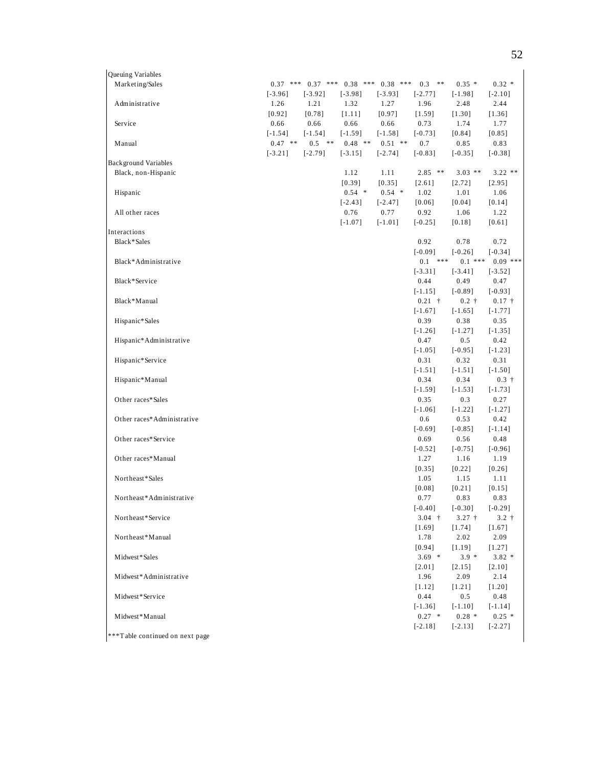| | | | | | | | |
|---|---|---|---|---|---|---|---|
| Queuing Variables | | | | | | | |
| Marketing/Sales | 0.37 *** | 0.37 *** | 0.38 *** | 0.38 *** | 0.3 ** | 0.35 * | 0.32 * |
| | [-3.96] | [-3.92] | [-3.98] | [-3.93] | [-2.77] | [-1.98] | [-2.10] |
| Administrative | 1.26 | 1.21 | 1.32 | 1.27 | 1.96 | 2.48 | 2.44 |
| | [0.92] | [0.78] | [1.11] | [0.97] | [1.59] | [1.30] | [1.36] |
| Service | 0.66 | 0.66 | 0.66 | 0.66 | 0.73 | 1.74 | 1.77 |
| | [-1.54] | [-1.54] | [-1.59] | [-1.58] | [-0.73] | [0.84] | [0.85] |
| Manual | 0.47 ** | 0.5 ** | 0.48 ** | 0.51 ** | 0.7 | 0.85 | 0.83 |
| | [-3.21] | [-2.79] | [-3.15] | [-2.74] | [-0.83] | [-0.35] | [-0.38] |
| Background Variables | | | | | | | |
| Black, non-Hispanic | | | 1.12 | 1.11 | 2.85 ** | 3.03 ** | 3.22 ** |
| | | | [0.39] | [0.35] | [2.61] | [2.72] | [2.95] |
| Hispanic | | | 0.54 * | 0.54 * | 1.02 | 1.01 | 1.06 |
| | | | [-2.43] | [-2.47] | [0.06] | [0.04] | [0.14] |
| All other races | | | 0.76 | 0.77 | 0.92 | 1.06 | 1.22 |
| | | | [-1.07] | [-1.01] | [-0.25] | [0.18] | [0.61] |
| Interactions | | | | | | | |
| Black*Sales | | | | | 0.92 | 0.78 | 0.72 |
| | | | | | [-0.09] | [-0.26] | [-0.34] |
| Black*Administrative | | | | | 0.1 *** | 0.1 *** | 0.09 *** |
| | | | | | [-3.31] | [-3.41] | [-3.52] |
| Black*Service | | | | | 0.44 | 0.49 | 0.47 |
| | | | | | [-1.15] | [-0.89] | [-0.93] |
| Black*Manual | | | | | 0.21 † | 0.2 † | 0.17 † |
| | | | | | [-1.67] | [-1.65] | [-1.77] |
| Hispanic*Sales | | | | | 0.39 | 0.38 | 0.35 |
| | | | | | [-1.26] | [-1.27] | [-1.35] |
| Hispanic*Administrative | | | | | 0.47 | 0.5 | 0.42 |
| | | | | | [-1.05] | [-0.95] | [-1.23] |
| Hispanic*Service | | | | | 0.31 | 0.32 | 0.31 |
| | | | | | [-1.51] | [-1.51] | [-1.50] |
| Hispanic*Manual | | | | | 0.34 | 0.34 | 0.3 † |
| | | | | | [-1.59] | [-1.53] | [-1.73] |
| Other races*Sales | | | | | 0.35 | 0.3 | 0.27 |
| | | | | | [-1.06] | [-1.22] | [-1.27] |
| Other races*Administrative | | | | | 0.6 | 0.53 | 0.42 |
| | | | | | [-0.69] | [-0.85] | [-1.14] |
| Other races*Service | | | | | 0.69 | 0.56 | 0.48 |
| | | | | | [-0.52] | [-0.75] | [-0.96] |
| Other races*Manual | | | | | 1.27 | 1.16 | 1.19 |
| | | | | | [0.35] | [0.22] | [0.26] |
| Northeast*Sales | | | | | 1.05 | 1.15 | 1.11 |
| | | | | | [0.08] | [0.21] | [0.15] |
| Northeast*Administrative | | | | | 0.77 | 0.83 | 0.83 |
| | | | | | [-0.40] | [-0.30] | [-0.29] |
| Northeast*Service | | | | | 3.04 † | 3.27 † | 3.2 † |
| | | | | | [1.69] | [1.74] | [1.67] |
| Northeast*Manual | | | | | 1.78 | 2.02 | 2.09 |
| | | | | | [0.94] | [1.19] | [1.27] |
| Midwest*Sales | | | | | 3.69 * | 3.9 * | 3.82 * |
| | | | | | [2.01] | [2.15] | [2.10] |
| Midwest*Administrative | | | | | 1.96 | 2.09 | 2.14 |
| | | | | | [1.12] | [1.21] | [1.20] |
| Midwest*Service | | | | | 0.44 | 0.5 | 0.48 |
| | | | | | [-1.36] | [-1.10] | [-1.14] |
| Midwest*Manual | | | | | 0.27 * | 0.28 * | 0.25 * |
| | | | | | [-2.18] | [-2.13] | [-2.27] |

***Table continued on next page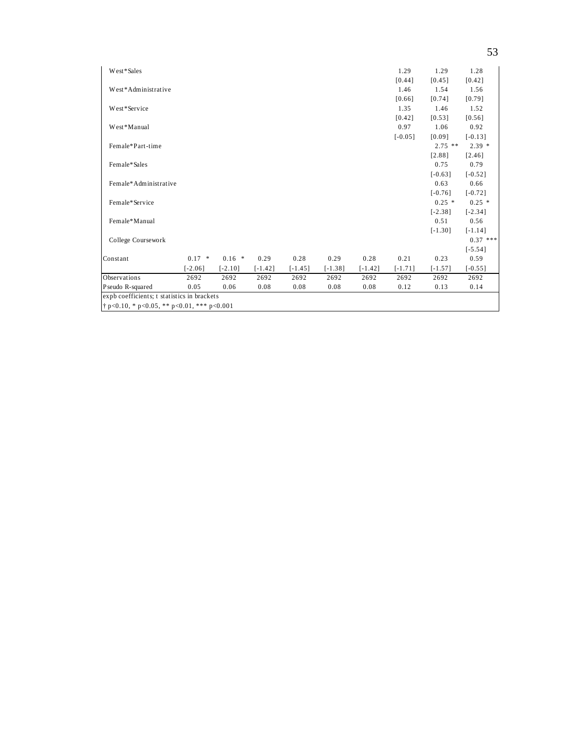| | | | | | | | | | |
|---|---|---|---|---|---|---|---|---|---|
| West*Sales | | | | | | | 1.29 | 1.29 | 1.28 |
| | | | | | | | [0.44] | [0.45] | [0.42] |
| West*Administrative | | | | | | | 1.46 | 1.54 | 1.56 |
| | | | | | | | [0.66] | [0.74] | [0.79] |
| West*Service | | | | | | | 1.35 | 1.46 | 1.52 |
| | | | | | | | [0.42] | [0.53] | [0.56] |
| West*Manual | | | | | | | 0.97 | 1.06 | 0.92 |
| | | | | | | | [-0.05] | [0.09] | [-0.13] |
| Female*Part-time | | | | | | | | 2.75 ** | 2.39 * |
| | | | | | | | | [2.88] | [2.46] |
| Female*Sales | | | | | | | | 0.75 | 0.79 |
| | | | | | | | | [-0.63] | [-0.52] |
| Female*Administrative | | | | | | | | 0.63 | 0.66 |
| | | | | | | | | [-0.76] | [-0.72] |
| Female*Service | | | | | | | | 0.25 * | 0.25 * |
| | | | | | | | | [-2.38] | [-2.34] |
| Female*Manual | | | | | | | | 0.51 | 0.56 |
| | | | | | | | | [-1.30] | [-1.14] |
| College Coursework | | | | | | | | | 0.37 *** |
| | | | | | | | | | [-5.54] |
| Constant | 0.17 * | 0.16 * | 0.29 | 0.28 | 0.29 | 0.28 | 0.21 | 0.23 | 0.59 |
| | [-2.06] | [-2.10] | [-1.42] | [-1.45] | [-1.38] | [-1.42] | [-1.71] | [-1.57] | [-0.55] |
| Observations | 2692 | 2692 | 2692 | 2692 | 2692 | 2692 | 2692 | 2692 | 2692 |
| Pseudo R-squared | 0.05 | 0.06 | 0.08 | 0.08 | 0.08 | 0.08 | 0.12 | 0.13 | 0.14 |

expb coefficients; t statistics in brackets

† p<0.10, * p<0.05, ** p<0.01, *** p<0.001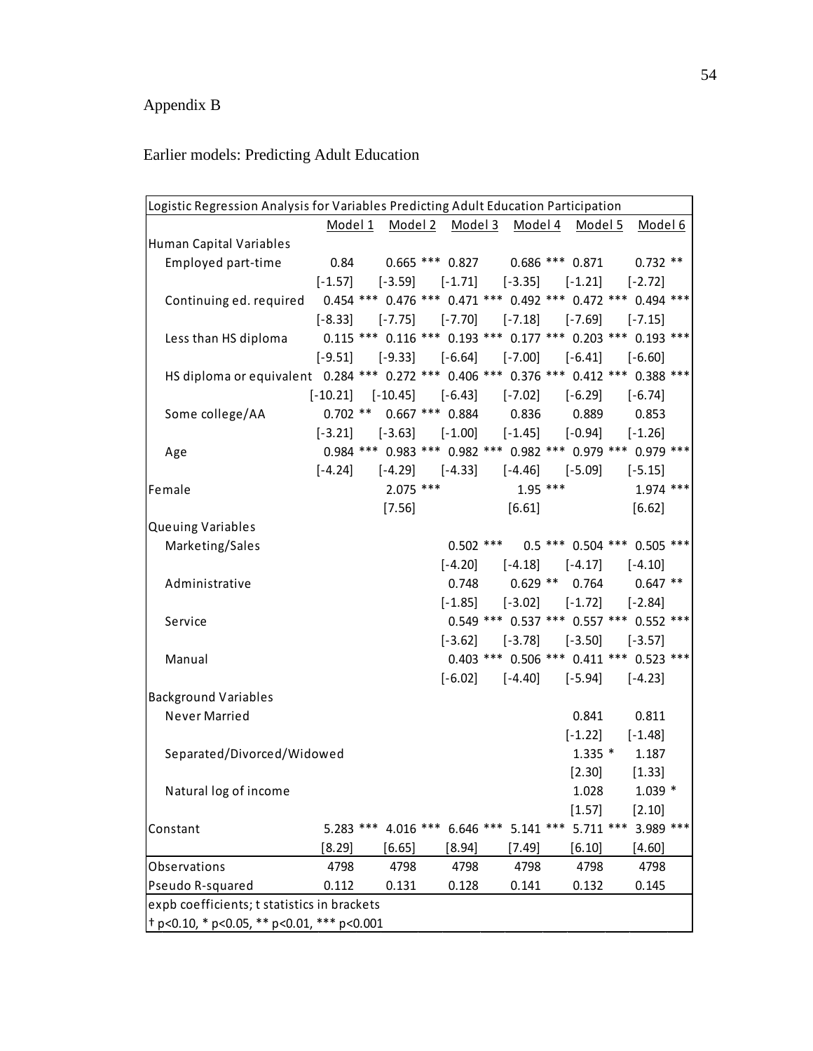Appendix B

Earlier models: Predicting Adult Education

| Logistic Regression Analysis for Variables Predicting Adult Education Participation | | | | | | |
|---|---|---|---|---|---|---|
| | Model 1 | Model 2 | Model 3 | Model 4 | Model 5 | Model 6 |
| Human Capital Variables | | | | | | |
| Employed part-time | 0.84 | 0.665 *** | 0.827 | 0.686 *** | 0.871 | 0.732 ** |
| | [-1.57] | [-3.59] | [-1.71] | [-3.35] | [-1.21] | [-2.72] |
| Continuing ed. required | 0.454 *** | 0.476 *** | 0.471 *** | 0.492 *** | 0.472 *** | 0.494 *** |
| | [-8.33] | [-7.75] | [-7.70] | [-7.18] | [-7.69] | [-7.15] |
| Less than HS diploma | 0.115 *** | 0.116 *** | 0.193 *** | 0.177 *** | 0.203 *** | 0.193 *** |
| | [-9.51] | [-9.33] | [-6.64] | [-7.00] | [-6.41] | [-6.60] |
| HS diploma or equivalent | 0.284 *** | 0.272 *** | 0.406 *** | 0.376 *** | 0.412 *** | 0.388 *** |
| | [-10.21] | [-10.45] | [-6.43] | [-7.02] | [-6.29] | [-6.74] |
| Some college/AA | 0.702 ** | 0.667 *** | 0.884 | 0.836 | 0.889 | 0.853 |
| | [-3.21] | [-3.63] | [-1.00] | [-1.45] | [-0.94] | [-1.26] |
| Age | 0.984 *** | 0.983 *** | 0.982 *** | 0.982 *** | 0.979 *** | 0.979 *** |
| | [-4.24] | [-4.29] | [-4.33] | [-4.46] | [-5.09] | [-5.15] |
| Female | | 2.075 *** | | 1.95 *** | | 1.974 *** |
| | | [7.56] | | [6.61] | | [6.62] |
| Queuing Variables | | | | | | |
| Marketing/Sales | | | 0.502 *** | 0.5 *** | 0.504 *** | 0.505 *** |
| | | | [-4.20] | [-4.18] | [-4.17] | [-4.10] |
| Administrative | | | 0.748 | 0.629 ** | 0.764 | 0.647 ** |
| | | | [-1.85] | [-3.02] | [-1.72] | [-2.84] |
| Service | | | 0.549 *** | 0.537 *** | 0.557 *** | 0.552 *** |
| | | | [-3.62] | [-3.78] | [-3.50] | [-3.57] |
| Manual | | | 0.403 *** | 0.506 *** | 0.411 *** | 0.523 *** |
| | | | [-6.02] | [-4.40] | [-5.94] | [-4.23] |
| Background Variables | | | | | | |
| Never Married | | | | | 0.841 | 0.811 |
| | | | | | [-1.22] | [-1.48] |
| Separated/Divorced/Widowed | | | | | 1.335 * | 1.187 |
| | | | | | [2.30] | [1.33] |
| Natural log of income | | | | | 1.028 | 1.039 * |
| | | | | | [1.57] | [2.10] |
| Constant | 5.283 *** | 4.016 *** | 6.646 *** | 5.141 *** | 5.711 *** | 3.989 *** |
| | [8.29] | [6.65] | [8.94] | [7.49] | [6.10] | [4.60] |
| Observations | 4798 | 4798 | 4798 | 4798 | 4798 | 4798 |
| Pseudo R-squared | 0.112 | 0.131 | 0.128 | 0.141 | 0.132 | 0.145 |

expb coefficients; t statistics in brackets

† p<0.10, * p<0.05, ** p<0.01, *** p<0.001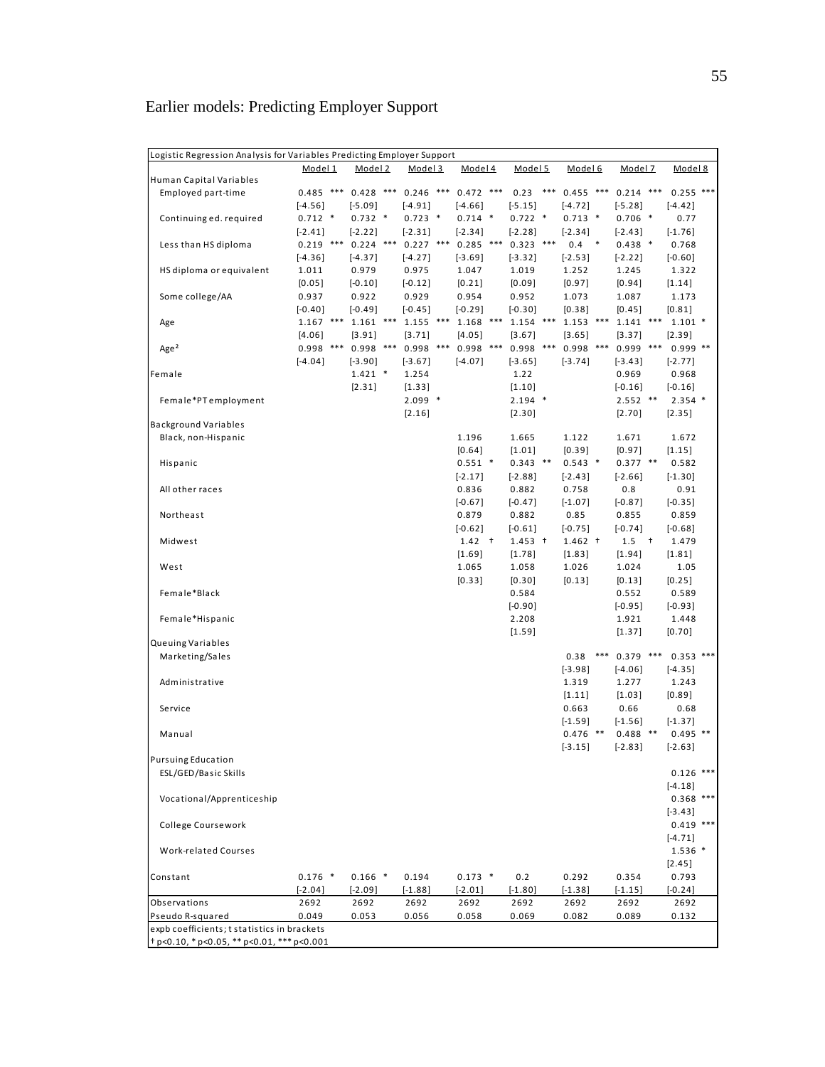# Earlier models: Predicting Employer Support

| Logistic Regression Analysis for Variables Predicting Employer Support | Model 1 | Model 2 | Model 3 | Model 4 | Model 5 | Model 6 | Model 7 | Model 8 |
|---|---|---|---|---|---|---|---|---|
| Human Capital Variables | | | | | | | | |
| Employed part-time | 0.485 *** | 0.428 *** | 0.246 *** | 0.472 *** | 0.23 *** | 0.455 *** | 0.214 *** | 0.255 *** |
| | [-4.56] | [-5.09] | [-4.91] | [-4.66] | [-5.15] | [-4.72] | [-5.28] | [-4.42] |
| Continuing ed. required | 0.712 * | 0.732 * | 0.723 * | 0.714 * | 0.722 * | 0.713 * | 0.706 * | 0.77 |
| | [-2.41] | [-2.22] | [-2.31] | [-2.34] | [-2.28] | [-2.34] | [-2.43] | [-1.76] |
| Less than HS diploma | 0.219 *** | 0.224 *** | 0.227 *** | 0.285 *** | 0.323 *** | 0.4 * | 0.438 * | 0.768 |
| | [-4.36] | [-4.37] | [-4.27] | [-3.69] | [-3.32] | [-2.53] | [-2.22] | [-0.60] |
| HS diploma or equivalent | 1.011 | 0.979 | 0.975 | 1.047 | 1.019 | 1.252 | 1.245 | 1.322 |
| | [0.05] | [-0.10] | [-0.12] | [0.21] | [0.09] | [0.97] | [0.94] | [1.14] |
| Some college/AA | 0.937 | 0.922 | 0.929 | 0.954 | 0.952 | 1.073 | 1.087 | 1.173 |
| | [-0.40] | [-0.49] | [-0.45] | [-0.29] | [-0.30] | [0.38] | [0.45] | [0.81] |
| Age | 1.167 *** | 1.161 *** | 1.155 *** | 1.168 *** | 1.154 *** | 1.153 *** | 1.141 *** | 1.101 * |
| | [4.06] | [3.91] | [3.71] | [4.05] | [3.67] | [3.65] | [3.37] | [2.39] |
| Age² | 0.998 *** | 0.998 *** | 0.998 *** | 0.998 *** | 0.998 *** | 0.998 *** | 0.999 *** | 0.999 ** |
| | [-4.04] | [-3.90] | [-3.67] | [-4.07] | [-3.65] | [-3.74] | [-3.43] | [-2.77] |
| Female | | 1.421 * | 1.254 | | 1.22 | | 0.969 | 0.968 |
| | | [2.31] | [1.33] | | [1.10] | | [-0.16] | [-0.16] |
| Female*PT employment | | | 2.099 * | | 2.194 * | | 2.552 ** | 2.354 * |
| | | | [2.16] | | [2.30] | | [2.70] | [2.35] |
| Background Variables | | | | | | | | |
| Black, non-Hispanic | | | | 1.196 | 1.665 | 1.122 | 1.671 | 1.672 |
| | | | | [0.64] | [1.01] | [0.39] | [0.97] | [1.15] |
| Hispanic | | | | 0.551 * | 0.343 ** | 0.543 * | 0.377 ** | 0.582 |
| | | | | [-2.17] | [-2.88] | [-2.43] | [-2.66] | [-1.30] |
| All other races | | | | 0.836 | 0.882 | 0.758 | 0.8 | 0.91 |
| | | | | [-0.67] | [-0.47] | [-1.07] | [-0.87] | [-0.35] |
| Northeast | | | | 0.879 | 0.882 | 0.85 | 0.855 | 0.859 |
| | | | | [-0.62] | [-0.61] | [-0.75] | [-0.74] | [-0.68] |
| Midwest | | | | 1.42 † | 1.453 † | 1.462 † | 1.5 † | 1.479 |
| | | | | [1.69] | [1.78] | [1.83] | [1.94] | [1.81] |
| West | | | | 1.065 | 1.058 | 1.026 | 1.024 | 1.05 |
| | | | | [0.33] | [0.30] | [0.13] | [0.13] | [0.25] |
| Female*Black | | | | | 0.584 | | 0.552 | 0.589 |
| | | | | | [-0.90] | | [-0.95] | [-0.93] |
| Female*Hispanic | | | | | 2.208 | | 1.921 | 1.448 |
| | | | | | [1.59] | | [1.37] | [0.70] |
| Queuing Variables | | | | | | | | |
| Marketing/Sales | | | | | | 0.38 *** | 0.379 *** | 0.353 *** |
| | | | | | | [-3.98] | [-4.06] | [-4.35] |
| Administrative | | | | | | 1.319 | 1.277 | 1.243 |
| | | | | | | [1.11] | [1.03] | [0.89] |
| Service | | | | | | 0.663 | 0.66 | 0.68 |
| | | | | | | [-1.59] | [-1.56] | [-1.37] |
| Manual | | | | | | 0.476 ** | 0.488 ** | 0.495 ** |
| | | | | | | [-3.15] | [-2.83] | [-2.63] |
| Pursuing Education | | | | | | | | |
| ESL/GED/Basic Skills | | | | | | | | 0.126 *** |
| | | | | | | | | [-4.18] |
| Vocational/Apprenticeship | | | | | | | | 0.368 *** |
| | | | | | | | | [-3.43] |
| College Coursework | | | | | | | | 0.419 *** |
| | | | | | | | | [-4.71] |
| Work-related Courses | | | | | | | | 1.536 * |
| | | | | | | | | [2.45] |
| Constant | 0.176 * | 0.166 * | 0.194 | 0.173 * | 0.2 | 0.292 | 0.354 | 0.793 |
| | [-2.04] | [-2.09] | [-1.88] | [-2.01] | [-1.80] | [-1.38] | [-1.15] | [-0.24] |
| Observations | 2692 | 2692 | 2692 | 2692 | 2692 | 2692 | 2692 | 2692 |
| Pseudo R-squared | 0.049 | 0.053 | 0.056 | 0.058 | 0.069 | 0.082 | 0.089 | 0.132 |

expb coefficients; t statistics in brackets

† p<0.10, * p<0.05, ** p<0.01, *** p<0.001